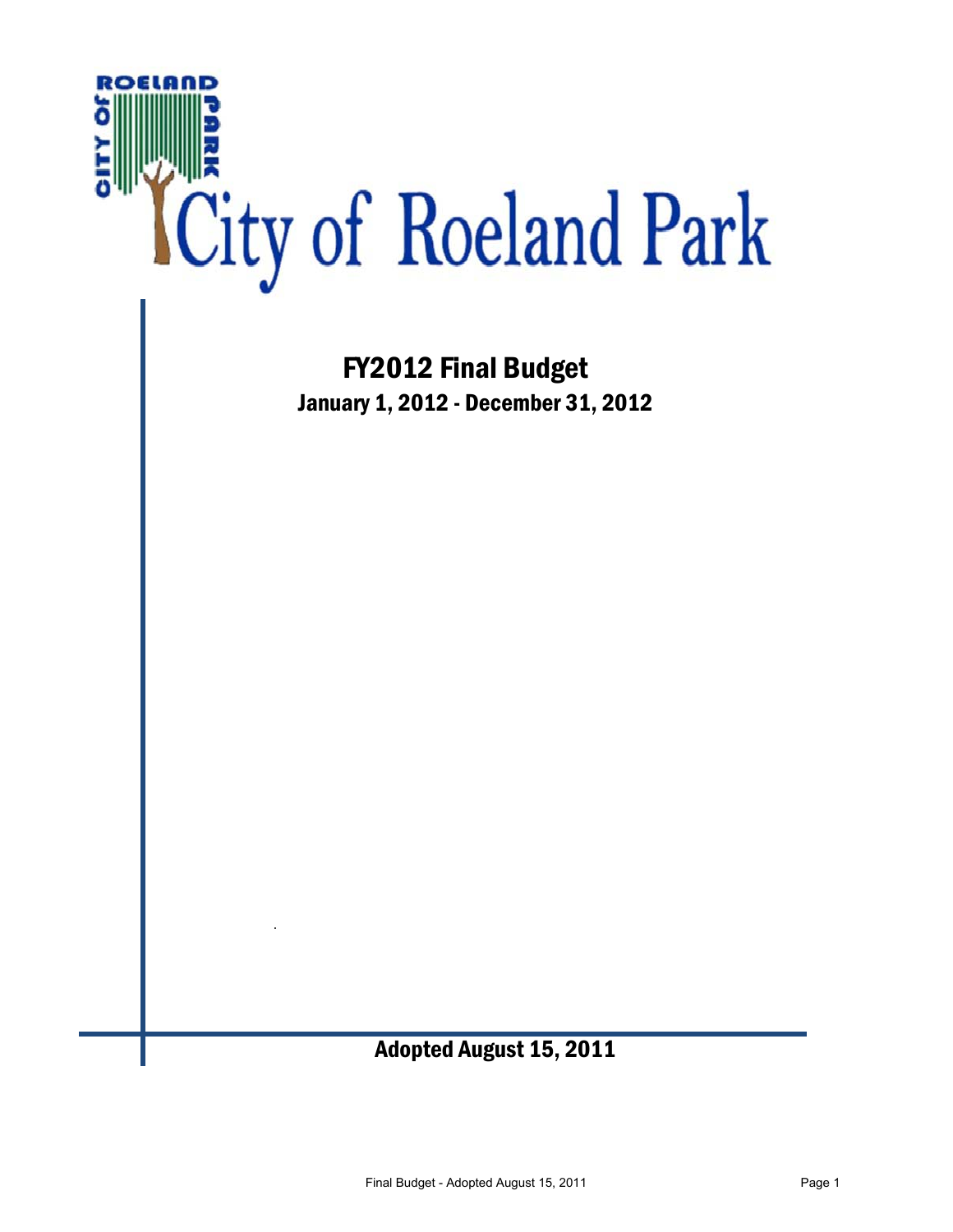# City of Roeland Park

## FY2012 Final Budget

### January 1, 2012 - December 31, 2012

**Adopted August 15, 2011**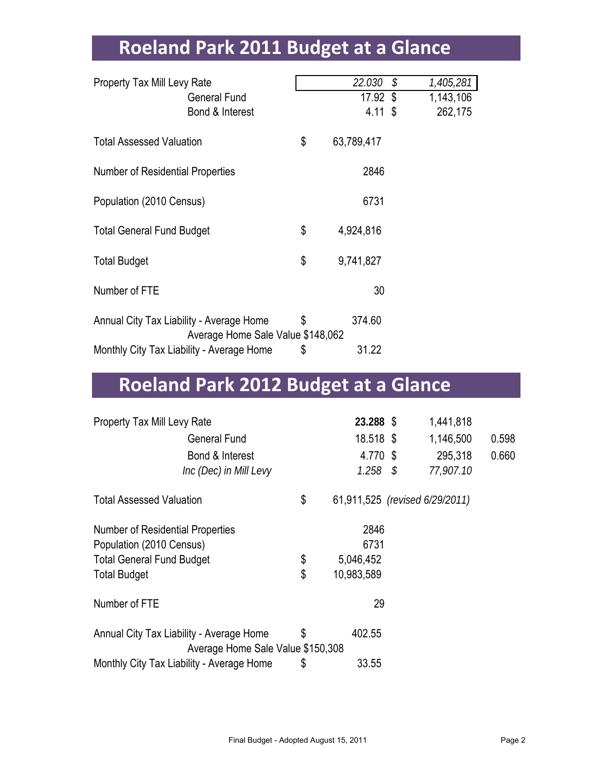# Roeland Park 2011 Budget at a Glance

| | | | |
|---|---|---|---|
| Property Tax Mill Levy Rate | *22.030* | *$* | *1,405,281* |
| General Fund | 17.92 | $ | 1,143,106 |
| Bond & Interest | 4.11 | $ | 262,175 |
| Total Assessed Valuation | $ 63,789,417 | | |
| Number of Residential Properties | 2846 | | |
| Population (2010 Census) | 6731 | | |
| Total General Fund Budget | $ 4,924,816 | | |
| Total Budget | $ 9,741,827 | | |
| Number of FTE | 30 | | |
| Annual City Tax Liability - Average Home | $ 374.60 | | |
| Average Home Sale Value $148,062 | | | |
| Monthly City Tax Liability - Average Home | $ 31.22 | | |

# Roeland Park 2012 Budget at a Glance

| | | | | |
|---|---|---|---|---|
| Property Tax Mill Levy Rate | **23.288** | $ | 1,441,818 | |
| General Fund | 18.518 | $ | 1,146,500 | 0.598 |
| Bond & Interest | 4.770 | $ | 295,318 | 0.660 |
| *Inc (Dec) in Mill Levy* | *1.258* | *$* | *77,907.10* | |
| Total Assessed Valuation | $ 61,911,525 *(revised 6/29/2011)* | | | |
| Number of Residential Properties | 2846 | | | |
| Population (2010 Census) | 6731 | | | |
| Total General Fund Budget | $ 5,046,452 | | | |
| Total Budget | $ 10,983,589 | | | |
| Number of FTE | 29 | | | |
| Annual City Tax Liability - Average Home | $ 402.55 | | | |
| Average Home Sale Value $150,308 | | | | |
| Monthly City Tax Liability - Average Home | $ 33.55 | | | |

Final Budget - Adopted August 15, 2011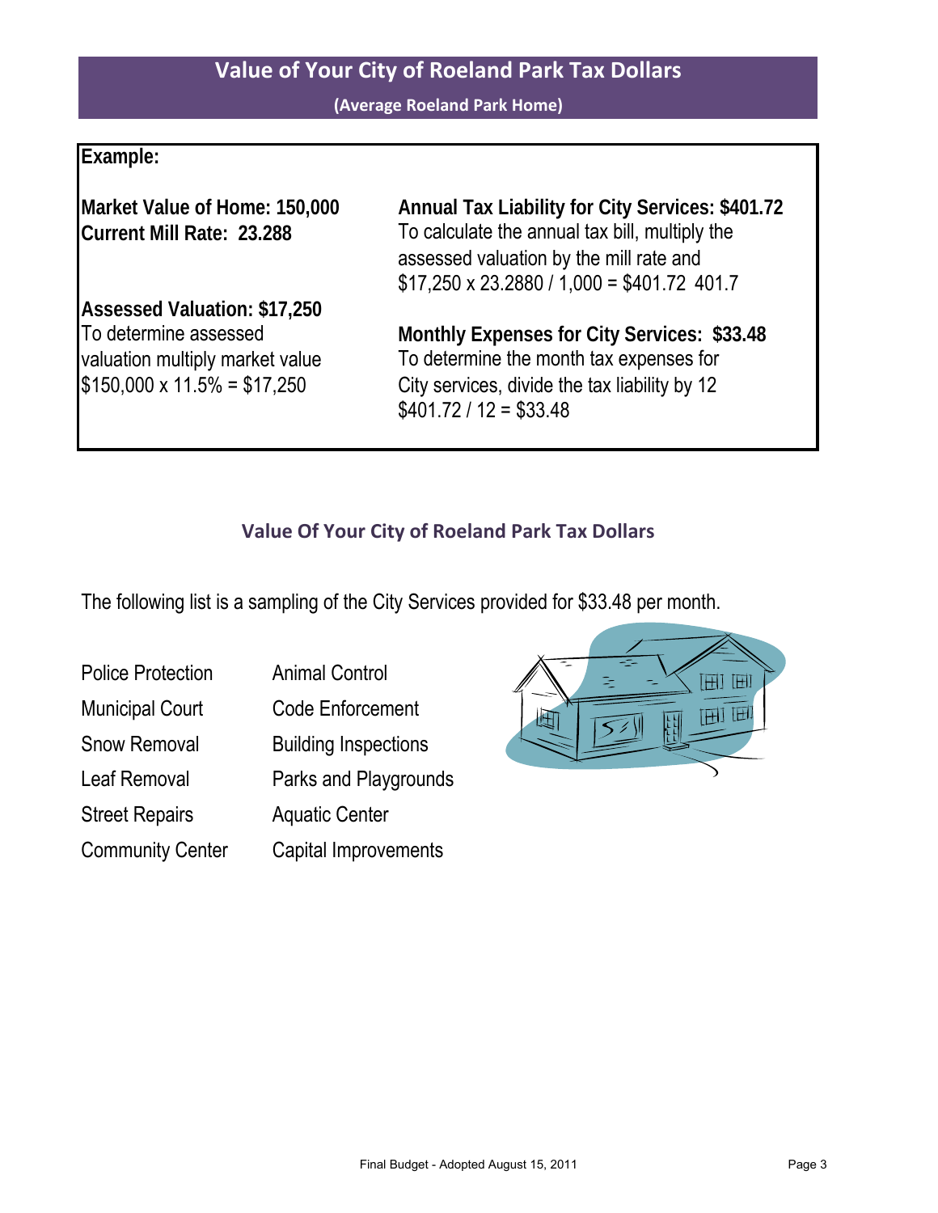# Value of Your City of Roeland Park Tax Dollars

**(Average Roeland Park Home)**

**Example:**

**Market Value of Home: 150,000**
**Current Mill Rate: 23.288**

**Assessed Valuation: $17,250**
To determine assessed valuation multiply market value
$150,000 x 11.5% = $17,250

**Annual Tax Liability for City Services: $401.72**
To calculate the annual tax bill, multiply the assessed valuation by the mill rate and
$17,250 x 23.2880 / 1,000 = $401.72 401.7

**Monthly Expenses for City Services: $33.48**
To determine the month tax expenses for City services, divide the tax liability by 12
$401.72 / 12 = $33.48

## Value Of Your City of Roeland Park Tax Dollars

The following list is a sampling of the City Services provided for $33.48 per month.

| | |
|---|---|
| Police Protection | Animal Control |
| Municipal Court | Code Enforcement |
| Snow Removal | Building Inspections |
| Leaf Removal | Parks and Playgrounds |
| Street Repairs | Aquatic Center |
| Community Center | Capital Improvements |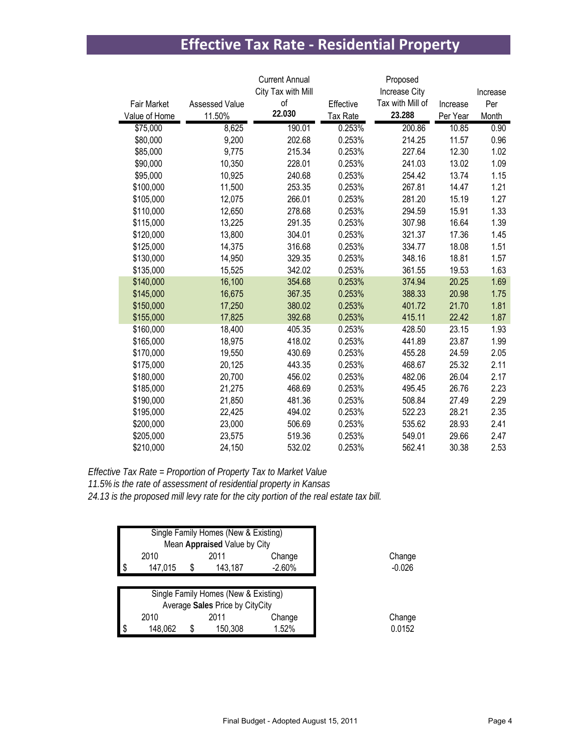# Effective Tax Rate - Residential Property

| Fair Market Value of Home | Assessed Value 11.50% | Current Annual City Tax with Mill of 22.030 | Effective Tax Rate | Proposed Increase City Tax with Mill of 23.288 | Increase Per Year | Increase Per Month |
|---|---|---|---|---|---|---|
| $75,000 | 8,625 | 190.01 | 0.253% | 200.86 | 10.85 | 0.90 |
| $80,000 | 9,200 | 202.68 | 0.253% | 214.25 | 11.57 | 0.96 |
| $85,000 | 9,775 | 215.34 | 0.253% | 227.64 | 12.30 | 1.02 |
| $90,000 | 10,350 | 228.01 | 0.253% | 241.03 | 13.02 | 1.09 |
| $95,000 | 10,925 | 240.68 | 0.253% | 254.42 | 13.74 | 1.15 |
| $100,000 | 11,500 | 253.35 | 0.253% | 267.81 | 14.47 | 1.21 |
| $105,000 | 12,075 | 266.01 | 0.253% | 281.20 | 15.19 | 1.27 |
| $110,000 | 12,650 | 278.68 | 0.253% | 294.59 | 15.91 | 1.33 |
| $115,000 | 13,225 | 291.35 | 0.253% | 307.98 | 16.64 | 1.39 |
| $120,000 | 13,800 | 304.01 | 0.253% | 321.37 | 17.36 | 1.45 |
| $125,000 | 14,375 | 316.68 | 0.253% | 334.77 | 18.08 | 1.51 |
| $130,000 | 14,950 | 329.35 | 0.253% | 348.16 | 18.81 | 1.57 |
| $135,000 | 15,525 | 342.02 | 0.253% | 361.55 | 19.53 | 1.63 |
| $140,000 | 16,100 | 354.68 | 0.253% | 374.94 | 20.25 | 1.69 |
| $145,000 | 16,675 | 367.35 | 0.253% | 388.33 | 20.98 | 1.75 |
| $150,000 | 17,250 | 380.02 | 0.253% | 401.72 | 21.70 | 1.81 |
| $155,000 | 17,825 | 392.68 | 0.253% | 415.11 | 22.42 | 1.87 |
| $160,000 | 18,400 | 405.35 | 0.253% | 428.50 | 23.15 | 1.93 |
| $165,000 | 18,975 | 418.02 | 0.253% | 441.89 | 23.87 | 1.99 |
| $170,000 | 19,550 | 430.69 | 0.253% | 455.28 | 24.59 | 2.05 |
| $175,000 | 20,125 | 443.35 | 0.253% | 468.67 | 25.32 | 2.11 |
| $180,000 | 20,700 | 456.02 | 0.253% | 482.06 | 26.04 | 2.17 |
| $185,000 | 21,275 | 468.69 | 0.253% | 495.45 | 26.76 | 2.23 |
| $190,000 | 21,850 | 481.36 | 0.253% | 508.84 | 27.49 | 2.29 |
| $195,000 | 22,425 | 494.02 | 0.253% | 522.23 | 28.21 | 2.35 |
| $200,000 | 23,000 | 506.69 | 0.253% | 535.62 | 28.93 | 2.41 |
| $205,000 | 23,575 | 519.36 | 0.253% | 549.01 | 29.66 | 2.47 |
| $210,000 | 24,150 | 532.02 | 0.253% | 562.41 | 30.38 | 2.53 |

*Effective Tax Rate = Proportion of Property Tax to Market Value*
*11.5% is the rate of assessment of residential property in Kansas*
*24.13 is the proposed mill levy rate for the city portion of the real estate tax bill.*

| Single Family Homes (New & Existing) Mean **Appraised** Value by City | | | | Change |
|---|---|---|---|---|
| 2010 | 2011 | Change | | |
| $ 147,015 | $ 143,187 | -2.60% | | -0.026 |

| Single Family Homes (New & Existing) Average **Sales** Price by CityCity | | | | Change |
|---|---|---|---|---|
| 2010 | 2011 | Change | | |
| $ 148,062 | $ 150,308 | 1.52% | | 0.0152 |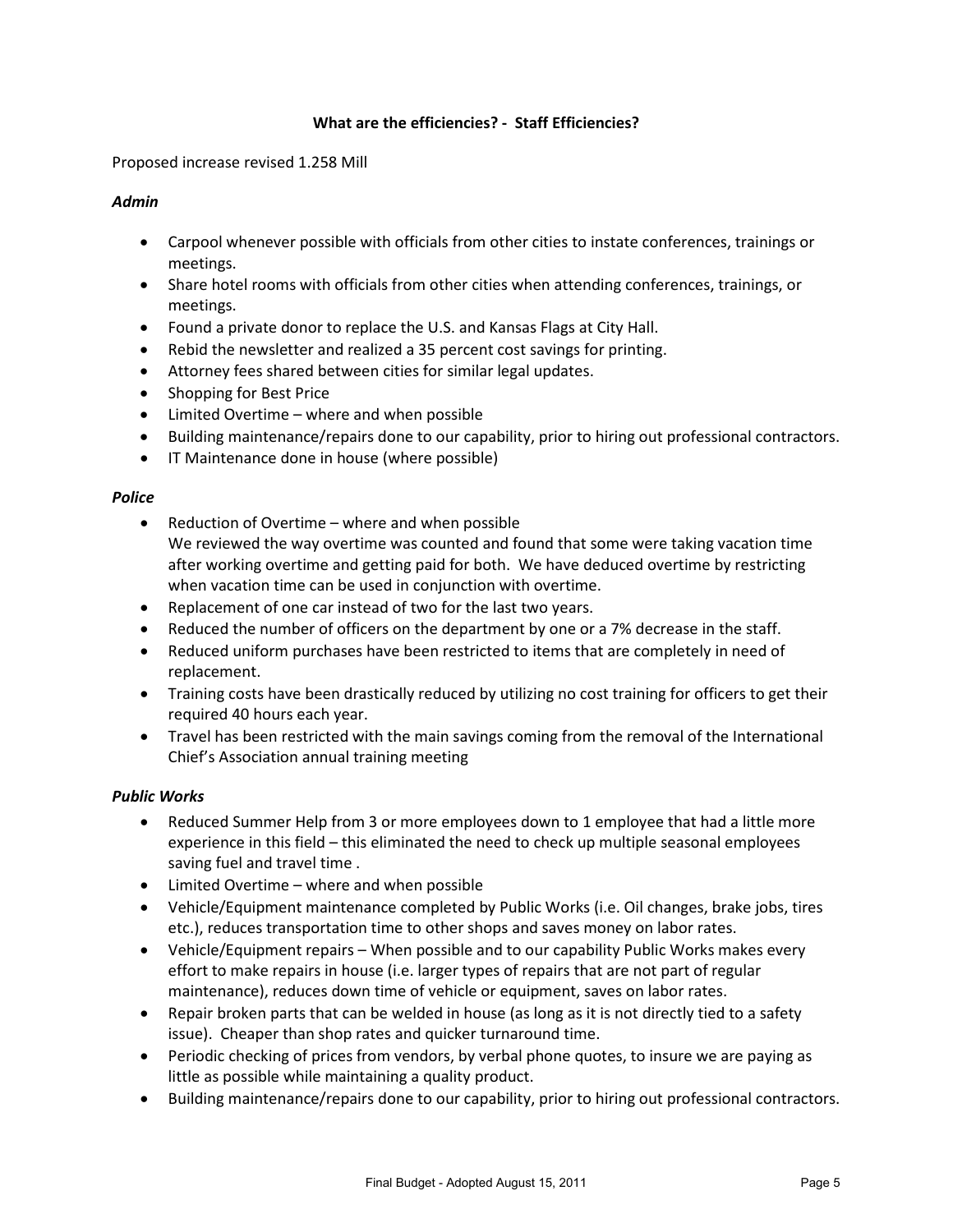**What are the efficiencies? - Staff Efficiencies?**

Proposed increase revised 1.258 Mill

***Admin***

- Carpool whenever possible with officials from other cities to instate conferences, trainings or meetings.
- Share hotel rooms with officials from other cities when attending conferences, trainings, or meetings.
- Found a private donor to replace the U.S. and Kansas Flags at City Hall.
- Rebid the newsletter and realized a 35 percent cost savings for printing.
- Attorney fees shared between cities for similar legal updates.
- Shopping for Best Price
- Limited Overtime – where and when possible
- Building maintenance/repairs done to our capability, prior to hiring out professional contractors.
- IT Maintenance done in house (where possible)

***Police***

- Reduction of Overtime – where and when possible
  We reviewed the way overtime was counted and found that some were taking vacation time after working overtime and getting paid for both. We have deduced overtime by restricting when vacation time can be used in conjunction with overtime.
- Replacement of one car instead of two for the last two years.
- Reduced the number of officers on the department by one or a 7% decrease in the staff.
- Reduced uniform purchases have been restricted to items that are completely in need of replacement.
- Training costs have been drastically reduced by utilizing no cost training for officers to get their required 40 hours each year.
- Travel has been restricted with the main savings coming from the removal of the International Chief's Association annual training meeting

***Public Works***

- Reduced Summer Help from 3 or more employees down to 1 employee that had a little more experience in this field – this eliminated the need to check up multiple seasonal employees saving fuel and travel time .
- Limited Overtime – where and when possible
- Vehicle/Equipment maintenance completed by Public Works (i.e. Oil changes, brake jobs, tires etc.), reduces transportation time to other shops and saves money on labor rates.
- Vehicle/Equipment repairs – When possible and to our capability Public Works makes every effort to make repairs in house (i.e. larger types of repairs that are not part of regular maintenance), reduces down time of vehicle or equipment, saves on labor rates.
- Repair broken parts that can be welded in house (as long as it is not directly tied to a safety issue). Cheaper than shop rates and quicker turnaround time.
- Periodic checking of prices from vendors, by verbal phone quotes, to insure we are paying as little as possible while maintaining a quality product.
- Building maintenance/repairs done to our capability, prior to hiring out professional contractors.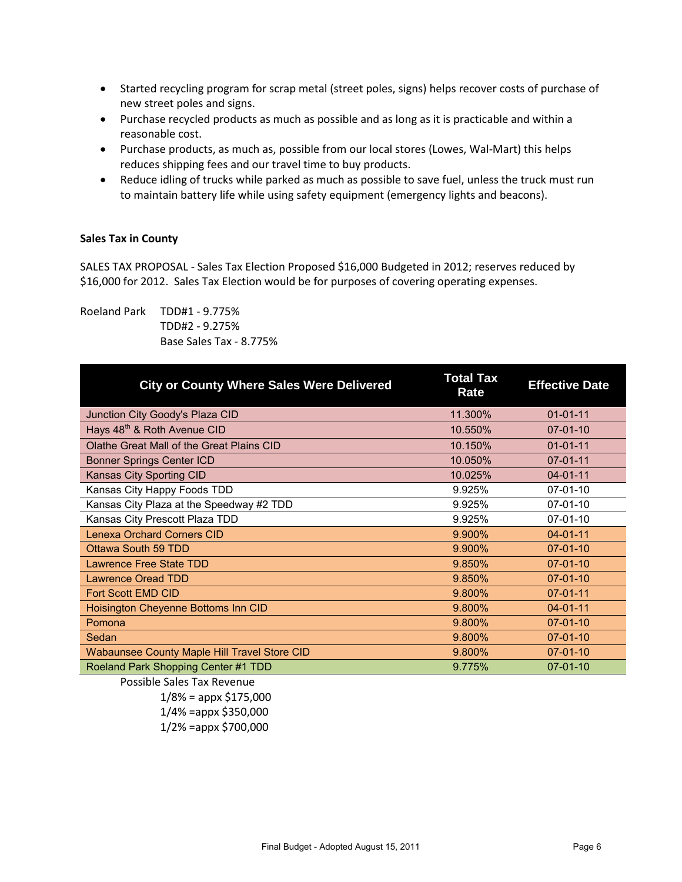- Started recycling program for scrap metal (street poles, signs) helps recover costs of purchase of new street poles and signs.
- Purchase recycled products as much as possible and as long as it is practicable and within a reasonable cost.
- Purchase products, as much as, possible from our local stores (Lowes, Wal-Mart) this helps reduces shipping fees and our travel time to buy products.
- Reduce idling of trucks while parked as much as possible to save fuel, unless the truck must run to maintain battery life while using safety equipment (emergency lights and beacons).

**Sales Tax in County**

SALES TAX PROPOSAL - Sales Tax Election Proposed $16,000 Budgeted in 2012; reserves reduced by $16,000 for 2012. Sales Tax Election would be for purposes of covering operating expenses.

Roeland Park TDD#1 - 9.775%
TDD#2 - 9.275%
Base Sales Tax - 8.775%

| City or County Where Sales Were Delivered | Total Tax Rate | Effective Date |
|---|---|---|
| Junction City Goody's Plaza CID | 11.300% | 01-01-11 |
| Hays 48th & Roth Avenue CID | 10.550% | 07-01-10 |
| Olathe Great Mall of the Great Plains CID | 10.150% | 01-01-11 |
| Bonner Springs Center ICD | 10.050% | 07-01-11 |
| Kansas City Sporting CID | 10.025% | 04-01-11 |
| Kansas City Happy Foods TDD | 9.925% | 07-01-10 |
| Kansas City Plaza at the Speedway #2 TDD | 9.925% | 07-01-10 |
| Kansas City Prescott Plaza TDD | 9.925% | 07-01-10 |
| Lenexa Orchard Corners CID | 9.900% | 04-01-11 |
| Ottawa South 59 TDD | 9.900% | 07-01-10 |
| Lawrence Free State TDD | 9.850% | 07-01-10 |
| Lawrence Oread TDD | 9.850% | 07-01-10 |
| Fort Scott EMD CID | 9.800% | 07-01-11 |
| Hoisington Cheyenne Bottoms Inn CID | 9.800% | 04-01-11 |
| Pomona | 9.800% | 07-01-10 |
| Sedan | 9.800% | 07-01-10 |
| Wabaunsee County Maple Hill Travel Store CID | 9.800% | 07-01-10 |
| Roeland Park Shopping Center #1 TDD | 9.775% | 07-01-10 |

Possible Sales Tax Revenue

1/8% = appx $175,000
1/4% =appx $350,000
1/2% =appx $700,000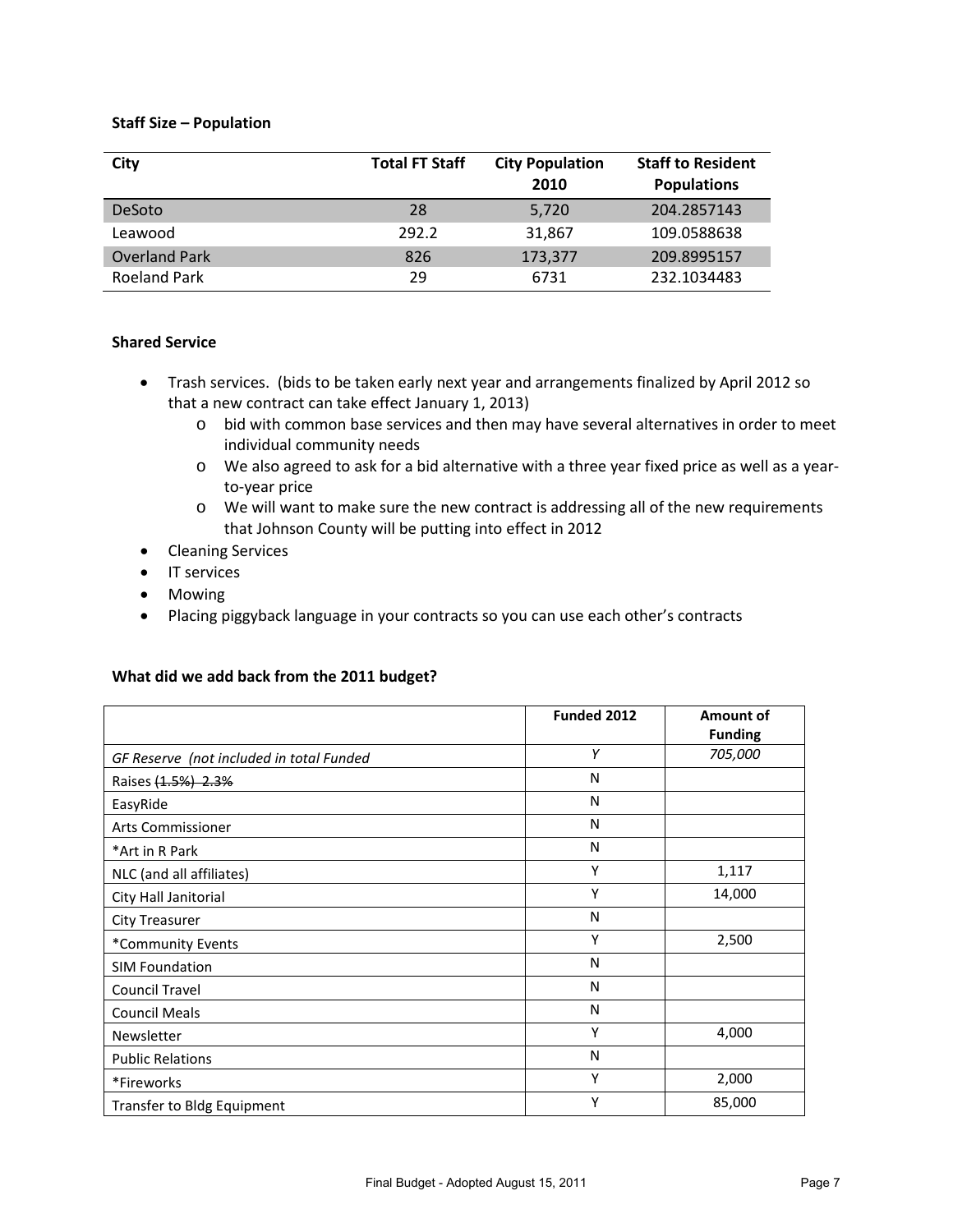**Staff Size – Population**

| City | Total FT Staff | City Population 2010 | Staff to Resident Populations |
|---|---|---|---|
| DeSoto | 28 | 5,720 | 204.2857143 |
| Leawood | 292.2 | 31,867 | 109.0588638 |
| Overland Park | 826 | 173,377 | 209.8995157 |
| Roeland Park | 29 | 6731 | 232.1034483 |

**Shared Service**

- Trash services. (bids to be taken early next year and arrangements finalized by April 2012 so that a new contract can take effect January 1, 2013)
  - bid with common base services and then may have several alternatives in order to meet individual community needs
  - We also agreed to ask for a bid alternative with a three year fixed price as well as a year-to-year price
  - We will want to make sure the new contract is addressing all of the new requirements that Johnson County will be putting into effect in 2012
- Cleaning Services
- IT services
- Mowing
- Placing piggyback language in your contracts so you can use each other's contracts

**What did we add back from the 2011 budget?**

| | Funded 2012 | Amount of Funding |
|---|---|---|
| *GF Reserve (not included in total Funded* | *Y* | *705,000* |
| Raises ~~(1.5%) 2.3%~~ | N | |
| EasyRide | N | |
| Arts Commissioner | N | |
| *Art in R Park | N | |
| NLC (and all affiliates) | Y | 1,117 |
| City Hall Janitorial | Y | 14,000 |
| City Treasurer | N | |
| *Community Events | Y | 2,500 |
| SIM Foundation | N | |
| Council Travel | N | |
| Council Meals | N | |
| Newsletter | Y | 4,000 |
| Public Relations | N | |
| *Fireworks | Y | 2,000 |
| Transfer to Bldg Equipment | Y | 85,000 |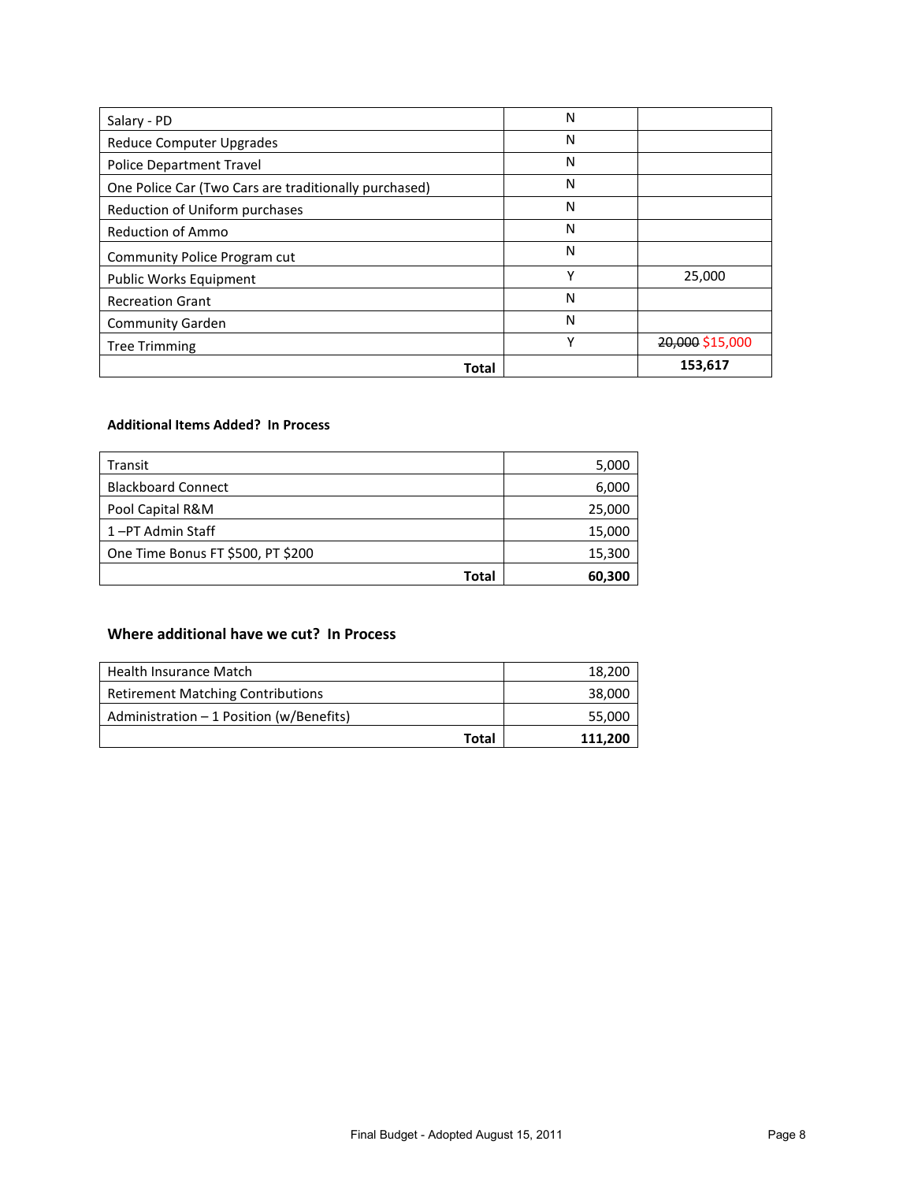| | | |
|---|---|---|
| Salary - PD | N | |
| Reduce Computer Upgrades | N | |
| Police Department Travel | N | |
| One Police Car (Two Cars are traditionally purchased) | N | |
| Reduction of Uniform purchases | N | |
| Reduction of Ammo | N | |
| Community Police Program cut | N | |
| Public Works Equipment | Y | 25,000 |
| Recreation Grant | N | |
| Community Garden | N | |
| Tree Trimming | Y | ~~20,000~~ $15,000 |
| **Total** | | **153,617** |

**Additional Items Added? In Process**

| | |
|---|---|
| Transit | 5,000 |
| Blackboard Connect | 6,000 |
| Pool Capital R&M | 25,000 |
| 1 –PT Admin Staff | 15,000 |
| One Time Bonus FT $500, PT $200 | 15,300 |
| **Total** | **60,300** |

### Where additional have we cut? In Process

| | |
|---|---|
| Health Insurance Match | 18,200 |
| Retirement Matching Contributions | 38,000 |
| Administration – 1 Position (w/Benefits) | 55,000 |
| **Total** | **111,200** |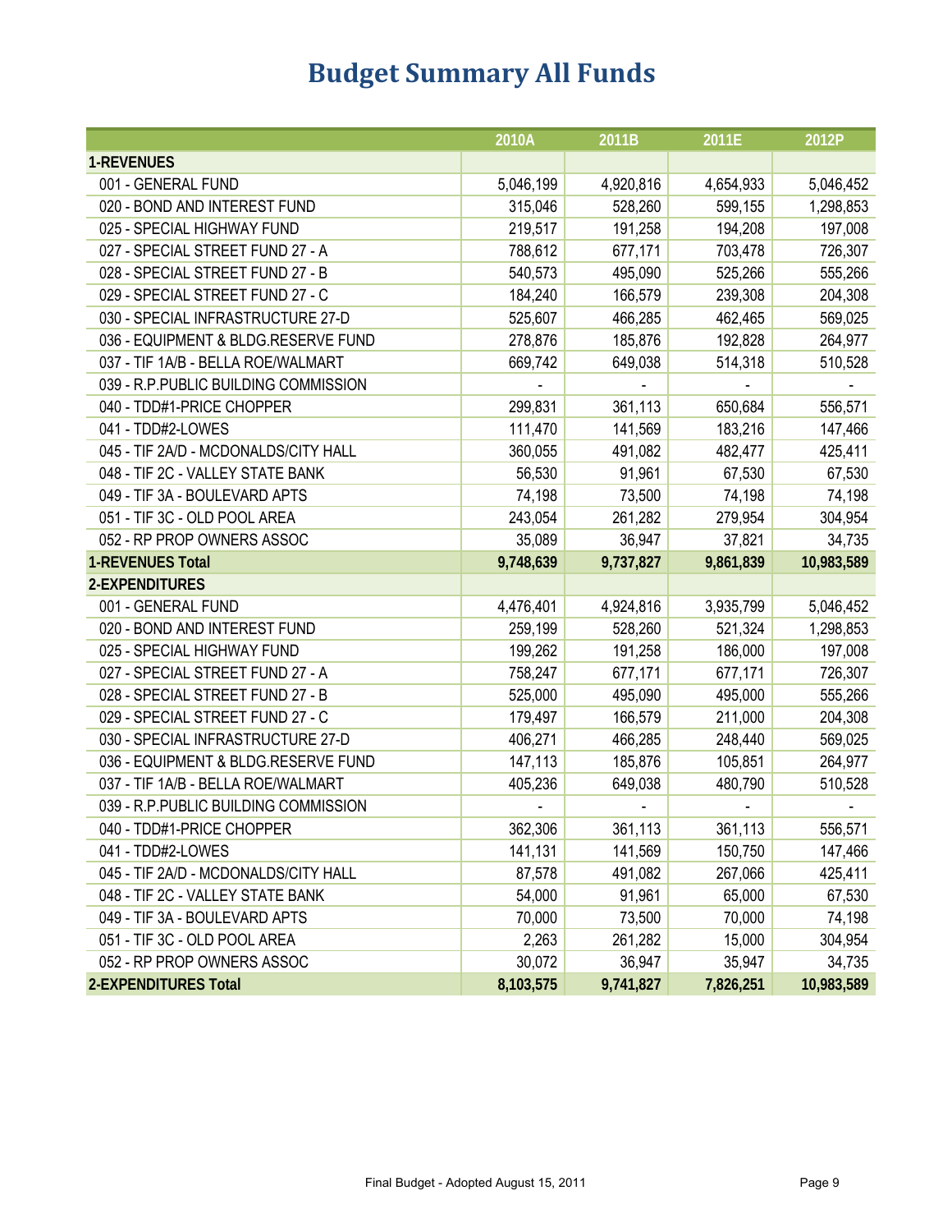# Budget Summary All Funds

| | 2010A | 2011B | 2011E | 2012P |
|---|---|---|---|---|
| **1-REVENUES** | | | | |
| 001 - GENERAL FUND | 5,046,199 | 4,920,816 | 4,654,933 | 5,046,452 |
| 020 - BOND AND INTEREST FUND | 315,046 | 528,260 | 599,155 | 1,298,853 |
| 025 - SPECIAL HIGHWAY FUND | 219,517 | 191,258 | 194,208 | 197,008 |
| 027 - SPECIAL STREET FUND 27 - A | 788,612 | 677,171 | 703,478 | 726,307 |
| 028 - SPECIAL STREET FUND 27 - B | 540,573 | 495,090 | 525,266 | 555,266 |
| 029 - SPECIAL STREET FUND 27 - C | 184,240 | 166,579 | 239,308 | 204,308 |
| 030 - SPECIAL INFRASTRUCTURE 27-D | 525,607 | 466,285 | 462,465 | 569,025 |
| 036 - EQUIPMENT & BLDG.RESERVE FUND | 278,876 | 185,876 | 192,828 | 264,977 |
| 037 - TIF 1A/B - BELLA ROE/WALMART | 669,742 | 649,038 | 514,318 | 510,528 |
| 039 - R.P.PUBLIC BUILDING COMMISSION | - | - | - | - |
| 040 - TDD#1-PRICE CHOPPER | 299,831 | 361,113 | 650,684 | 556,571 |
| 041 - TDD#2-LOWES | 111,470 | 141,569 | 183,216 | 147,466 |
| 045 - TIF 2A/D - MCDONALDS/CITY HALL | 360,055 | 491,082 | 482,477 | 425,411 |
| 048 - TIF 2C - VALLEY STATE BANK | 56,530 | 91,961 | 67,530 | 67,530 |
| 049 - TIF 3A - BOULEVARD APTS | 74,198 | 73,500 | 74,198 | 74,198 |
| 051 - TIF 3C - OLD POOL AREA | 243,054 | 261,282 | 279,954 | 304,954 |
| 052 - RP PROP OWNERS ASSOC | 35,089 | 36,947 | 37,821 | 34,735 |
| **1-REVENUES Total** | **9,748,639** | **9,737,827** | **9,861,839** | **10,983,589** |
| **2-EXPENDITURES** | | | | |
| 001 - GENERAL FUND | 4,476,401 | 4,924,816 | 3,935,799 | 5,046,452 |
| 020 - BOND AND INTEREST FUND | 259,199 | 528,260 | 521,324 | 1,298,853 |
| 025 - SPECIAL HIGHWAY FUND | 199,262 | 191,258 | 186,000 | 197,008 |
| 027 - SPECIAL STREET FUND 27 - A | 758,247 | 677,171 | 677,171 | 726,307 |
| 028 - SPECIAL STREET FUND 27 - B | 525,000 | 495,090 | 495,000 | 555,266 |
| 029 - SPECIAL STREET FUND 27 - C | 179,497 | 166,579 | 211,000 | 204,308 |
| 030 - SPECIAL INFRASTRUCTURE 27-D | 406,271 | 466,285 | 248,440 | 569,025 |
| 036 - EQUIPMENT & BLDG.RESERVE FUND | 147,113 | 185,876 | 105,851 | 264,977 |
| 037 - TIF 1A/B - BELLA ROE/WALMART | 405,236 | 649,038 | 480,790 | 510,528 |
| 039 - R.P.PUBLIC BUILDING COMMISSION | - | - | - | - |
| 040 - TDD#1-PRICE CHOPPER | 362,306 | 361,113 | 361,113 | 556,571 |
| 041 - TDD#2-LOWES | 141,131 | 141,569 | 150,750 | 147,466 |
| 045 - TIF 2A/D - MCDONALDS/CITY HALL | 87,578 | 491,082 | 267,066 | 425,411 |
| 048 - TIF 2C - VALLEY STATE BANK | 54,000 | 91,961 | 65,000 | 67,530 |
| 049 - TIF 3A - BOULEVARD APTS | 70,000 | 73,500 | 70,000 | 74,198 |
| 051 - TIF 3C - OLD POOL AREA | 2,263 | 261,282 | 15,000 | 304,954 |
| 052 - RP PROP OWNERS ASSOC | 30,072 | 36,947 | 35,947 | 34,735 |
| **2-EXPENDITURES Total** | **8,103,575** | **9,741,827** | **7,826,251** | **10,983,589** |

Final Budget - Adopted August 15, 2011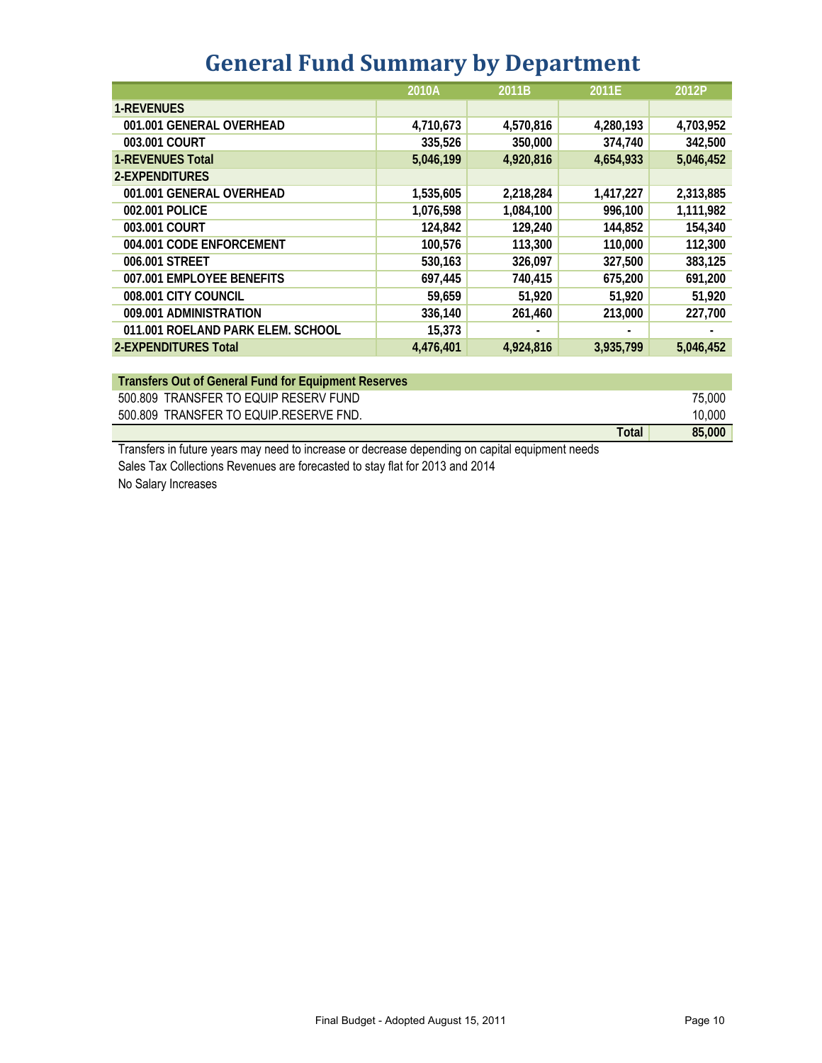# General Fund Summary by Department

| | 2010A | 2011B | 2011E | 2012P |
|---|---|---|---|---|
| **1-REVENUES** | | | | |
| 001.001 GENERAL OVERHEAD | 4,710,673 | 4,570,816 | 4,280,193 | 4,703,952 |
| 003.001 COURT | 335,526 | 350,000 | 374,740 | 342,500 |
| **1-REVENUES Total** | **5,046,199** | **4,920,816** | **4,654,933** | **5,046,452** |
| **2-EXPENDITURES** | | | | |
| 001.001 GENERAL OVERHEAD | 1,535,605 | 2,218,284 | 1,417,227 | 2,313,885 |
| 002.001 POLICE | 1,076,598 | 1,084,100 | 996,100 | 1,111,982 |
| 003.001 COURT | 124,842 | 129,240 | 144,852 | 154,340 |
| 004.001 CODE ENFORCEMENT | 100,576 | 113,300 | 110,000 | 112,300 |
| 006.001 STREET | 530,163 | 326,097 | 327,500 | 383,125 |
| 007.001 EMPLOYEE BENEFITS | 697,445 | 740,415 | 675,200 | 691,200 |
| 008.001 CITY COUNCIL | 59,659 | 51,920 | 51,920 | 51,920 |
| 009.001 ADMINISTRATION | 336,140 | 261,460 | 213,000 | 227,700 |
| 011.001 ROELAND PARK ELEM. SCHOOL | 15,373 | - | - | - |
| **2-EXPENDITURES Total** | **4,476,401** | **4,924,816** | **3,935,799** | **5,046,452** |

| Transfers Out of General Fund for Equipment Reserves | |
|---|---|
| 500.809 TRANSFER TO EQUIP RESERV FUND | 75,000 |
| 500.809 TRANSFER TO EQUIP.RESERVE FND. | 10,000 |
| **Total** | **85,000** |

Transfers in future years may need to increase or decrease depending on capital equipment needs

Sales Tax Collections Revenues are forecasted to stay flat for 2013 and 2014

No Salary Increases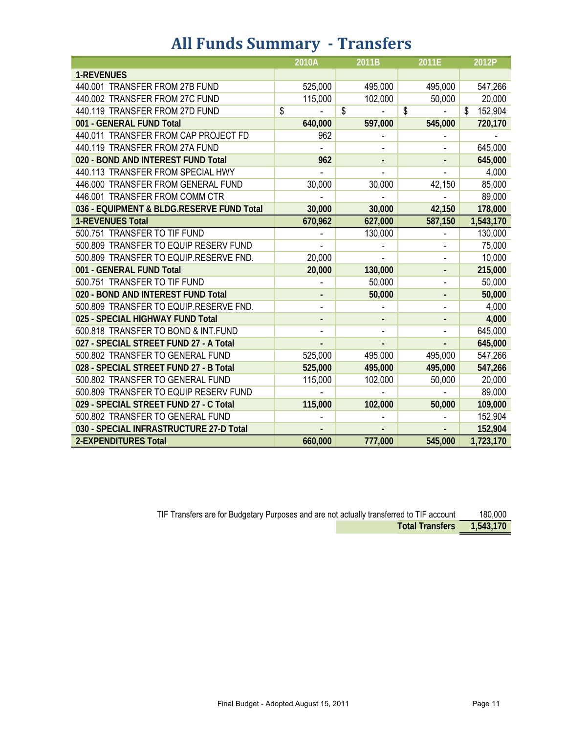# All Funds Summary - Transfers

| | 2010A | 2011B | 2011E | 2012P |
|---|---|---|---|---|
| **1-REVENUES** | | | | |
| 440.001 TRANSFER FROM 27B FUND | 525,000 | 495,000 | 495,000 | 547,266 |
| 440.002 TRANSFER FROM 27C FUND | 115,000 | 102,000 | 50,000 | 20,000 |
| 440.119 TRANSFER FROM 27D FUND | $ - | $ - | $ - | $ 152,904 |
| **001 - GENERAL FUND Total** | **640,000** | **597,000** | **545,000** | **720,170** |
| 440.011 TRANSFER FROM CAP PROJECT FD | 962 | - | - | - |
| 440.119 TRANSFER FROM 27A FUND | - | - | - | 645,000 |
| **020 - BOND AND INTEREST FUND Total** | **962** | **-** | **-** | **645,000** |
| 440.113 TRANSFER FROM SPECIAL HWY | - | - | - | 4,000 |
| 446.000 TRANSFER FROM GENERAL FUND | 30,000 | 30,000 | 42,150 | 85,000 |
| 446.001 TRANSFER FROM COMM CTR | - | - | - | 89,000 |
| **036 - EQUIPMENT & BLDG.RESERVE FUND Total** | **30,000** | **30,000** | **42,150** | **178,000** |
| **1-REVENUES Total** | **670,962** | **627,000** | **587,150** | **1,543,170** |
| 500.751 TRANSFER TO TIF FUND | - | 130,000 | - | 130,000 |
| 500.809 TRANSFER TO EQUIP RESERV FUND | - | - | - | 75,000 |
| 500.809 TRANSFER TO EQUIP.RESERVE FND. | 20,000 | - | - | 10,000 |
| **001 - GENERAL FUND Total** | **20,000** | **130,000** | **-** | **215,000** |
| 500.751 TRANSFER TO TIF FUND | - | 50,000 | - | 50,000 |
| **020 - BOND AND INTEREST FUND Total** | **-** | **50,000** | **-** | **50,000** |
| 500.809 TRANSFER TO EQUIP.RESERVE FND. | - | - | - | 4,000 |
| **025 - SPECIAL HIGHWAY FUND Total** | **-** | **-** | **-** | **4,000** |
| 500.818 TRANSFER TO BOND & INT.FUND | - | - | - | 645,000 |
| **027 - SPECIAL STREET FUND 27 - A Total** | **-** | **-** | **-** | **645,000** |
| 500.802 TRANSFER TO GENERAL FUND | 525,000 | 495,000 | 495,000 | 547,266 |
| **028 - SPECIAL STREET FUND 27 - B Total** | **525,000** | **495,000** | **495,000** | **547,266** |
| 500.802 TRANSFER TO GENERAL FUND | 115,000 | 102,000 | 50,000 | 20,000 |
| 500.809 TRANSFER TO EQUIP RESERV FUND | - | - | - | 89,000 |
| **029 - SPECIAL STREET FUND 27 - C Total** | **115,000** | **102,000** | **50,000** | **109,000** |
| 500.802 TRANSFER TO GENERAL FUND | - | - | - | 152,904 |
| **030 - SPECIAL INFRASTRUCTURE 27-D Total** | **-** | **-** | **-** | **152,904** |
| **2-EXPENDITURES Total** | **660,000** | **777,000** | **545,000** | **1,723,170** |

| | |
|---|---|
| TIF Transfers are for Budgetary Purposes and are not actually transferred to TIF account | 180,000 |
| **Total Transfers** | **1,543,170** |

Final Budget - Adopted August 15, 2011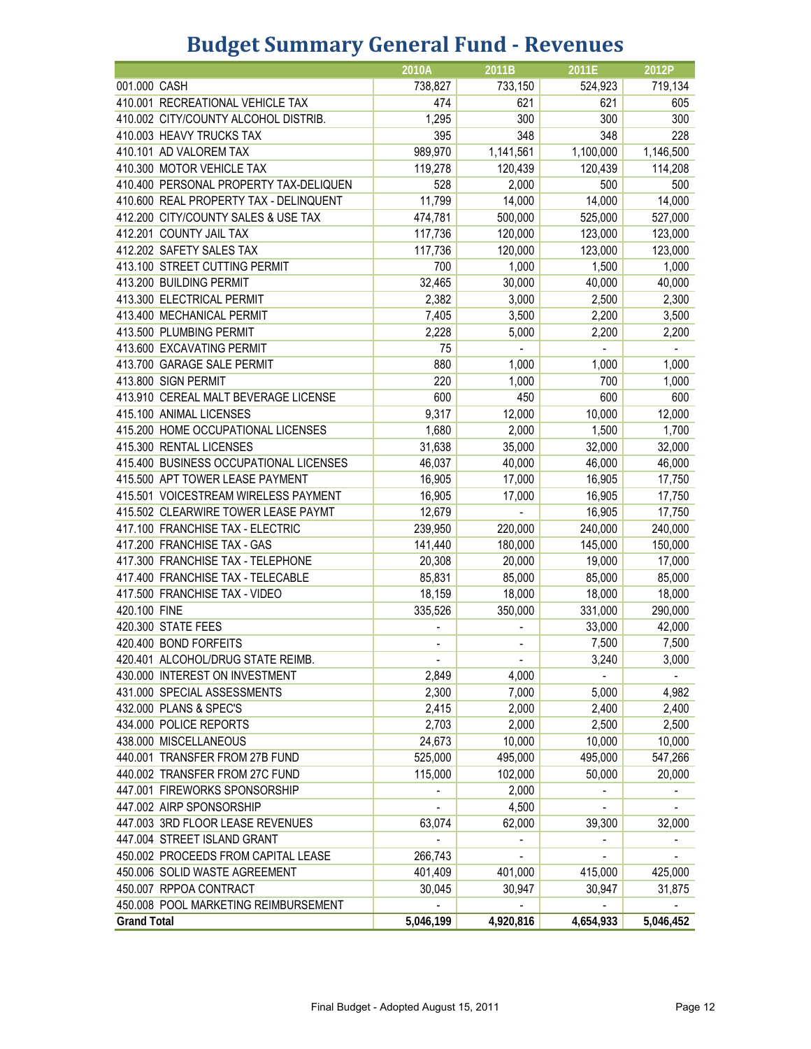# Budget Summary General Fund - Revenues

| | 2010A | 2011B | 2011E | 2012P |
|---|---|---|---|---|
| 001.000 CASH | 738,827 | 733,150 | 524,923 | 719,134 |
| 410.001 RECREATIONAL VEHICLE TAX | 474 | 621 | 621 | 605 |
| 410.002 CITY/COUNTY ALCOHOL DISTRIB. | 1,295 | 300 | 300 | 300 |
| 410.003 HEAVY TRUCKS TAX | 395 | 348 | 348 | 228 |
| 410.101 AD VALOREM TAX | 989,970 | 1,141,561 | 1,100,000 | 1,146,500 |
| 410.300 MOTOR VEHICLE TAX | 119,278 | 120,439 | 120,439 | 114,208 |
| 410.400 PERSONAL PROPERTY TAX-DELIQUEN | 528 | 2,000 | 500 | 500 |
| 410.600 REAL PROPERTY TAX - DELINQUENT | 11,799 | 14,000 | 14,000 | 14,000 |
| 412.200 CITY/COUNTY SALES & USE TAX | 474,781 | 500,000 | 525,000 | 527,000 |
| 412.201 COUNTY JAIL TAX | 117,736 | 120,000 | 123,000 | 123,000 |
| 412.202 SAFETY SALES TAX | 117,736 | 120,000 | 123,000 | 123,000 |
| 413.100 STREET CUTTING PERMIT | 700 | 1,000 | 1,500 | 1,000 |
| 413.200 BUILDING PERMIT | 32,465 | 30,000 | 40,000 | 40,000 |
| 413.300 ELECTRICAL PERMIT | 2,382 | 3,000 | 2,500 | 2,300 |
| 413.400 MECHANICAL PERMIT | 7,405 | 3,500 | 2,200 | 3,500 |
| 413.500 PLUMBING PERMIT | 2,228 | 5,000 | 2,200 | 2,200 |
| 413.600 EXCAVATING PERMIT | 75 | - | - | - |
| 413.700 GARAGE SALE PERMIT | 880 | 1,000 | 1,000 | 1,000 |
| 413.800 SIGN PERMIT | 220 | 1,000 | 700 | 1,000 |
| 413.910 CEREAL MALT BEVERAGE LICENSE | 600 | 450 | 600 | 600 |
| 415.100 ANIMAL LICENSES | 9,317 | 12,000 | 10,000 | 12,000 |
| 415.200 HOME OCCUPATIONAL LICENSES | 1,680 | 2,000 | 1,500 | 1,700 |
| 415.300 RENTAL LICENSES | 31,638 | 35,000 | 32,000 | 32,000 |
| 415.400 BUSINESS OCCUPATIONAL LICENSES | 46,037 | 40,000 | 46,000 | 46,000 |
| 415.500 APT TOWER LEASE PAYMENT | 16,905 | 17,000 | 16,905 | 17,750 |
| 415.501 VOICESTREAM WIRELESS PAYMENT | 16,905 | 17,000 | 16,905 | 17,750 |
| 415.502 CLEARWIRE TOWER LEASE PAYMT | 12,679 | - | 16,905 | 17,750 |
| 417.100 FRANCHISE TAX - ELECTRIC | 239,950 | 220,000 | 240,000 | 240,000 |
| 417.200 FRANCHISE TAX - GAS | 141,440 | 180,000 | 145,000 | 150,000 |
| 417.300 FRANCHISE TAX - TELEPHONE | 20,308 | 20,000 | 19,000 | 17,000 |
| 417.400 FRANCHISE TAX - TELECABLE | 85,831 | 85,000 | 85,000 | 85,000 |
| 417.500 FRANCHISE TAX - VIDEO | 18,159 | 18,000 | 18,000 | 18,000 |
| 420.100 FINE | 335,526 | 350,000 | 331,000 | 290,000 |
| 420.300 STATE FEES | - | - | 33,000 | 42,000 |
| 420.400 BOND FORFEITS | - | - | 7,500 | 7,500 |
| 420.401 ALCOHOL/DRUG STATE REIMB. | - | - | 3,240 | 3,000 |
| 430.000 INTEREST ON INVESTMENT | 2,849 | 4,000 | - | - |
| 431.000 SPECIAL ASSESSMENTS | 2,300 | 7,000 | 5,000 | 4,982 |
| 432.000 PLANS & SPEC'S | 2,415 | 2,000 | 2,400 | 2,400 |
| 434.000 POLICE REPORTS | 2,703 | 2,000 | 2,500 | 2,500 |
| 438.000 MISCELLANEOUS | 24,673 | 10,000 | 10,000 | 10,000 |
| 440.001 TRANSFER FROM 27B FUND | 525,000 | 495,000 | 495,000 | 547,266 |
| 440.002 TRANSFER FROM 27C FUND | 115,000 | 102,000 | 50,000 | 20,000 |
| 447.001 FIREWORKS SPONSORSHIP | - | 2,000 | - | - |
| 447.002 AIRP SPONSORSHIP | - | 4,500 | - | - |
| 447.003 3RD FLOOR LEASE REVENUES | 63,074 | 62,000 | 39,300 | 32,000 |
| 447.004 STREET ISLAND GRANT | - | - | - | - |
| 450.002 PROCEEDS FROM CAPITAL LEASE | 266,743 | - | - | - |
| 450.006 SOLID WASTE AGREEMENT | 401,409 | 401,000 | 415,000 | 425,000 |
| 450.007 RPPOA CONTRACT | 30,045 | 30,947 | 30,947 | 31,875 |
| 450.008 POOL MARKETING REIMBURSEMENT | - | - | - | - |
| **Grand Total** | **5,046,199** | **4,920,816** | **4,654,933** | **5,046,452** |

Final Budget - Adopted August 15, 2011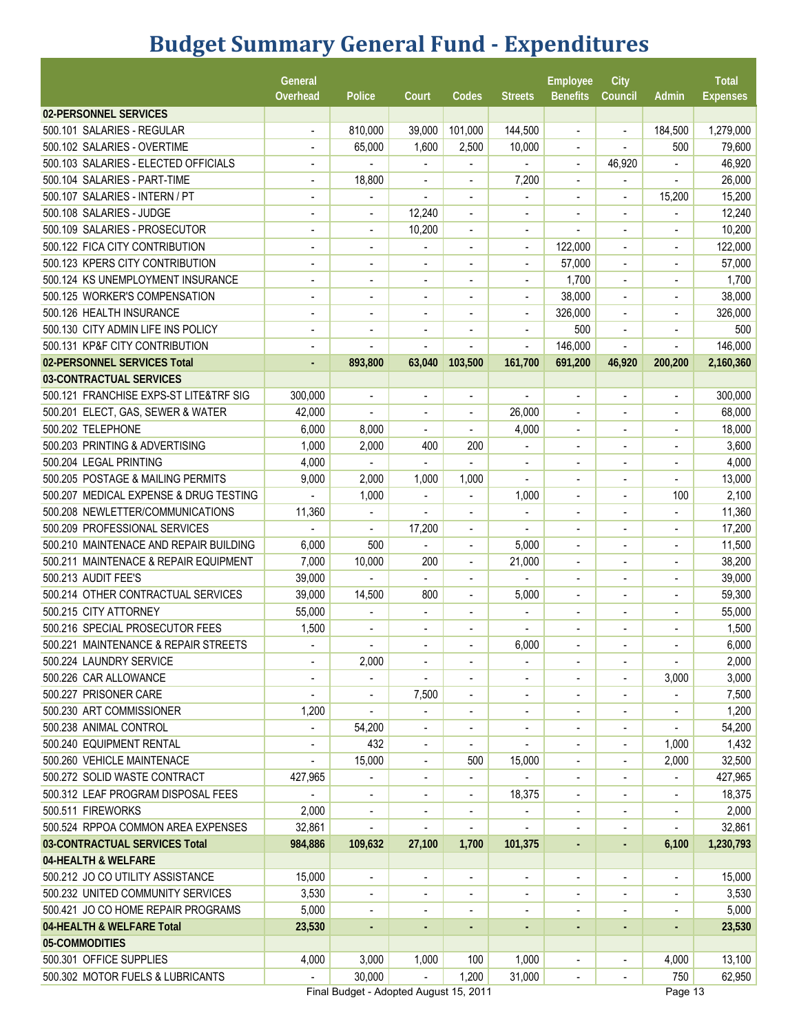# Budget Summary General Fund - Expenditures

| | General Overhead | Police | Court | Codes | Streets | Employee Benefits | City Council | Admin | Total Expenses |
|---|---|---|---|---|---|---|---|---|---|
| **02-PERSONNEL SERVICES** | | | | | | | | | |
| 500.101 SALARIES - REGULAR | - | 810,000 | 39,000 | 101,000 | 144,500 | - | - | 184,500 | 1,279,000 |
| 500.102 SALARIES - OVERTIME | - | 65,000 | 1,600 | 2,500 | 10,000 | - | - | 500 | 79,600 |
| 500.103 SALARIES - ELECTED OFFICIALS | - | - | - | - | - | - | 46,920 | - | 46,920 |
| 500.104 SALARIES - PART-TIME | - | 18,800 | - | - | 7,200 | - | - | - | 26,000 |
| 500.107 SALARIES - INTERN / PT | - | - | - | - | - | - | - | 15,200 | 15,200 |
| 500.108 SALARIES - JUDGE | - | - | 12,240 | - | - | - | - | - | 12,240 |
| 500.109 SALARIES - PROSECUTOR | - | - | 10,200 | - | - | - | - | - | 10,200 |
| 500.122 FICA CITY CONTRIBUTION | - | - | - | - | - | 122,000 | - | - | 122,000 |
| 500.123 KPERS CITY CONTRIBUTION | - | - | - | - | - | 57,000 | - | - | 57,000 |
| 500.124 KS UNEMPLOYMENT INSURANCE | - | - | - | - | - | 1,700 | - | - | 1,700 |
| 500.125 WORKER'S COMPENSATION | - | - | - | - | - | 38,000 | - | - | 38,000 |
| 500.126 HEALTH INSURANCE | - | - | - | - | - | 326,000 | - | - | 326,000 |
| 500.130 CITY ADMIN LIFE INS POLICY | - | - | - | - | - | 500 | - | - | 500 |
| 500.131 KP&F CITY CONTRIBUTION | - | - | - | - | - | 146,000 | - | - | 146,000 |
| **02-PERSONNEL SERVICES Total** | **-** | **893,800** | **63,040** | **103,500** | **161,700** | **691,200** | **46,920** | **200,200** | **2,160,360** |
| **03-CONTRACTUAL SERVICES** | | | | | | | | | |
| 500.121 FRANCHISE EXPS-ST LITE&TRF SIG | 300,000 | - | - | - | - | - | - | - | 300,000 |
| 500.201 ELECT, GAS, SEWER & WATER | 42,000 | - | - | - | 26,000 | - | - | - | 68,000 |
| 500.202 TELEPHONE | 6,000 | 8,000 | - | - | 4,000 | - | - | - | 18,000 |
| 500.203 PRINTING & ADVERTISING | 1,000 | 2,000 | 400 | 200 | - | - | - | - | 3,600 |
| 500.204 LEGAL PRINTING | 4,000 | - | - | - | - | - | - | - | 4,000 |
| 500.205 POSTAGE & MAILING PERMITS | 9,000 | 2,000 | 1,000 | 1,000 | - | - | - | - | 13,000 |
| 500.207 MEDICAL EXPENSE & DRUG TESTING | - | 1,000 | - | - | 1,000 | - | - | 100 | 2,100 |
| 500.208 NEWLETTER/COMMUNICATIONS | 11,360 | - | - | - | - | - | - | - | 11,360 |
| 500.209 PROFESSIONAL SERVICES | - | - | 17,200 | - | - | - | - | - | 17,200 |
| 500.210 MAINTENANCE AND REPAIR BUILDING | 6,000 | 500 | - | - | 5,000 | - | - | - | 11,500 |
| 500.211 MAINTENACE & REPAIR EQUIPMENT | 7,000 | 10,000 | 200 | - | 21,000 | - | - | - | 38,200 |
| 500.213 AUDIT FEE'S | 39,000 | - | - | - | - | - | - | - | 39,000 |
| 500.214 OTHER CONTRACTUAL SERVICES | 39,000 | 14,500 | 800 | - | 5,000 | - | - | - | 59,300 |
| 500.215 CITY ATTORNEY | 55,000 | - | - | - | - | - | - | - | 55,000 |
| 500.216 SPECIAL PROSECUTOR FEES | 1,500 | - | - | - | - | - | - | - | 1,500 |
| 500.221 MAINTENANCE & REPAIR STREETS | - | - | - | - | 6,000 | - | - | - | 6,000 |
| 500.224 LAUNDRY SERVICE | - | 2,000 | - | - | - | - | - | - | 2,000 |
| 500.226 CAR ALLOWANCE | - | - | - | - | - | - | - | 3,000 | 3,000 |
| 500.227 PRISONER CARE | - | - | 7,500 | - | - | - | - | - | 7,500 |
| 500.230 ART COMMISSIONER | 1,200 | - | - | - | - | - | - | - | 1,200 |
| 500.238 ANIMAL CONTROL | - | 54,200 | - | - | - | - | - | - | 54,200 |
| 500.240 EQUIPMENT RENTAL | - | 432 | - | - | - | - | - | 1,000 | 1,432 |
| 500.260 VEHICLE MAINTENACE | - | 15,000 | - | 500 | 15,000 | - | - | 2,000 | 32,500 |
| 500.272 SOLID WASTE CONTRACT | 427,965 | - | - | - | - | - | - | - | 427,965 |
| 500.312 LEAF PROGRAM DISPOSAL FEES | - | - | - | - | 18,375 | - | - | - | 18,375 |
| 500.511 FIREWORKS | 2,000 | - | - | - | - | - | - | - | 2,000 |
| 500.524 RPPOA COMMON AREA EXPENSES | 32,861 | - | - | - | - | - | - | - | 32,861 |
| **03-CONTRACTUAL SERVICES Total** | **984,886** | **109,632** | **27,100** | **1,700** | **101,375** | **-** | **-** | **6,100** | **1,230,793** |
| **04-HEALTH & WELFARE** | | | | | | | | | |
| 500.212 JO CO UTILITY ASSISTANCE | 15,000 | - | - | - | - | - | - | - | 15,000 |
| 500.232 UNITED COMMUNITY SERVICES | 3,530 | - | - | - | - | - | - | - | 3,530 |
| 500.421 JO CO HOME REPAIR PROGRAMS | 5,000 | - | - | - | - | - | - | - | 5,000 |
| **04-HEALTH & WELFARE Total** | **23,530** | **-** | **-** | **-** | **-** | **-** | **-** | **-** | **23,530** |
| **05-COMMODITIES** | | | | | | | | | |
| 500.301 OFFICE SUPPLIES | 4,000 | 3,000 | 1,000 | 100 | 1,000 | - | - | 4,000 | 13,100 |
| 500.302 MOTOR FUELS & LUBRICANTS | - | 30,000 | - | 1,200 | 31,000 | - | - | 750 | 62,950 |

Final Budget - Adopted August 15, 2011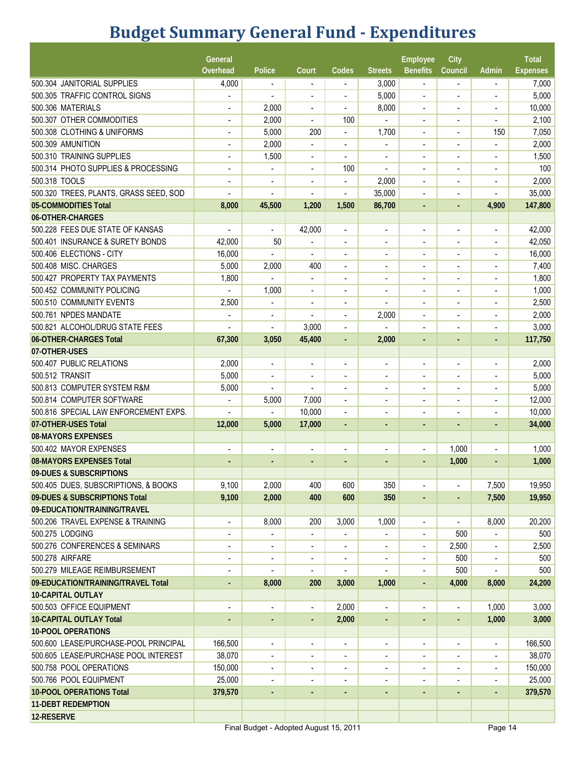# Budget Summary General Fund - Expenditures

| | General Overhead | Police | Court | Codes | Streets | Employee Benefits | City Council | Admin | Total Expenses |
|---|---|---|---|---|---|---|---|---|---|
| 500.304 JANITORIAL SUPPLIES | 4,000 | - | - | - | 3,000 | - | - | - | 7,000 |
| 500.305 TRAFFIC CONTROL SIGNS | - | - | - | - | 5,000 | - | - | - | 5,000 |
| 500.306 MATERIALS | - | 2,000 | - | - | 8,000 | - | - | - | 10,000 |
| 500.307 OTHER COMMODITIES | - | 2,000 | - | 100 | - | - | - | - | 2,100 |
| 500.308 CLOTHING & UNIFORMS | - | 5,000 | 200 | - | 1,700 | - | - | 150 | 7,050 |
| 500.309 AMUNITION | - | 2,000 | - | - | - | - | - | - | 2,000 |
| 500.310 TRAINING SUPPLIES | - | 1,500 | - | - | - | - | - | - | 1,500 |
| 500.314 PHOTO SUPPLIES & PROCESSING | - | - | - | 100 | - | - | - | - | 100 |
| 500.318 TOOLS | - | - | - | - | 2,000 | - | - | - | 2,000 |
| 500.320 TREES, PLANTS, GRASS SEED, SOD | - | - | - | - | 35,000 | - | - | - | 35,000 |
| **05-COMMODITIES Total** | **8,000** | **45,500** | **1,200** | **1,500** | **86,700** | **-** | **-** | **4,900** | **147,800** |
| **06-OTHER-CHARGES** | | | | | | | | | |
| 500.228 FEES DUE STATE OF KANSAS | - | - | 42,000 | - | - | - | - | - | 42,000 |
| 500.401 INSURANCE & SURETY BONDS | 42,000 | 50 | - | - | - | - | - | - | 42,050 |
| 500.406 ELECTIONS - CITY | 16,000 | - | - | - | - | - | - | - | 16,000 |
| 500.408 MISC. CHARGES | 5,000 | 2,000 | 400 | - | - | - | - | - | 7,400 |
| 500.427 PROPERTY TAX PAYMENTS | 1,800 | - | - | - | - | - | - | - | 1,800 |
| 500.452 COMMUNITY POLICING | - | 1,000 | - | - | - | - | - | - | 1,000 |
| 500.510 COMMUNITY EVENTS | 2,500 | - | - | - | - | - | - | - | 2,500 |
| 500.761 NPDES MANDATE | - | - | - | - | 2,000 | - | - | - | 2,000 |
| 500.821 ALCOHOL/DRUG STATE FEES | - | - | 3,000 | - | - | - | - | - | 3,000 |
| **06-OTHER-CHARGES Total** | **67,300** | **3,050** | **45,400** | **-** | **2,000** | **-** | **-** | **-** | **117,750** |
| **07-OTHER-USES** | | | | | | | | | |
| 500.407 PUBLIC RELATIONS | 2,000 | - | - | - | - | - | - | - | 2,000 |
| 500.512 TRANSIT | 5,000 | - | - | - | - | - | - | - | 5,000 |
| 500.813 COMPUTER SYSTEM R&M | 5,000 | - | - | - | - | - | - | - | 5,000 |
| 500.814 COMPUTER SOFTWARE | - | 5,000 | 7,000 | - | - | - | - | - | 12,000 |
| 500.816 SPECIAL LAW ENFORCEMENT EXPS. | - | - | 10,000 | - | - | - | - | - | 10,000 |
| **07-OTHER-USES Total** | **12,000** | **5,000** | **17,000** | **-** | **-** | **-** | **-** | **-** | **34,000** |
| **08-MAYORS EXPENSES** | | | | | | | | | |
| 500.402 MAYOR EXPENSES | - | - | - | - | - | - | 1,000 | - | 1,000 |
| **08-MAYORS EXPENSES Total** | **-** | **-** | **-** | **-** | **-** | **-** | **1,000** | **-** | **1,000** |
| **09-DUES & SUBSCRIPTIONS** | | | | | | | | | |
| 500.405 DUES, SUBSCRIPTIONS, & BOOKS | 9,100 | 2,000 | 400 | 600 | 350 | - | - | 7,500 | 19,950 |
| **09-DUES & SUBSCRIPTIONS Total** | **9,100** | **2,000** | **400** | **600** | **350** | **-** | **-** | **7,500** | **19,950** |
| **09-EDUCATION/TRAINING/TRAVEL** | | | | | | | | | |
| 500.206 TRAVEL EXPENSE & TRAINING | - | 8,000 | 200 | 3,000 | 1,000 | - | - | 8,000 | 20,200 |
| 500.275 LODGING | - | - | - | - | - | - | 500 | - | 500 |
| 500.276 CONFERENCES & SEMINARS | - | - | - | - | - | - | 2,500 | - | 2,500 |
| 500.278 AIRFARE | - | - | - | - | - | - | 500 | - | 500 |
| 500.279 MILEAGE REIMBURSEMENT | - | - | - | - | - | - | 500 | - | 500 |
| **09-EDUCATION/TRAINING/TRAVEL Total** | **-** | **8,000** | **200** | **3,000** | **1,000** | **-** | **4,000** | **8,000** | **24,200** |
| **10-CAPITAL OUTLAY** | | | | | | | | | |
| 500.503 OFFICE EQUIPMENT | - | - | - | 2,000 | - | - | - | 1,000 | 3,000 |
| **10-CAPITAL OUTLAY Total** | **-** | **-** | **-** | **2,000** | **-** | **-** | **-** | **1,000** | **3,000** |
| **10-POOL OPERATIONS** | | | | | | | | | |
| 500.600 LEASE/PURCHASE-POOL PRINCIPAL | 166,500 | - | - | - | - | - | - | - | 166,500 |
| 500.605 LEASE/PURCHASE POOL INTEREST | 38,070 | - | - | - | - | - | - | - | 38,070 |
| 500.758 POOL OPERATIONS | 150,000 | - | - | - | - | - | - | - | 150,000 |
| 500.766 POOL EQUIPMENT | 25,000 | - | - | - | - | - | - | - | 25,000 |
| **10-POOL OPERATIONS Total** | **379,570** | **-** | **-** | **-** | **-** | **-** | **-** | **-** | **379,570** |
| **11-DEBT REDEMPTION** | | | | | | | | | |
| **12-RESERVE** | | | | | | | | | |

Final Budget - Adopted August 15, 2011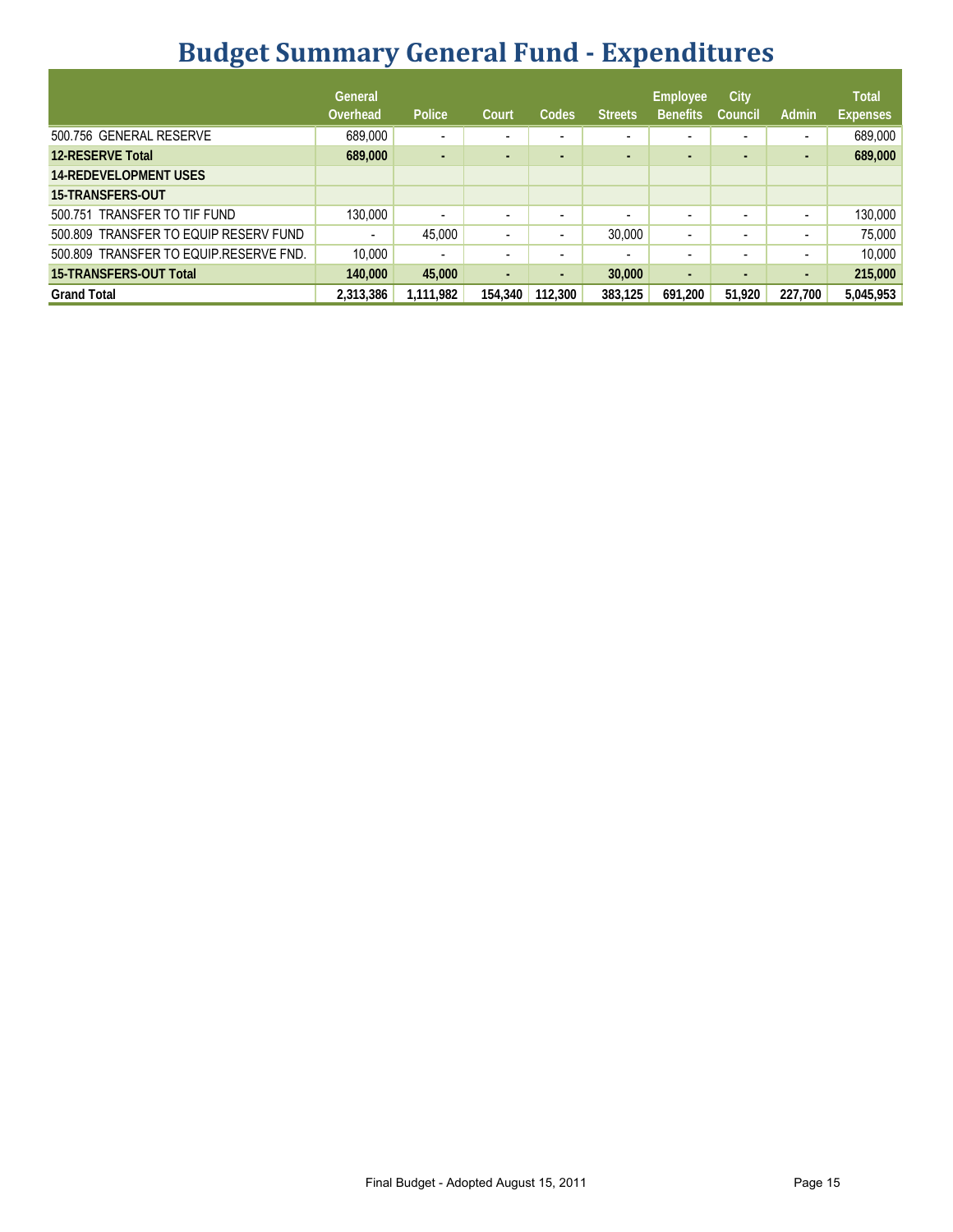# Budget Summary General Fund - Expenditures

| | General Overhead | Police | Court | Codes | Streets | Employee Benefits | City Council | Admin | Total Expenses |
|---|---|---|---|---|---|---|---|---|---|
| 500.756 GENERAL RESERVE | 689,000 | - | - | - | - | - | - | - | 689,000 |
| **12-RESERVE Total** | **689,000** | **-** | **-** | **-** | **-** | **-** | **-** | **-** | **689,000** |
| **14-REDEVELOPMENT USES** | | | | | | | | | |
| **15-TRANSFERS-OUT** | | | | | | | | | |
| 500.751 TRANSFER TO TIF FUND | 130,000 | - | - | - | - | - | - | - | 130,000 |
| 500.809 TRANSFER TO EQUIP RESERV FUND | - | 45,000 | - | - | 30,000 | - | - | - | 75,000 |
| 500.809 TRANSFER TO EQUIP.RESERVE FND. | 10,000 | - | - | - | - | - | - | - | 10,000 |
| **15-TRANSFERS-OUT Total** | **140,000** | **45,000** | **-** | **-** | **30,000** | **-** | **-** | **-** | **215,000** |
| **Grand Total** | **2,313,386** | **1,111,982** | **154,340** | **112,300** | **383,125** | **691,200** | **51,920** | **227,700** | **5,045,953** |

Final Budget - Adopted August 15, 2011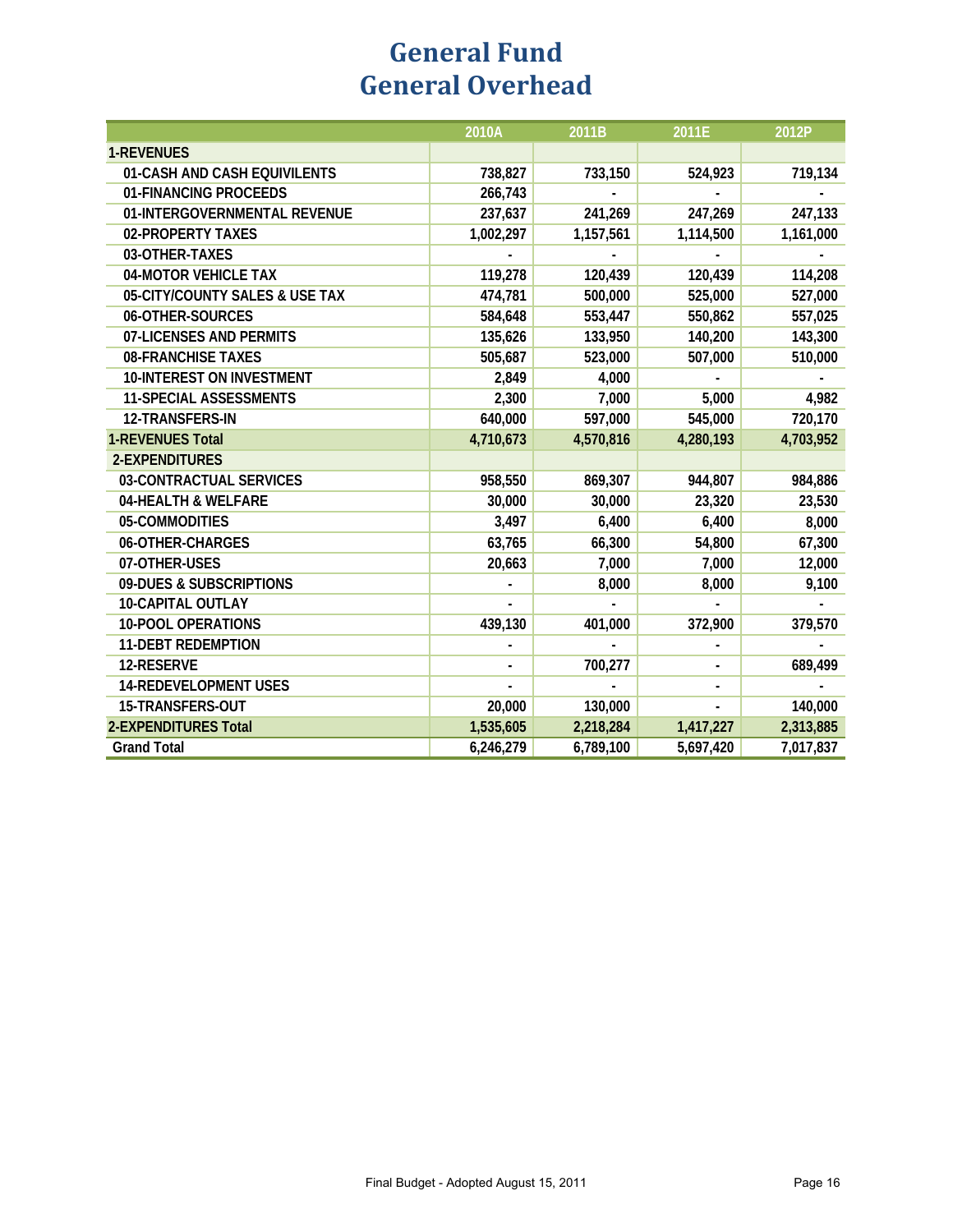# General Fund
# General Overhead

| | 2010A | 2011B | 2011E | 2012P |
|---|---|---|---|---|
| **1-REVENUES** | | | | |
| 01-CASH AND CASH EQUIVILENTS | 738,827 | 733,150 | 524,923 | 719,134 |
| 01-FINANCING PROCEEDS | 266,743 | - | - | - |
| 01-INTERGOVERNMENTAL REVENUE | 237,637 | 241,269 | 247,269 | 247,133 |
| 02-PROPERTY TAXES | 1,002,297 | 1,157,561 | 1,114,500 | 1,161,000 |
| 03-OTHER-TAXES | - | - | - | - |
| 04-MOTOR VEHICLE TAX | 119,278 | 120,439 | 120,439 | 114,208 |
| 05-CITY/COUNTY SALES & USE TAX | 474,781 | 500,000 | 525,000 | 527,000 |
| 06-OTHER-SOURCES | 584,648 | 553,447 | 550,862 | 557,025 |
| 07-LICENSES AND PERMITS | 135,626 | 133,950 | 140,200 | 143,300 |
| 08-FRANCHISE TAXES | 505,687 | 523,000 | 507,000 | 510,000 |
| 10-INTEREST ON INVESTMENT | 2,849 | 4,000 | - | - |
| 11-SPECIAL ASSESSMENTS | 2,300 | 7,000 | 5,000 | 4,982 |
| 12-TRANSFERS-IN | 640,000 | 597,000 | 545,000 | 720,170 |
| **1-REVENUES Total** | **4,710,673** | **4,570,816** | **4,280,193** | **4,703,952** |
| **2-EXPENDITURES** | | | | |
| 03-CONTRACTUAL SERVICES | 958,550 | 869,307 | 944,807 | 984,886 |
| 04-HEALTH & WELFARE | 30,000 | 30,000 | 23,320 | 23,530 |
| 05-COMMODITIES | 3,497 | 6,400 | 6,400 | 8,000 |
| 06-OTHER-CHARGES | 63,765 | 66,300 | 54,800 | 67,300 |
| 07-OTHER-USES | 20,663 | 7,000 | 7,000 | 12,000 |
| 09-DUES & SUBSCRIPTIONS | - | 8,000 | 8,000 | 9,100 |
| 10-CAPITAL OUTLAY | - | - | - | - |
| 10-POOL OPERATIONS | 439,130 | 401,000 | 372,900 | 379,570 |
| 11-DEBT REDEMPTION | - | - | - | - |
| 12-RESERVE | - | 700,277 | - | 689,499 |
| 14-REDEVELOPMENT USES | - | - | - | - |
| 15-TRANSFERS-OUT | 20,000 | 130,000 | - | 140,000 |
| **2-EXPENDITURES Total** | **1,535,605** | **2,218,284** | **1,417,227** | **2,313,885** |
| **Grand Total** | **6,246,279** | **6,789,100** | **5,697,420** | **7,017,837** |

Final Budget - Adopted August 15, 2011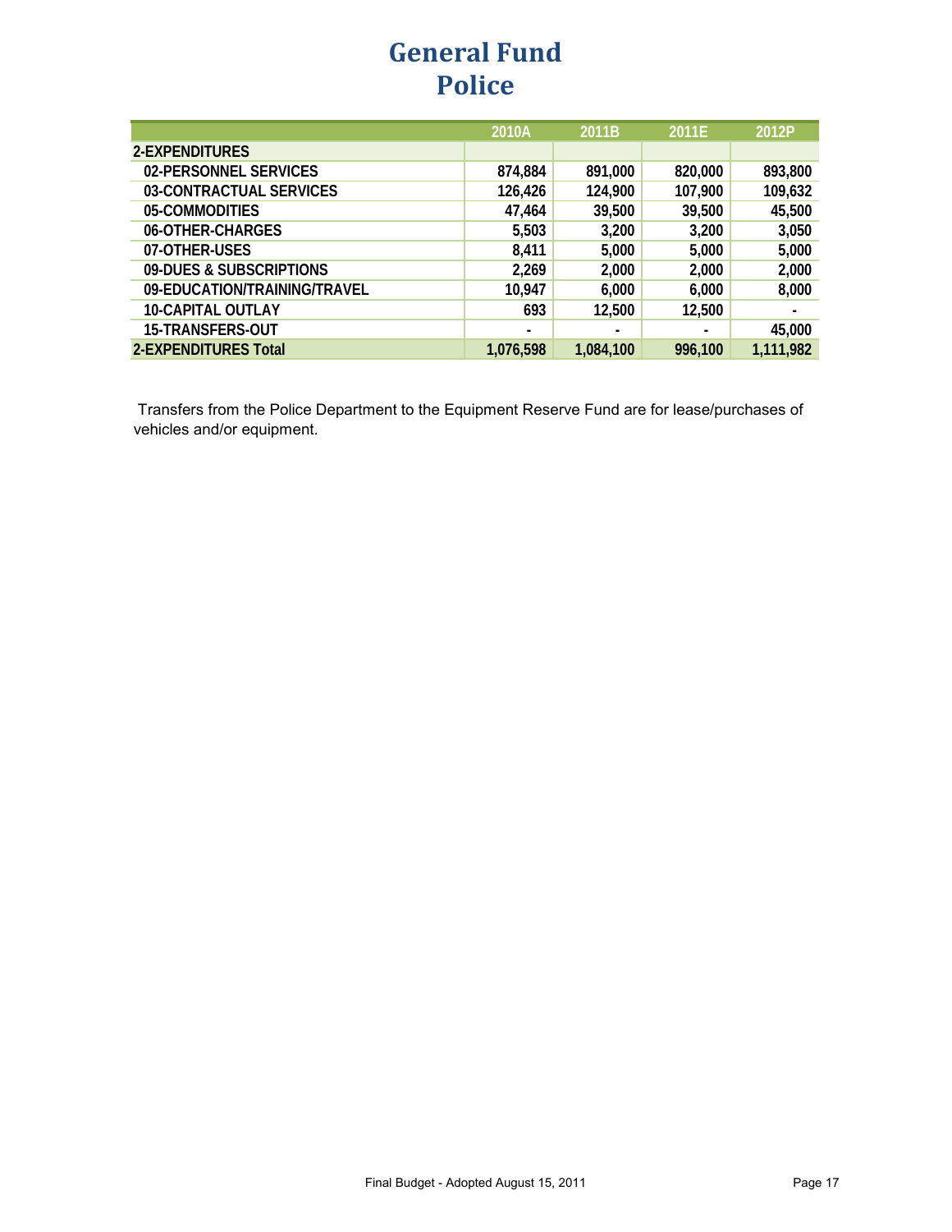# General Fund
# Police

| | 2010A | 2011B | 2011E | 2012P |
|---|---|---|---|---|
| **2-EXPENDITURES** | | | | |
| 02-PERSONNEL SERVICES | 874,884 | 891,000 | 820,000 | 893,800 |
| 03-CONTRACTUAL SERVICES | 126,426 | 124,900 | 107,900 | 109,632 |
| 05-COMMODITIES | 47,464 | 39,500 | 39,500 | 45,500 |
| 06-OTHER-CHARGES | 5,503 | 3,200 | 3,200 | 3,050 |
| 07-OTHER-USES | 8,411 | 5,000 | 5,000 | 5,000 |
| 09-DUES & SUBSCRIPTIONS | 2,269 | 2,000 | 2,000 | 2,000 |
| 09-EDUCATION/TRAINING/TRAVEL | 10,947 | 6,000 | 6,000 | 8,000 |
| 10-CAPITAL OUTLAY | 693 | 12,500 | 12,500 | - |
| 15-TRANSFERS-OUT | - | - | - | 45,000 |
| **2-EXPENDITURES Total** | **1,076,598** | **1,084,100** | **996,100** | **1,111,982** |

Transfers from the Police Department to the Equipment Reserve Fund are for lease/purchases of vehicles and/or equipment.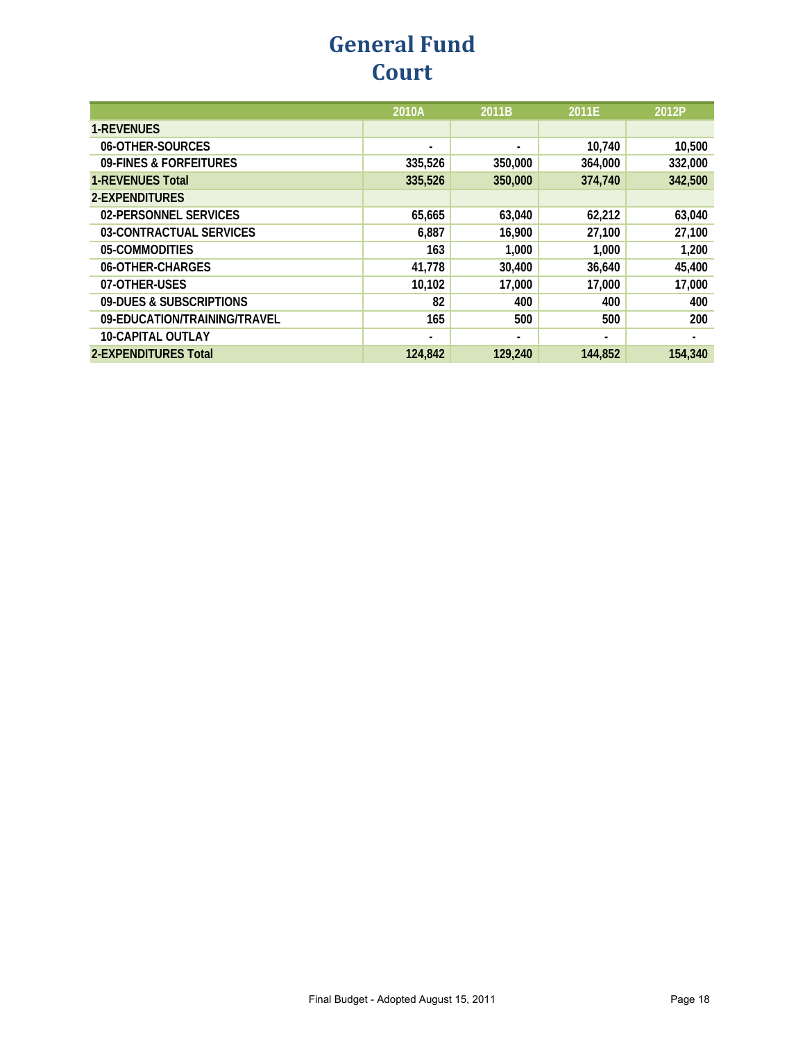# General Fund
## Court

| | 2010A | 2011B | 2011E | 2012P |
|---|---|---|---|---|
| **1-REVENUES** | | | | |
| 06-OTHER-SOURCES | - | - | 10,740 | 10,500 |
| 09-FINES & FORFEITURES | 335,526 | 350,000 | 364,000 | 332,000 |
| **1-REVENUES Total** | **335,526** | **350,000** | **374,740** | **342,500** |
| **2-EXPENDITURES** | | | | |
| 02-PERSONNEL SERVICES | 65,665 | 63,040 | 62,212 | 63,040 |
| 03-CONTRACTUAL SERVICES | 6,887 | 16,900 | 27,100 | 27,100 |
| 05-COMMODITIES | 163 | 1,000 | 1,000 | 1,200 |
| 06-OTHER-CHARGES | 41,778 | 30,400 | 36,640 | 45,400 |
| 07-OTHER-USES | 10,102 | 17,000 | 17,000 | 17,000 |
| 09-DUES & SUBSCRIPTIONS | 82 | 400 | 400 | 400 |
| 09-EDUCATION/TRAINING/TRAVEL | 165 | 500 | 500 | 200 |
| 10-CAPITAL OUTLAY | - | - | - | - |
| **2-EXPENDITURES Total** | **124,842** | **129,240** | **144,852** | **154,340** |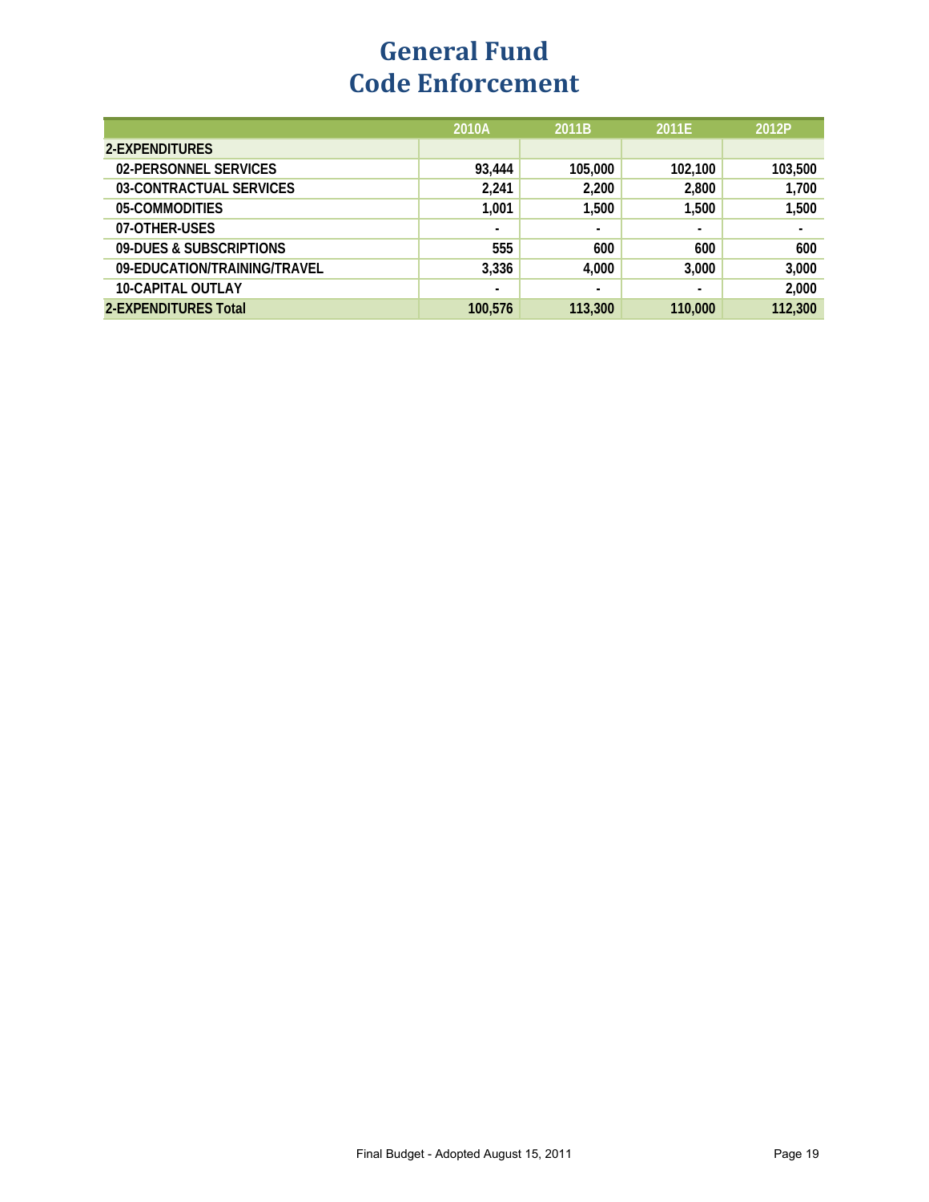# General Fund
# Code Enforcement

| | 2010A | 2011B | 2011E | 2012P |
|---|---|---|---|---|
| **2-EXPENDITURES** | | | | |
| **02-PERSONNEL SERVICES** | 93,444 | 105,000 | 102,100 | 103,500 |
| **03-CONTRACTUAL SERVICES** | 2,241 | 2,200 | 2,800 | 1,700 |
| **05-COMMODITIES** | 1,001 | 1,500 | 1,500 | 1,500 |
| **07-OTHER-USES** | - | - | - | - |
| **09-DUES & SUBSCRIPTIONS** | 555 | 600 | 600 | 600 |
| **09-EDUCATION/TRAINING/TRAVEL** | 3,336 | 4,000 | 3,000 | 3,000 |
| **10-CAPITAL OUTLAY** | - | - | - | 2,000 |
| **2-EXPENDITURES Total** | **100,576** | **113,300** | **110,000** | **112,300** |

Final Budget - Adopted August 15, 2011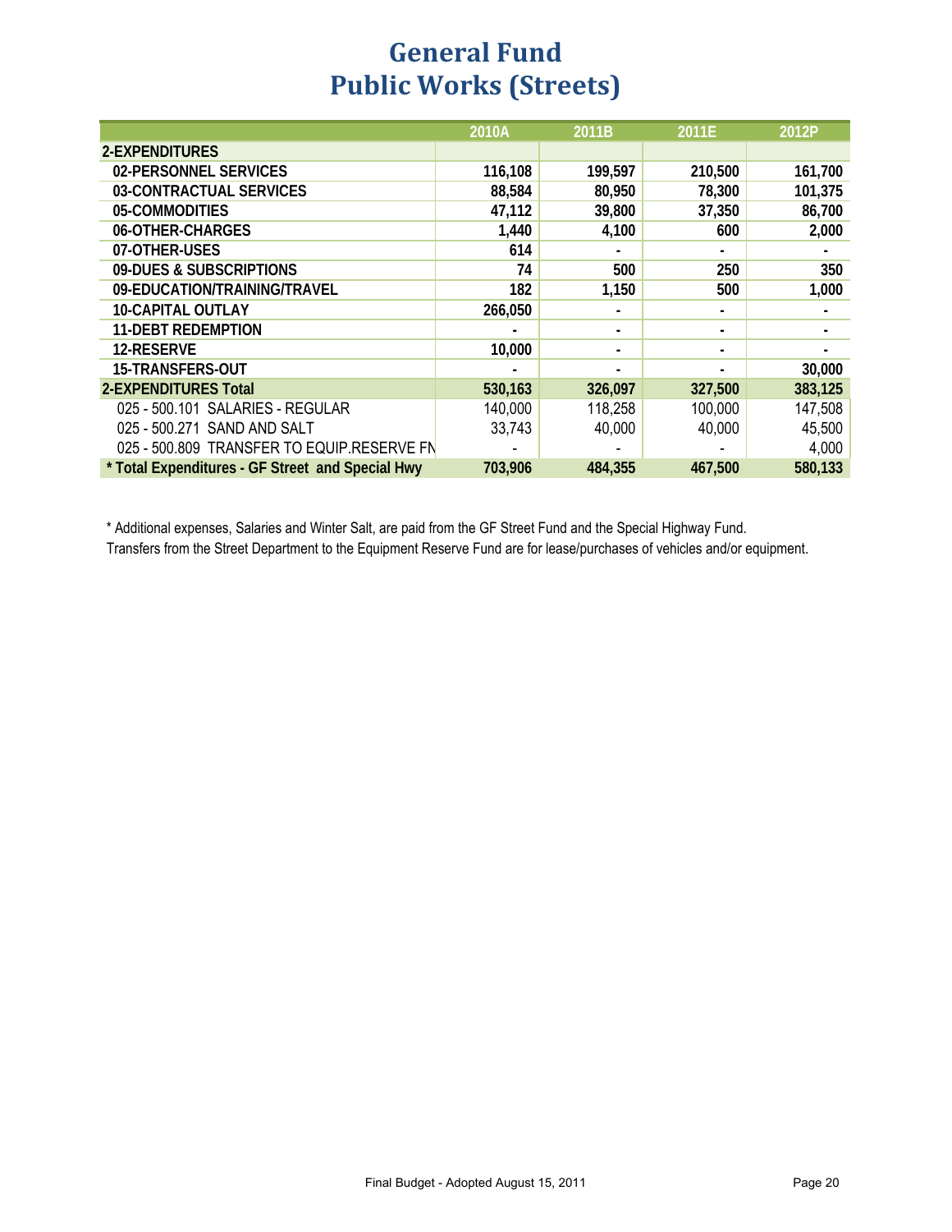# General Fund
# Public Works (Streets)

| | 2010A | 2011B | 2011E | 2012P |
|---|---|---|---|---|
| **2-EXPENDITURES** | | | | |
| **02-PERSONNEL SERVICES** | **116,108** | **199,597** | **210,500** | **161,700** |
| **03-CONTRACTUAL SERVICES** | **88,584** | **80,950** | **78,300** | **101,375** |
| **05-COMMODITIES** | **47,112** | **39,800** | **37,350** | **86,700** |
| **06-OTHER-CHARGES** | **1,440** | **4,100** | **600** | **2,000** |
| **07-OTHER-USES** | **614** | **-** | **-** | **-** |
| **09-DUES & SUBSCRIPTIONS** | **74** | **500** | **250** | **350** |
| **09-EDUCATION/TRAINING/TRAVEL** | **182** | **1,150** | **500** | **1,000** |
| **10-CAPITAL OUTLAY** | **266,050** | **-** | **-** | **-** |
| **11-DEBT REDEMPTION** | **-** | **-** | **-** | **-** |
| **12-RESERVE** | **10,000** | **-** | **-** | **-** |
| **15-TRANSFERS-OUT** | **-** | **-** | **-** | **30,000** |
| **2-EXPENDITURES Total** | **530,163** | **326,097** | **327,500** | **383,125** |
| 025 - 500.101 SALARIES - REGULAR | 140,000 | 118,258 | 100,000 | 147,508 |
| 025 - 500.271 SAND AND SALT | 33,743 | 40,000 | 40,000 | 45,500 |
| 025 - 500.809 TRANSFER TO EQUIP.RESERVE FN | - | - | - | 4,000 |
| **\* Total Expenditures - GF Street and Special Hwy** | **703,906** | **484,355** | **467,500** | **580,133** |

* Additional expenses, Salaries and Winter Salt, are paid from the GF Street Fund and the Special Highway Fund.

Transfers from the Street Department to the Equipment Reserve Fund are for lease/purchases of vehicles and/or equipment.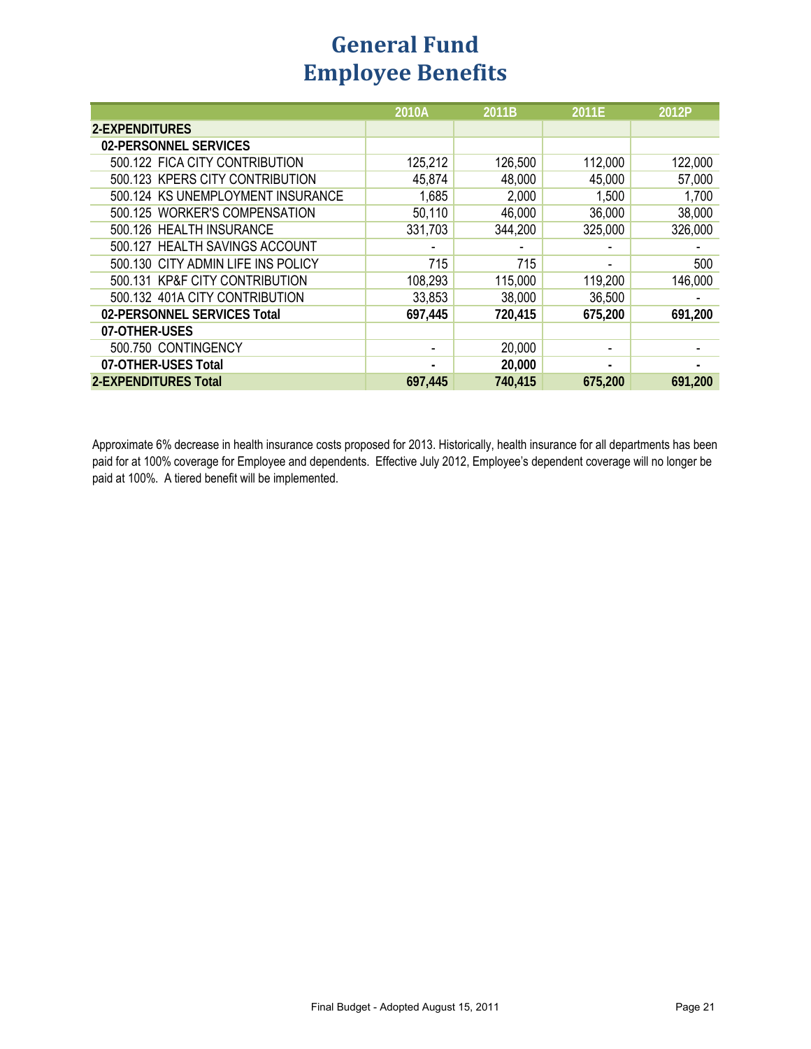# General Fund
# Employee Benefits

| | 2010A | 2011B | 2011E | 2012P |
|---|---|---|---|---|
| **2-EXPENDITURES** | | | | |
| **02-PERSONNEL SERVICES** | | | | |
| 500.122 FICA CITY CONTRIBUTION | 125,212 | 126,500 | 112,000 | 122,000 |
| 500.123 KPERS CITY CONTRIBUTION | 45,874 | 48,000 | 45,000 | 57,000 |
| 500.124 KS UNEMPLOYMENT INSURANCE | 1,685 | 2,000 | 1,500 | 1,700 |
| 500.125 WORKER'S COMPENSATION | 50,110 | 46,000 | 36,000 | 38,000 |
| 500.126 HEALTH INSURANCE | 331,703 | 344,200 | 325,000 | 326,000 |
| 500.127 HEALTH SAVINGS ACCOUNT | - | - | - | - |
| 500.130 CITY ADMIN LIFE INS POLICY | 715 | 715 | - | 500 |
| 500.131 KP&F CITY CONTRIBUTION | 108,293 | 115,000 | 119,200 | 146,000 |
| 500.132 401A CITY CONTRIBUTION | 33,853 | 38,000 | 36,500 | - |
| **02-PERSONNEL SERVICES Total** | **697,445** | **720,415** | **675,200** | **691,200** |
| **07-OTHER-USES** | | | | |
| 500.750 CONTINGENCY | - | 20,000 | - | - |
| **07-OTHER-USES Total** | **-** | **20,000** | **-** | **-** |
| **2-EXPENDITURES Total** | **697,445** | **740,415** | **675,200** | **691,200** |

Approximate 6% decrease in health insurance costs proposed for 2013. Historically, health insurance for all departments has been paid for at 100% coverage for Employee and dependents. Effective July 2012, Employee's dependent coverage will no longer be paid at 100%. A tiered benefit will be implemented.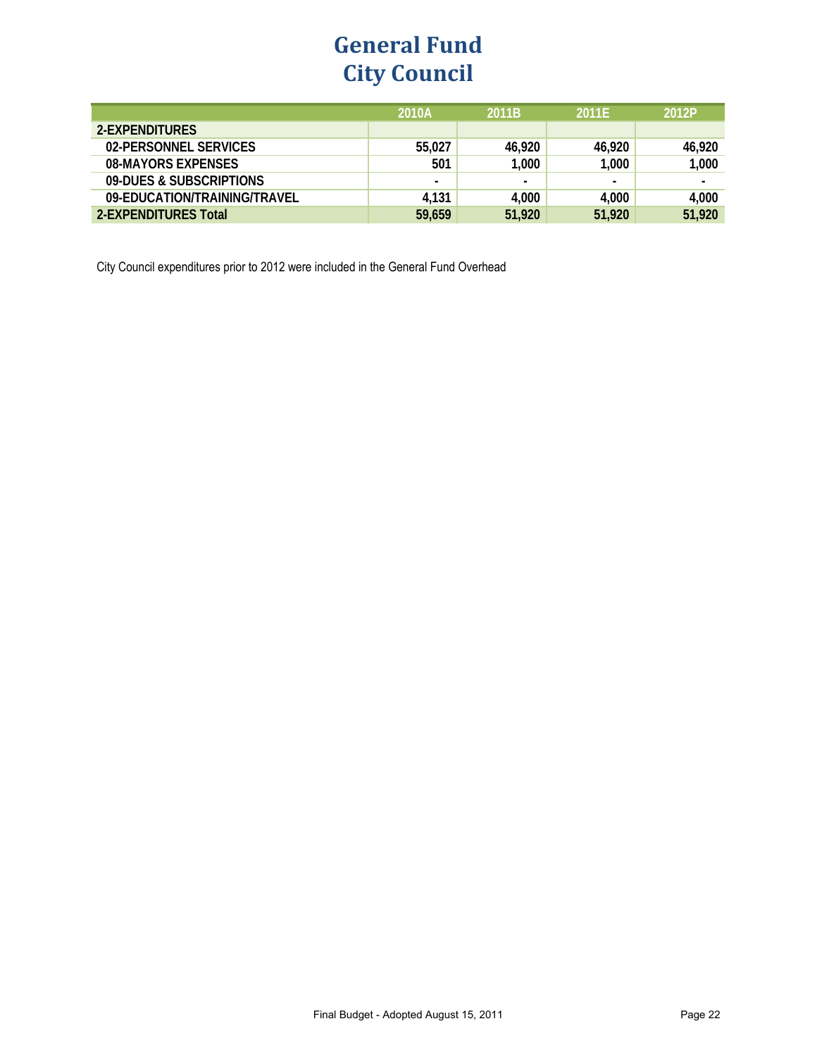# General Fund
# City Council

| | 2010A | 2011B | 2011E | 2012P |
|---|---|---|---|---|
| **2-EXPENDITURES** | | | | |
| **02-PERSONNEL SERVICES** | 55,027 | 46,920 | 46,920 | 46,920 |
| **08-MAYORS EXPENSES** | 501 | 1,000 | 1,000 | 1,000 |
| **09-DUES & SUBSCRIPTIONS** | - | - | - | - |
| **09-EDUCATION/TRAINING/TRAVEL** | 4,131 | 4,000 | 4,000 | 4,000 |
| **2-EXPENDITURES Total** | **59,659** | **51,920** | **51,920** | **51,920** |

City Council expenditures prior to 2012 were included in the General Fund Overhead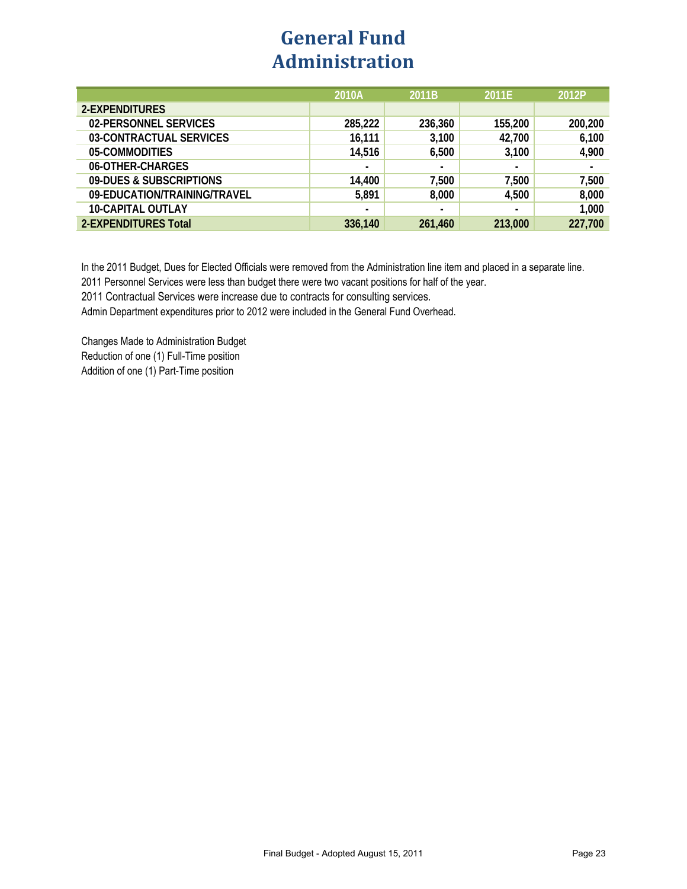# General Fund
# Administration

| | 2010A | 2011B | 2011E | 2012P |
|---|---|---|---|---|
| **2-EXPENDITURES** | | | | |
| **02-PERSONNEL SERVICES** | 285,222 | 236,360 | 155,200 | 200,200 |
| **03-CONTRACTUAL SERVICES** | 16,111 | 3,100 | 42,700 | 6,100 |
| **05-COMMODITIES** | 14,516 | 6,500 | 3,100 | 4,900 |
| **06-OTHER-CHARGES** | - | - | - | - |
| **09-DUES & SUBSCRIPTIONS** | 14,400 | 7,500 | 7,500 | 7,500 |
| **09-EDUCATION/TRAINING/TRAVEL** | 5,891 | 8,000 | 4,500 | 8,000 |
| **10-CAPITAL OUTLAY** | - | - | - | 1,000 |
| **2-EXPENDITURES Total** | 336,140 | 261,460 | 213,000 | 227,700 |

In the 2011 Budget, Dues for Elected Officials were removed from the Administration line item and placed in a separate line.
2011 Personnel Services were less than budget there were two vacant positions for half of the year.
2011 Contractual Services were increase due to contracts for consulting services.
Admin Department expenditures prior to 2012 were included in the General Fund Overhead.

Changes Made to Administration Budget
Reduction of one (1) Full-Time position
Addition of one (1) Part-Time position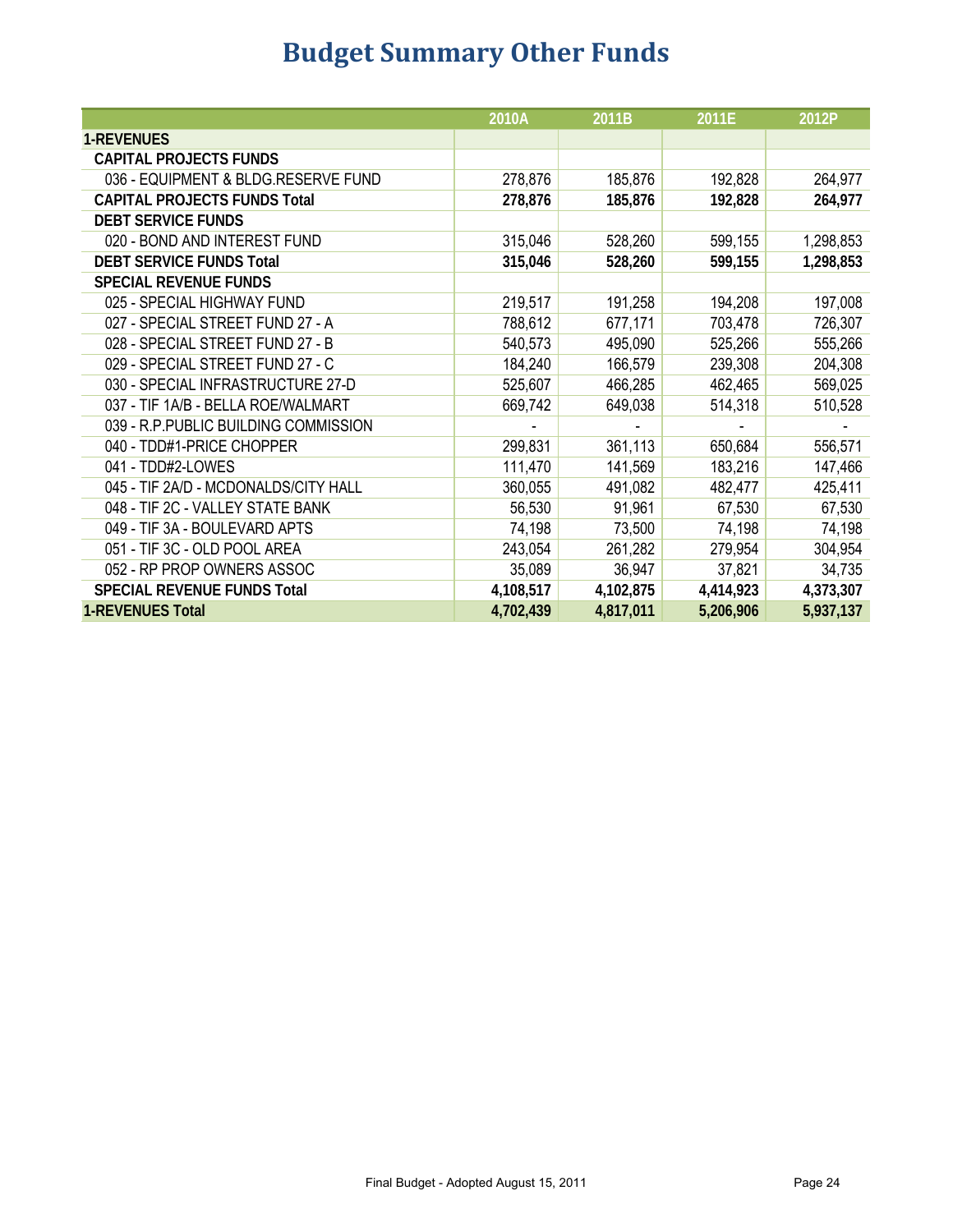# Budget Summary Other Funds

| | 2010A | 2011B | 2011E | 2012P |
|---|---|---|---|---|
| **1-REVENUES** | | | | |
| **CAPITAL PROJECTS FUNDS** | | | | |
| 036 - EQUIPMENT & BLDG.RESERVE FUND | 278,876 | 185,876 | 192,828 | 264,977 |
| **CAPITAL PROJECTS FUNDS Total** | **278,876** | **185,876** | **192,828** | **264,977** |
| **DEBT SERVICE FUNDS** | | | | |
| 020 - BOND AND INTEREST FUND | 315,046 | 528,260 | 599,155 | 1,298,853 |
| **DEBT SERVICE FUNDS Total** | **315,046** | **528,260** | **599,155** | **1,298,853** |
| **SPECIAL REVENUE FUNDS** | | | | |
| 025 - SPECIAL HIGHWAY FUND | 219,517 | 191,258 | 194,208 | 197,008 |
| 027 - SPECIAL STREET FUND 27 - A | 788,612 | 677,171 | 703,478 | 726,307 |
| 028 - SPECIAL STREET FUND 27 - B | 540,573 | 495,090 | 525,266 | 555,266 |
| 029 - SPECIAL STREET FUND 27 - C | 184,240 | 166,579 | 239,308 | 204,308 |
| 030 - SPECIAL INFRASTRUCTURE 27-D | 525,607 | 466,285 | 462,465 | 569,025 |
| 037 - TIF 1A/B - BELLA ROE/WALMART | 669,742 | 649,038 | 514,318 | 510,528 |
| 039 - R.P.PUBLIC BUILDING COMMISSION | - | - | - | - |
| 040 - TDD#1-PRICE CHOPPER | 299,831 | 361,113 | 650,684 | 556,571 |
| 041 - TDD#2-LOWES | 111,470 | 141,569 | 183,216 | 147,466 |
| 045 - TIF 2A/D - MCDONALDS/CITY HALL | 360,055 | 491,082 | 482,477 | 425,411 |
| 048 - TIF 2C - VALLEY STATE BANK | 56,530 | 91,961 | 67,530 | 67,530 |
| 049 - TIF 3A - BOULEVARD APTS | 74,198 | 73,500 | 74,198 | 74,198 |
| 051 - TIF 3C - OLD POOL AREA | 243,054 | 261,282 | 279,954 | 304,954 |
| 052 - RP PROP OWNERS ASSOC | 35,089 | 36,947 | 37,821 | 34,735 |
| **SPECIAL REVENUE FUNDS Total** | **4,108,517** | **4,102,875** | **4,414,923** | **4,373,307** |
| **1-REVENUES Total** | **4,702,439** | **4,817,011** | **5,206,906** | **5,937,137** |

Final Budget - Adopted August 15, 2011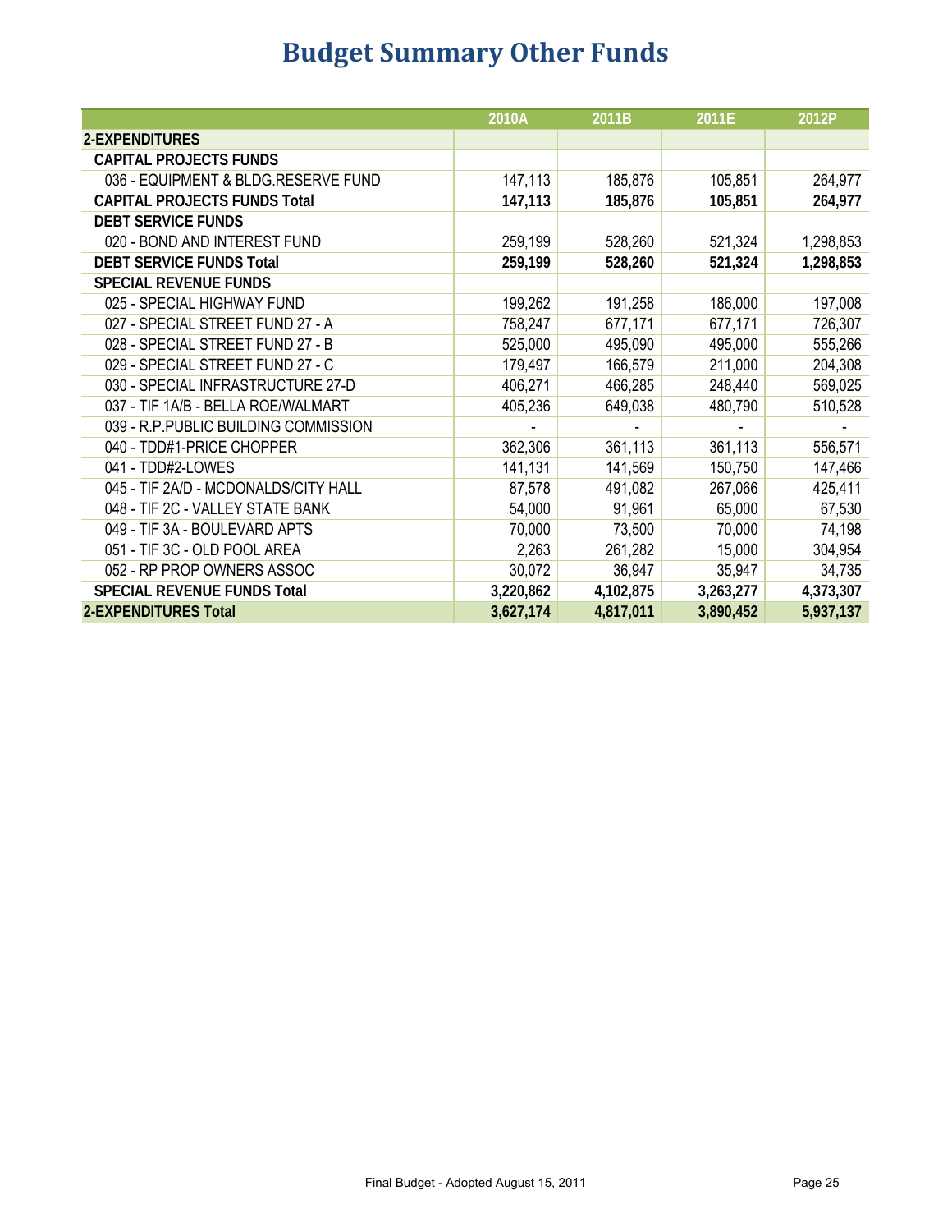# Budget Summary Other Funds

| | 2010A | 2011B | 2011E | 2012P |
|---|---|---|---|---|
| **2-EXPENDITURES** | | | | |
| **CAPITAL PROJECTS FUNDS** | | | | |
| 036 - EQUIPMENT & BLDG.RESERVE FUND | 147,113 | 185,876 | 105,851 | 264,977 |
| **CAPITAL PROJECTS FUNDS Total** | **147,113** | **185,876** | **105,851** | **264,977** |
| **DEBT SERVICE FUNDS** | | | | |
| 020 - BOND AND INTEREST FUND | 259,199 | 528,260 | 521,324 | 1,298,853 |
| **DEBT SERVICE FUNDS Total** | **259,199** | **528,260** | **521,324** | **1,298,853** |
| **SPECIAL REVENUE FUNDS** | | | | |
| 025 - SPECIAL HIGHWAY FUND | 199,262 | 191,258 | 186,000 | 197,008 |
| 027 - SPECIAL STREET FUND 27 - A | 758,247 | 677,171 | 677,171 | 726,307 |
| 028 - SPECIAL STREET FUND 27 - B | 525,000 | 495,090 | 495,000 | 555,266 |
| 029 - SPECIAL STREET FUND 27 - C | 179,497 | 166,579 | 211,000 | 204,308 |
| 030 - SPECIAL INFRASTRUCTURE 27-D | 406,271 | 466,285 | 248,440 | 569,025 |
| 037 - TIF 1A/B - BELLA ROE/WALMART | 405,236 | 649,038 | 480,790 | 510,528 |
| 039 - R.P.PUBLIC BUILDING COMMISSION | - | - | - | - |
| 040 - TDD#1-PRICE CHOPPER | 362,306 | 361,113 | 361,113 | 556,571 |
| 041 - TDD#2-LOWES | 141,131 | 141,569 | 150,750 | 147,466 |
| 045 - TIF 2A/D - MCDONALDS/CITY HALL | 87,578 | 491,082 | 267,066 | 425,411 |
| 048 - TIF 2C - VALLEY STATE BANK | 54,000 | 91,961 | 65,000 | 67,530 |
| 049 - TIF 3A - BOULEVARD APTS | 70,000 | 73,500 | 70,000 | 74,198 |
| 051 - TIF 3C - OLD POOL AREA | 2,263 | 261,282 | 15,000 | 304,954 |
| 052 - RP PROP OWNERS ASSOC | 30,072 | 36,947 | 35,947 | 34,735 |
| **SPECIAL REVENUE FUNDS Total** | **3,220,862** | **4,102,875** | **3,263,277** | **4,373,307** |
| **2-EXPENDITURES Total** | **3,627,174** | **4,817,011** | **3,890,452** | **5,937,137** |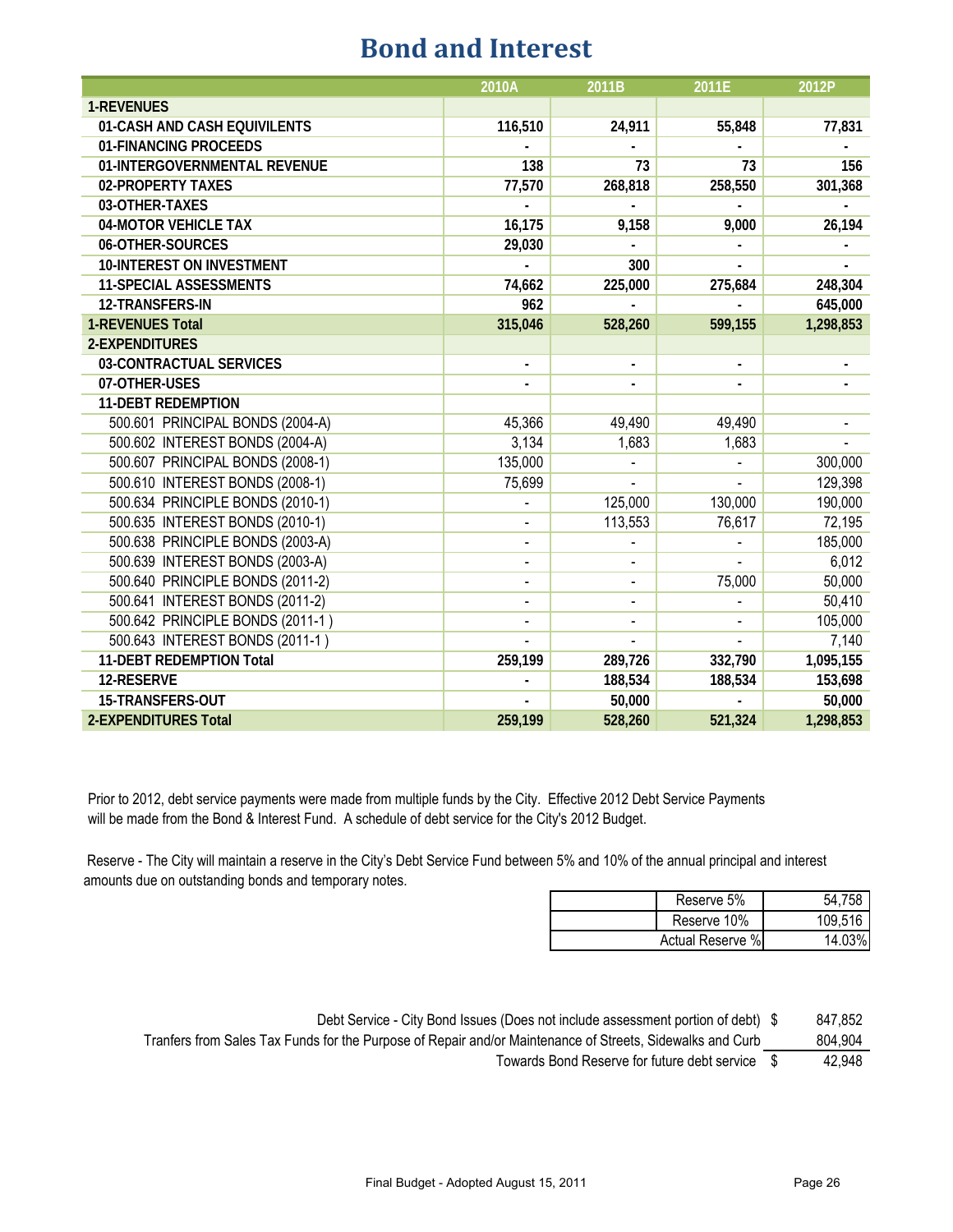# Bond and Interest

| | 2010A | 2011B | 2011E | 2012P |
|---|---|---|---|---|
| **1-REVENUES** | | | | |
| **01-CASH AND CASH EQUIVILENTS** | **116,510** | **24,911** | **55,848** | **77,831** |
| **01-FINANCING PROCEEDS** | **-** | **-** | **-** | **-** |
| **01-INTERGOVERNMENTAL REVENUE** | **138** | **73** | **73** | **156** |
| **02-PROPERTY TAXES** | **77,570** | **268,818** | **258,550** | **301,368** |
| **03-OTHER-TAXES** | **-** | **-** | **-** | **-** |
| **04-MOTOR VEHICLE TAX** | **16,175** | **9,158** | **9,000** | **26,194** |
| **06-OTHER-SOURCES** | **29,030** | **-** | **-** | **-** |
| **10-INTEREST ON INVESTMENT** | **-** | **300** | **-** | **-** |
| **11-SPECIAL ASSESSMENTS** | **74,662** | **225,000** | **275,684** | **248,304** |
| **12-TRANSFERS-IN** | **962** | **-** | **-** | **645,000** |
| **1-REVENUES Total** | **315,046** | **528,260** | **599,155** | **1,298,853** |
| **2-EXPENDITURES** | | | | |
| **03-CONTRACTUAL SERVICES** | **-** | **-** | **-** | **-** |
| **07-OTHER-USES** | **-** | **-** | **-** | **-** |
| **11-DEBT REDEMPTION** | | | | |
| 500.601 PRINCIPAL BONDS (2004-A) | 45,366 | 49,490 | 49,490 | - |
| 500.602 INTEREST BONDS (2004-A) | 3,134 | 1,683 | 1,683 | - |
| 500.607 PRINCIPAL BONDS (2008-1) | 135,000 | - | - | 300,000 |
| 500.610 INTEREST BONDS (2008-1) | 75,699 | - | - | 129,398 |
| 500.634 PRINCIPLE BONDS (2010-1) | - | 125,000 | 130,000 | 190,000 |
| 500.635 INTEREST BONDS (2010-1) | - | 113,553 | 76,617 | 72,195 |
| 500.638 PRINCIPLE BONDS (2003-A) | - | - | - | 185,000 |
| 500.639 INTEREST BONDS (2003-A) | - | - | - | 6,012 |
| 500.640 PRINCIPLE BONDS (2011-2) | - | - | 75,000 | 50,000 |
| 500.641 INTEREST BONDS (2011-2) | - | - | - | 50,410 |
| 500.642 PRINCIPLE BONDS (2011-1 ) | - | - | - | 105,000 |
| 500.643 INTEREST BONDS (2011-1 ) | - | - | - | 7,140 |
| **11-DEBT REDEMPTION Total** | **259,199** | **289,726** | **332,790** | **1,095,155** |
| **12-RESERVE** | **-** | **188,534** | **188,534** | **153,698** |
| **15-TRANSFERS-OUT** | **-** | **50,000** | **-** | **50,000** |
| **2-EXPENDITURES Total** | **259,199** | **528,260** | **521,324** | **1,298,853** |

Prior to 2012, debt service payments were made from multiple funds by the City. Effective 2012 Debt Service Payments will be made from the Bond & Interest Fund. A schedule of debt service for the City's 2012 Budget.

Reserve - The City will maintain a reserve in the City's Debt Service Fund between 5% and 10% of the annual principal and interest amounts due on outstanding bonds and temporary notes.

| | |
|---|---|
| Reserve 5% | 54,758 |
| Reserve 10% | 109,516 |
| Actual Reserve % | 14.03% |

| | | |
|---|---|---|
| Debt Service - City Bond Issues (Does not include assessment portion of debt) | $ | 847,852 |
| Tranfers from Sales Tax Funds for the Purpose of Repair and/or Maintenance of Streets, Sidewalks and Curb | | 804,904 |
| Towards Bond Reserve for future debt service | $ | 42,948 |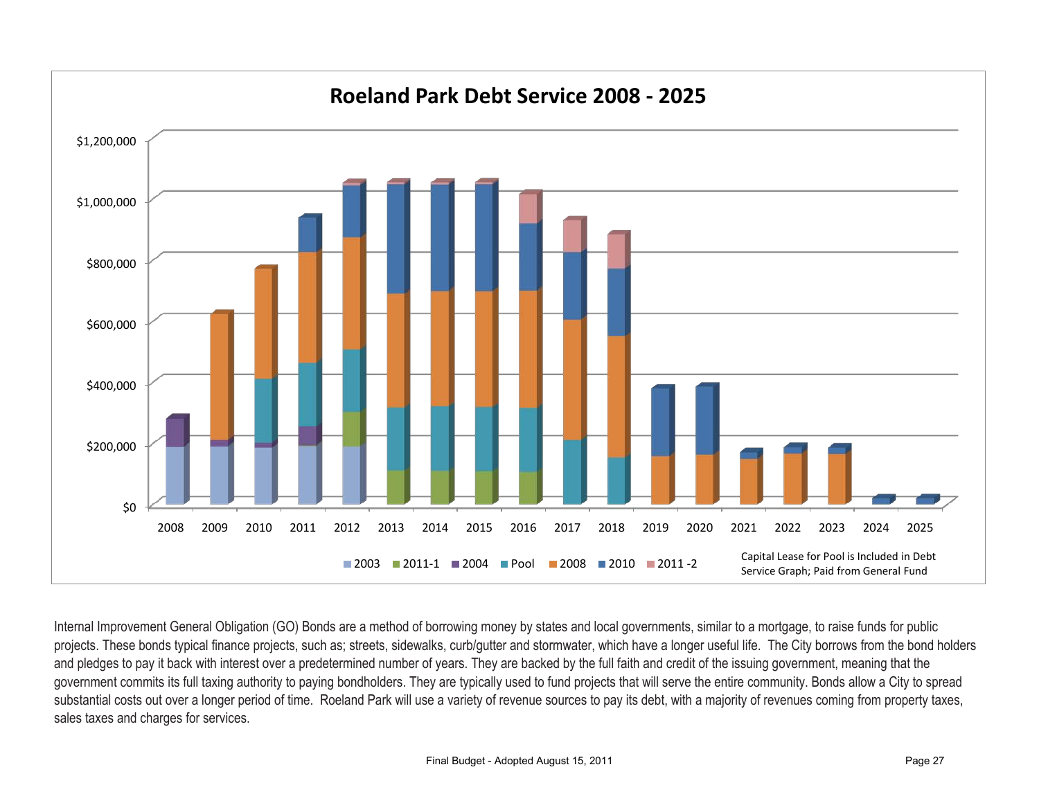## Roeland Park Debt Service 2008 - 2025

Legend: 2003, 2011-1, 2004, Pool, 2008, 2010, 2011 -2

Capital Lease for Pool is Included in Debt Service Graph; Paid from General Fund

Internal Improvement General Obligation (GO) Bonds are a method of borrowing money by states and local governments, similar to a mortgage, to raise funds for public projects. These bonds typical finance projects, such as; streets, sidewalks, curb/gutter and stormwater, which have a longer useful life. The City borrows from the bond holders and pledges to pay it back with interest over a predetermined number of years. They are backed by the full faith and credit of the issuing government, meaning that the government commits its full taxing authority to paying bondholders. They are typically used to fund projects that will serve the entire community. Bonds allow a City to spread substantial costs out over a longer period of time. Roeland Park will use a variety of revenue sources to pay its debt, with a majority of revenues coming from property taxes, sales taxes and charges for services.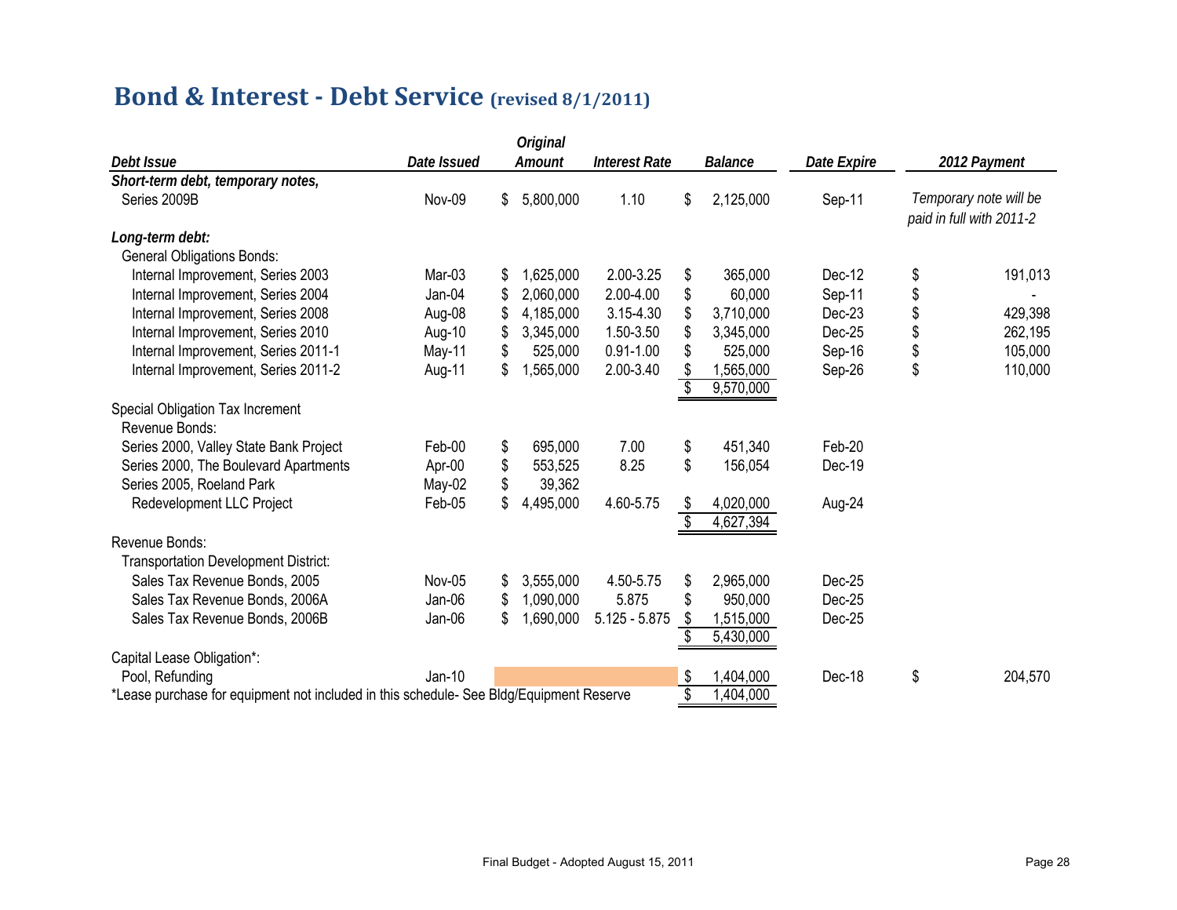# Bond & Interest - Debt Service (revised 8/1/2011)

| Debt Issue | Date Issued | Original Amount | Interest Rate | Balance | Date Expire | 2012 Payment |
|---|---|---|---|---|---|---|
| ***Short-term debt, temporary notes,*** | | | | | | |
| Series 2009B | Nov-09 | $ 5,800,000 | 1.10 | $ 2,125,000 | Sep-11 | *Temporary note will be paid in full with 2011-2* |
| ***Long-term debt:*** | | | | | | |
| General Obligations Bonds: | | | | | | |
| Internal Improvement, Series 2003 | Mar-03 | $ 1,625,000 | 2.00-3.25 | $ 365,000 | Dec-12 | $ 191,013 |
| Internal Improvement, Series 2004 | Jan-04 | $ 2,060,000 | 2.00-4.00 | $ 60,000 | Sep-11 | $ - |
| Internal Improvement, Series 2008 | Aug-08 | $ 4,185,000 | 3.15-4.30 | $ 3,710,000 | Dec-23 | $ 429,398 |
| Internal Improvement, Series 2010 | Aug-10 | $ 3,345,000 | 1.50-3.50 | $ 3,345,000 | Dec-25 | $ 262,195 |
| Internal Improvement, Series 2011-1 | May-11 | $ 525,000 | 0.91-1.00 | $ 525,000 | Sep-16 | $ 105,000 |
| Internal Improvement, Series 2011-2 | Aug-11 | $ 1,565,000 | 2.00-3.40 | $ 1,565,000 | Sep-26 | $ 110,000 |
| | | | | $ 9,570,000 | | |
| Special Obligation Tax Increment Revenue Bonds: | | | | | | |
| Series 2000, Valley State Bank Project | Feb-00 | $ 695,000 | 7.00 | $ 451,340 | Feb-20 | |
| Series 2000, The Boulevard Apartments | Apr-00 | $ 553,525 | 8.25 | $ 156,054 | Dec-19 | |
| Series 2005, Roeland Park | May-02 | $ 39,362 | | | | |
| Redevelopment LLC Project | Feb-05 | $ 4,495,000 | 4.60-5.75 | $ 4,020,000 | Aug-24 | |
| | | | | $ 4,627,394 | | |
| Revenue Bonds: | | | | | | |
| Transportation Development District: | | | | | | |
| Sales Tax Revenue Bonds, 2005 | Nov-05 | $ 3,555,000 | 4.50-5.75 | $ 2,965,000 | Dec-25 | |
| Sales Tax Revenue Bonds, 2006A | Jan-06 | $ 1,090,000 | 5.875 | $ 950,000 | Dec-25 | |
| Sales Tax Revenue Bonds, 2006B | Jan-06 | $ 1,690,000 | 5.125 - 5.875 | $ 1,515,000 | Dec-25 | |
| | | | | $ 5,430,000 | | |
| Capital Lease Obligation*: | | | | | | |
| Pool, Refunding | Jan-10 | | | $ 1,404,000 | Dec-18 | $ 204,570 |
| | | | | $ 1,404,000 | | |

*Lease purchase for equipment not included in this schedule- See Bldg/Equipment Reserve

Final Budget - Adopted August 15, 2011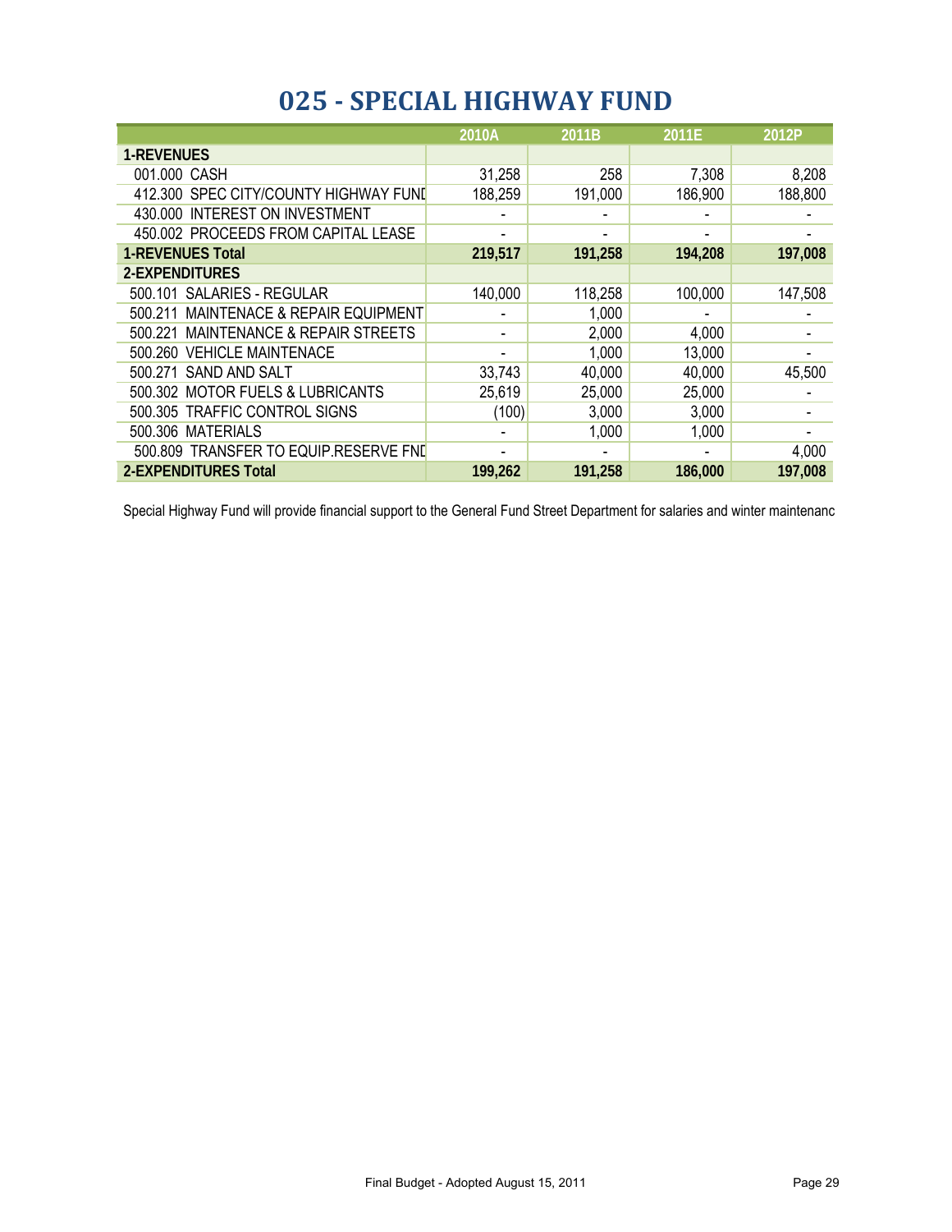# 025 - SPECIAL HIGHWAY FUND

| | 2010A | 2011B | 2011E | 2012P |
|---|---|---|---|---|
| **1-REVENUES** | | | | |
| 001.000 CASH | 31,258 | 258 | 7,308 | 8,208 |
| 412.300 SPEC CITY/COUNTY HIGHWAY FUND | 188,259 | 191,000 | 186,900 | 188,800 |
| 430.000 INTEREST ON INVESTMENT | - | - | - | - |
| 450.002 PROCEEDS FROM CAPITAL LEASE | - | - | - | - |
| **1-REVENUES Total** | **219,517** | **191,258** | **194,208** | **197,008** |
| **2-EXPENDITURES** | | | | |
| 500.101 SALARIES - REGULAR | 140,000 | 118,258 | 100,000 | 147,508 |
| 500.211 MAINTENACE & REPAIR EQUIPMENT | - | 1,000 | - | - |
| 500.221 MAINTENANCE & REPAIR STREETS | - | 2,000 | 4,000 | - |
| 500.260 VEHICLE MAINTENACE | - | 1,000 | 13,000 | - |
| 500.271 SAND AND SALT | 33,743 | 40,000 | 40,000 | 45,500 |
| 500.302 MOTOR FUELS & LUBRICANTS | 25,619 | 25,000 | 25,000 | - |
| 500.305 TRAFFIC CONTROL SIGNS | (100) | 3,000 | 3,000 | - |
| 500.306 MATERIALS | - | 1,000 | 1,000 | - |
| 500.809 TRANSFER TO EQUIP.RESERVE FND | - | - | - | 4,000 |
| **2-EXPENDITURES Total** | **199,262** | **191,258** | **186,000** | **197,008** |

Special Highway Fund will provide financial support to the General Fund Street Department for salaries and winter maintenanc

Final Budget - Adopted August 15, 2011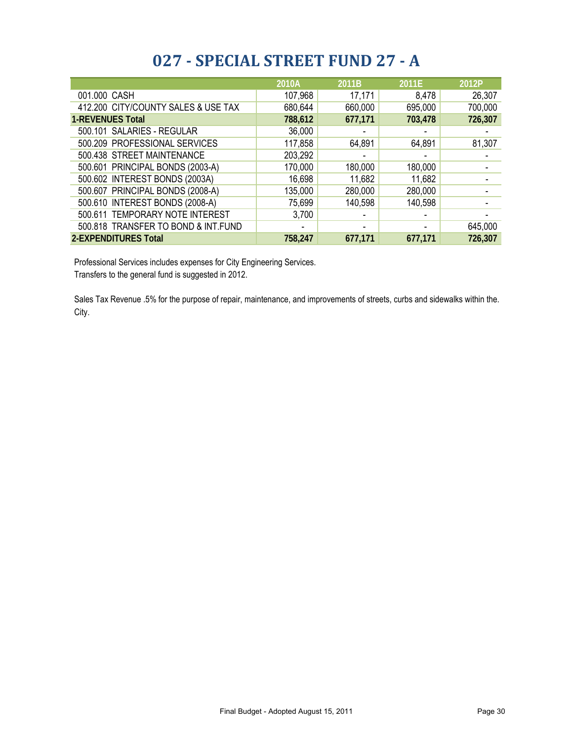# 027 - SPECIAL STREET FUND 27 - A

| | 2010A | 2011B | 2011E | 2012P |
|---|---|---|---|---|
| 001.000 CASH | 107,968 | 17,171 | 8,478 | 26,307 |
| 412.200 CITY/COUNTY SALES & USE TAX | 680,644 | 660,000 | 695,000 | 700,000 |
| **1-REVENUES Total** | **788,612** | **677,171** | **703,478** | **726,307** |
| 500.101 SALARIES - REGULAR | 36,000 | - | - | - |
| 500.209 PROFESSIONAL SERVICES | 117,858 | 64,891 | 64,891 | 81,307 |
| 500.438 STREET MAINTENANCE | 203,292 | - | - | - |
| 500.601 PRINCIPAL BONDS (2003-A) | 170,000 | 180,000 | 180,000 | - |
| 500.602 INTEREST BONDS (2003A) | 16,698 | 11,682 | 11,682 | - |
| 500.607 PRINCIPAL BONDS (2008-A) | 135,000 | 280,000 | 280,000 | - |
| 500.610 INTEREST BONDS (2008-A) | 75,699 | 140,598 | 140,598 | - |
| 500.611 TEMPORARY NOTE INTEREST | 3,700 | - | - | - |
| 500.818 TRANSFER TO BOND & INT.FUND | - | - | - | 645,000 |
| **2-EXPENDITURES Total** | **758,247** | **677,171** | **677,171** | **726,307** |

Professional Services includes expenses for City Engineering Services.
Transfers to the general fund is suggested in 2012.

Sales Tax Revenue .5% for the purpose of repair, maintenance, and improvements of streets, curbs and sidewalks within the. City.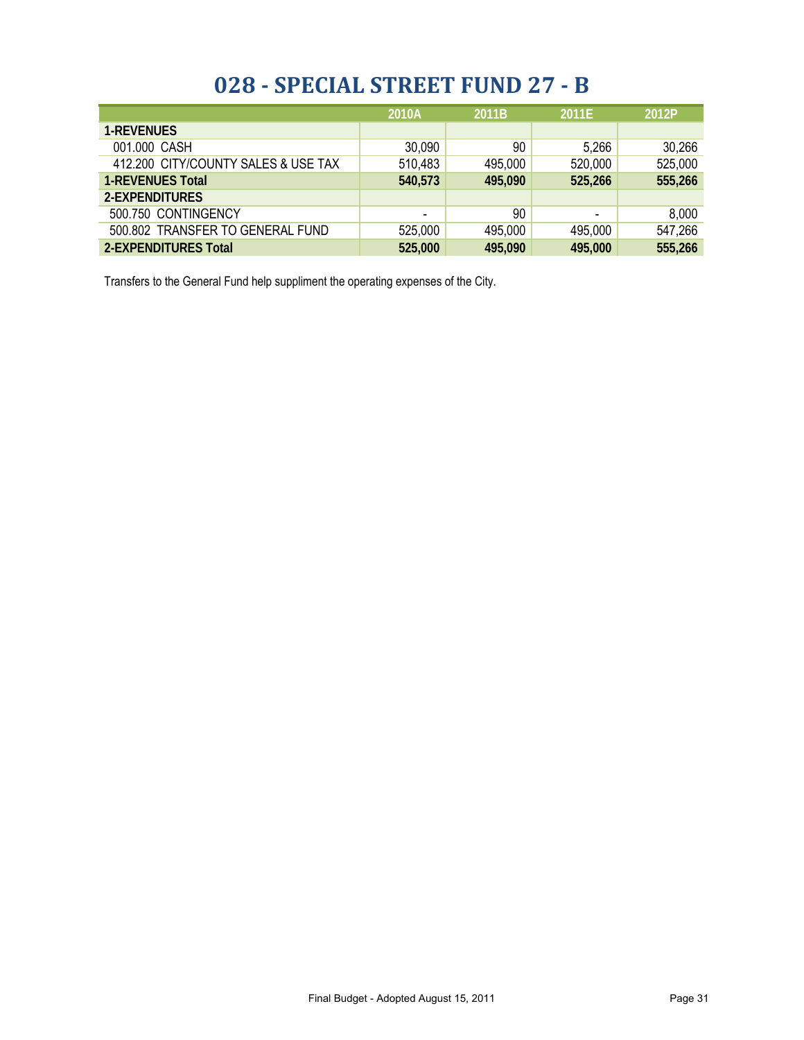# 028 - SPECIAL STREET FUND 27 - B

| | 2010A | 2011B | 2011E | 2012P |
|---|---|---|---|---|
| **1-REVENUES** | | | | |
| 001.000 CASH | 30,090 | 90 | 5,266 | 30,266 |
| 412.200 CITY/COUNTY SALES & USE TAX | 510,483 | 495,000 | 520,000 | 525,000 |
| **1-REVENUES Total** | **540,573** | **495,090** | **525,266** | **555,266** |
| **2-EXPENDITURES** | | | | |
| 500.750 CONTINGENCY | - | 90 | - | 8,000 |
| 500.802 TRANSFER TO GENERAL FUND | 525,000 | 495,000 | 495,000 | 547,266 |
| **2-EXPENDITURES Total** | **525,000** | **495,090** | **495,000** | **555,266** |

Transfers to the General Fund help suppliment the operating expenses of the City.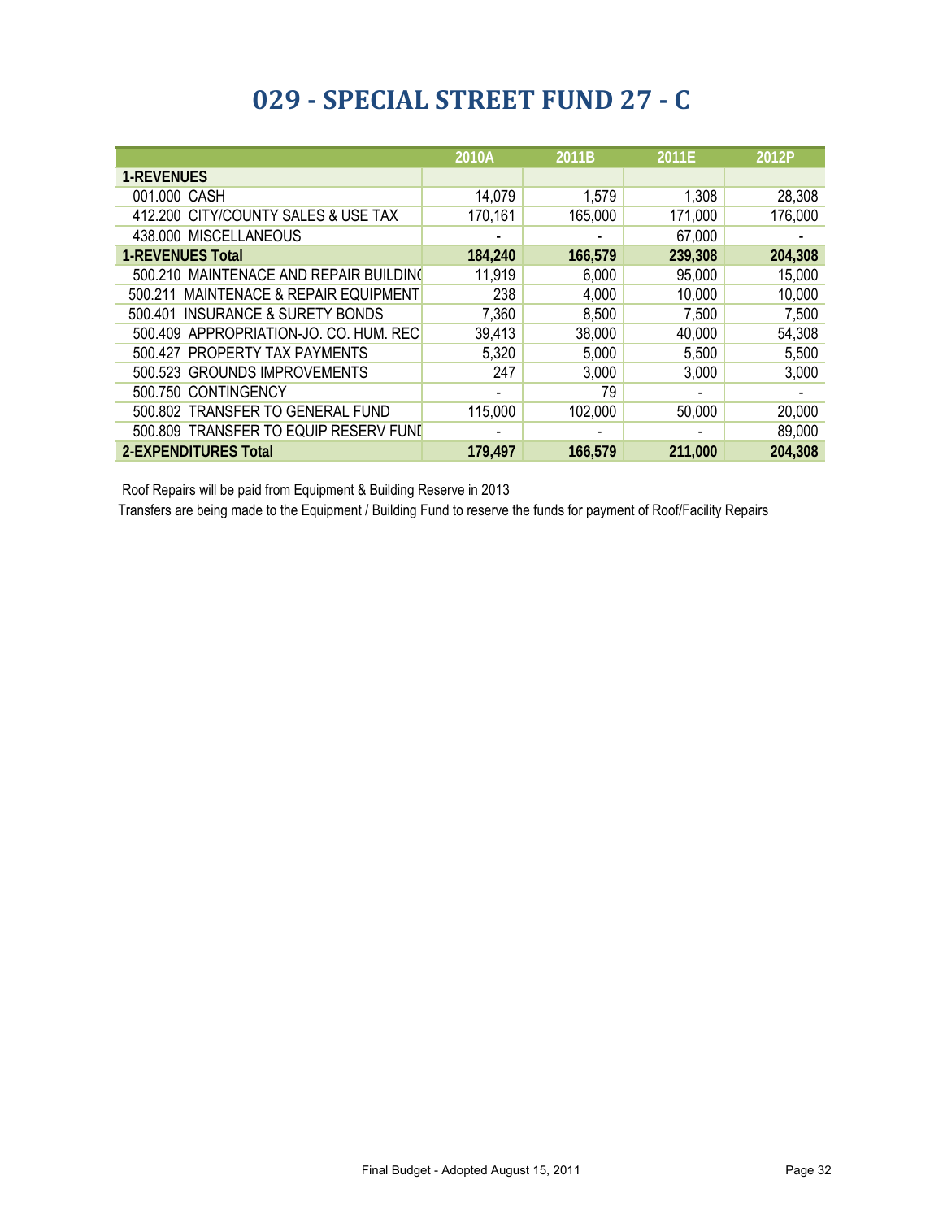# 029 - SPECIAL STREET FUND 27 - C

| | 2010A | 2011B | 2011E | 2012P |
|---|---|---|---|---|
| **1-REVENUES** | | | | |
| 001.000 CASH | 14,079 | 1,579 | 1,308 | 28,308 |
| 412.200 CITY/COUNTY SALES & USE TAX | 170,161 | 165,000 | 171,000 | 176,000 |
| 438.000 MISCELLANEOUS | - | - | 67,000 | - |
| **1-REVENUES Total** | **184,240** | **166,579** | **239,308** | **204,308** |
| 500.210 MAINTENACE AND REPAIR BUILDIN( | 11,919 | 6,000 | 95,000 | 15,000 |
| 500.211 MAINTENACE & REPAIR EQUIPMENT | 238 | 4,000 | 10,000 | 10,000 |
| 500.401 INSURANCE & SURETY BONDS | 7,360 | 8,500 | 7,500 | 7,500 |
| 500.409 APPROPRIATION-JO. CO. HUM. REC | 39,413 | 38,000 | 40,000 | 54,308 |
| 500.427 PROPERTY TAX PAYMENTS | 5,320 | 5,000 | 5,500 | 5,500 |
| 500.523 GROUNDS IMPROVEMENTS | 247 | 3,000 | 3,000 | 3,000 |
| 500.750 CONTINGENCY | - | 79 | - | - |
| 500.802 TRANSFER TO GENERAL FUND | 115,000 | 102,000 | 50,000 | 20,000 |
| 500.809 TRANSFER TO EQUIP RESERV FUNI | - | - | - | 89,000 |
| **2-EXPENDITURES Total** | **179,497** | **166,579** | **211,000** | **204,308** |

Roof Repairs will be paid from Equipment & Building Reserve in 2013

Transfers are being made to the Equipment / Building Fund to reserve the funds for payment of Roof/Facility Repairs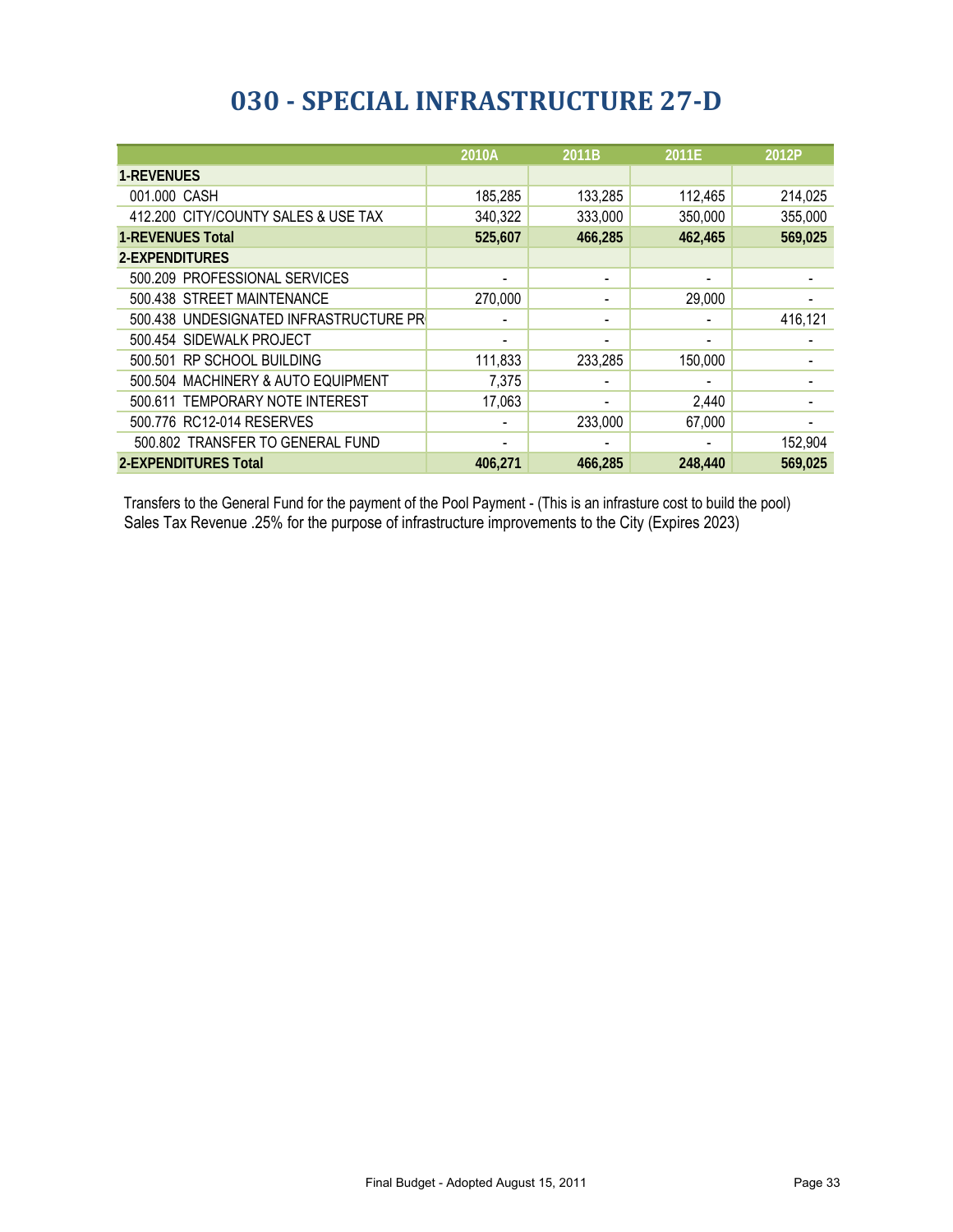# 030 - SPECIAL INFRASTRUCTURE 27-D

| | 2010A | 2011B | 2011E | 2012P |
|---|---|---|---|---|
| **1-REVENUES** | | | | |
| 001.000 CASH | 185,285 | 133,285 | 112,465 | 214,025 |
| 412.200 CITY/COUNTY SALES & USE TAX | 340,322 | 333,000 | 350,000 | 355,000 |
| **1-REVENUES Total** | **525,607** | **466,285** | **462,465** | **569,025** |
| **2-EXPENDITURES** | | | | |
| 500.209 PROFESSIONAL SERVICES | - | - | - | - |
| 500.438 STREET MAINTENANCE | 270,000 | - | 29,000 | - |
| 500.438 UNDESIGNATED INFRASTRUCTURE PR | - | - | - | 416,121 |
| 500.454 SIDEWALK PROJECT | - | - | - | - |
| 500.501 RP SCHOOL BUILDING | 111,833 | 233,285 | 150,000 | - |
| 500.504 MACHINERY & AUTO EQUIPMENT | 7,375 | - | - | - |
| 500.611 TEMPORARY NOTE INTEREST | 17,063 | - | 2,440 | - |
| 500.776 RC12-014 RESERVES | - | 233,000 | 67,000 | - |
| 500.802 TRANSFER TO GENERAL FUND | - | - | - | 152,904 |
| **2-EXPENDITURES Total** | **406,271** | **466,285** | **248,440** | **569,025** |

Transfers to the General Fund for the payment of the Pool Payment - (This is an infrasture cost to build the pool)
Sales Tax Revenue .25% for the purpose of infrastructure improvements to the City (Expires 2023)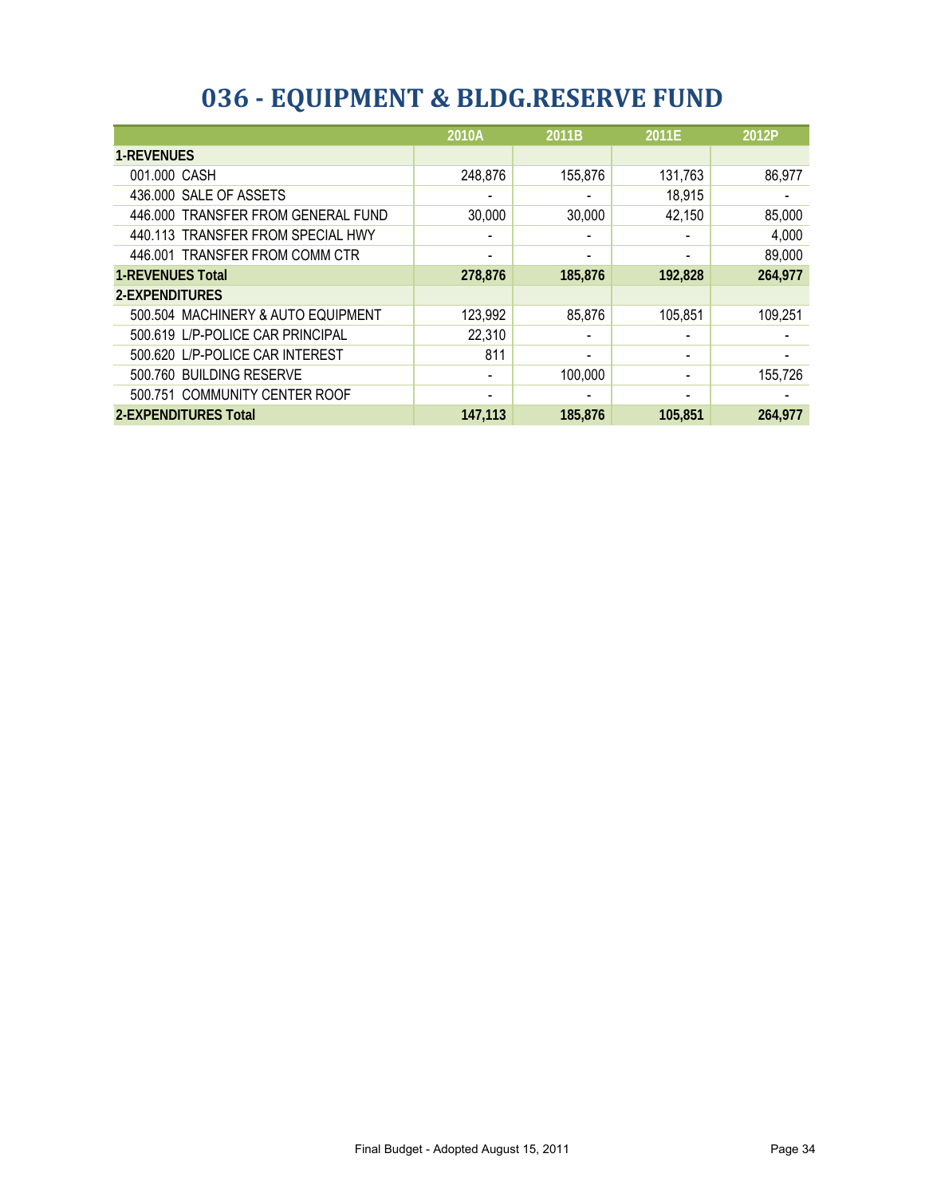# 036 - EQUIPMENT & BLDG.RESERVE FUND

| | 2010A | 2011B | 2011E | 2012P |
|---|---|---|---|---|
| **1-REVENUES** | | | | |
| 001.000 CASH | 248,876 | 155,876 | 131,763 | 86,977 |
| 436.000 SALE OF ASSETS | - | - | 18,915 | - |
| 446.000 TRANSFER FROM GENERAL FUND | 30,000 | 30,000 | 42,150 | 85,000 |
| 440.113 TRANSFER FROM SPECIAL HWY | - | - | - | 4,000 |
| 446.001 TRANSFER FROM COMM CTR | - | - | - | 89,000 |
| **1-REVENUES Total** | **278,876** | **185,876** | **192,828** | **264,977** |
| **2-EXPENDITURES** | | | | |
| 500.504 MACHINERY & AUTO EQUIPMENT | 123,992 | 85,876 | 105,851 | 109,251 |
| 500.619 L/P-POLICE CAR PRINCIPAL | 22,310 | - | - | - |
| 500.620 L/P-POLICE CAR INTEREST | 811 | - | - | - |
| 500.760 BUILDING RESERVE | - | 100,000 | - | 155,726 |
| 500.751 COMMUNITY CENTER ROOF | - | - | - | - |
| **2-EXPENDITURES Total** | **147,113** | **185,876** | **105,851** | **264,977** |

Final Budget - Adopted August 15, 2011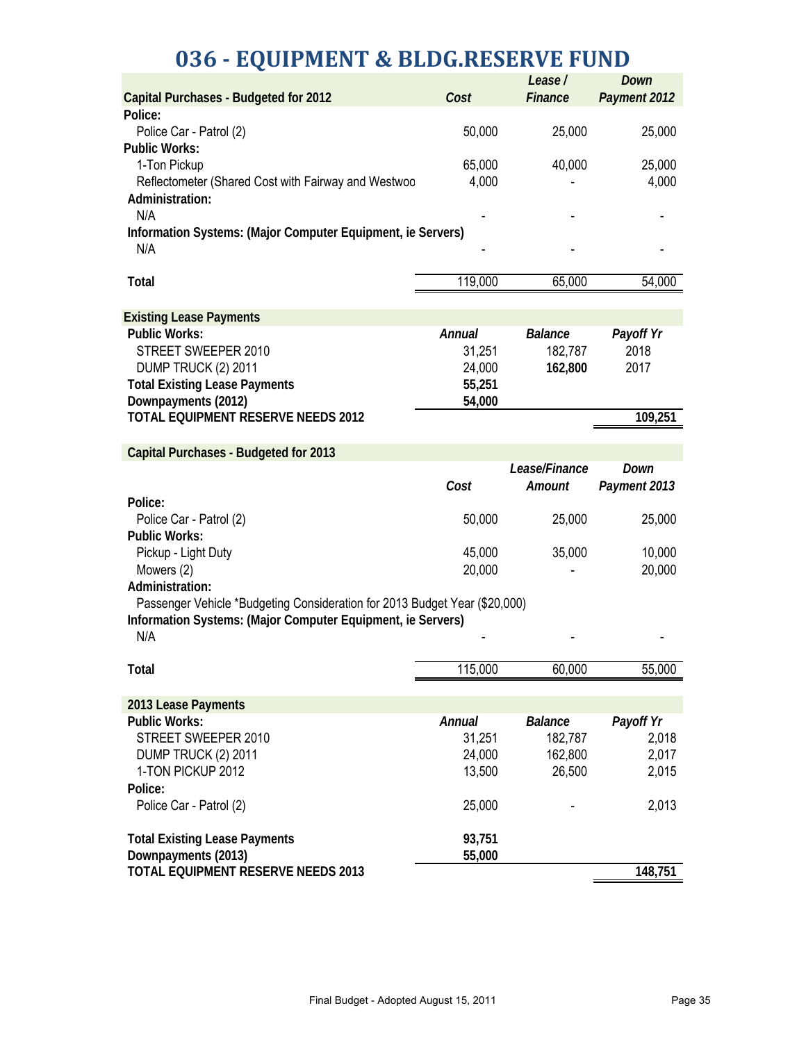# 036 - EQUIPMENT & BLDG.RESERVE FUND

| Capital Purchases - Budgeted for 2012 | *Cost* | *Lease / Finance* | *Down Payment 2012* |
|---|---|---|---|
| **Police:** | | | |
| Police Car - Patrol (2) | 50,000 | 25,000 | 25,000 |
| **Public Works:** | | | |
| 1-Ton Pickup | 65,000 | 40,000 | 25,000 |
| Reflectometer (Shared Cost with Fairway and Westwoo | 4,000 | - | 4,000 |
| **Administration:** | | | |
| N/A | - | - | - |
| **Information Systems: (Major Computer Equipment, ie Servers)** | | | |
| N/A | - | - | - |
| **Total** | 119,000 | 65,000 | 54,000 |

| Existing Lease Payments | | | |
|---|---|---|---|
| **Public Works:** | ***Annual*** | ***Balance*** | ***Payoff Yr*** |
| STREET SWEEPER 2010 | 31,251 | 182,787 | 2018 |
| DUMP TRUCK (2) 2011 | 24,000 | **162,800** | 2017 |
| **Total Existing Lease Payments** | **55,251** | | |
| **Downpayments (2012)** | **54,000** | | |
| **TOTAL EQUIPMENT RESERVE NEEDS 2012** | | | **109,251** |

| Capital Purchases - Budgeted for 2013 | *Cost* | *Lease/Finance Amount* | *Down Payment 2013* |
|---|---|---|---|
| **Police:** | | | |
| Police Car - Patrol (2) | 50,000 | 25,000 | 25,000 |
| **Public Works:** | | | |
| Pickup - Light Duty | 45,000 | 35,000 | 10,000 |
| Mowers (2) | 20,000 | - | 20,000 |
| **Administration:** | | | |
| Passenger Vehicle *Budgeting Consideration for 2013 Budget Year ($20,000) | | | |
| **Information Systems: (Major Computer Equipment, ie Servers)** | | | |
| N/A | - | - | - |
| **Total** | 115,000 | 60,000 | 55,000 |

| 2013 Lease Payments | | | |
|---|---|---|---|
| **Public Works:** | ***Annual*** | ***Balance*** | ***Payoff Yr*** |
| STREET SWEEPER 2010 | 31,251 | 182,787 | 2,018 |
| DUMP TRUCK (2) 2011 | 24,000 | 162,800 | 2,017 |
| 1-TON PICKUP 2012 | 13,500 | 26,500 | 2,015 |
| **Police:** | | | |
| Police Car - Patrol (2) | 25,000 | - | 2,013 |
| **Total Existing Lease Payments** | **93,751** | | |
| **Downpayments (2013)** | **55,000** | | |
| **TOTAL EQUIPMENT RESERVE NEEDS 2013** | | | **148,751** |

Final Budget - Adopted August 15, 2011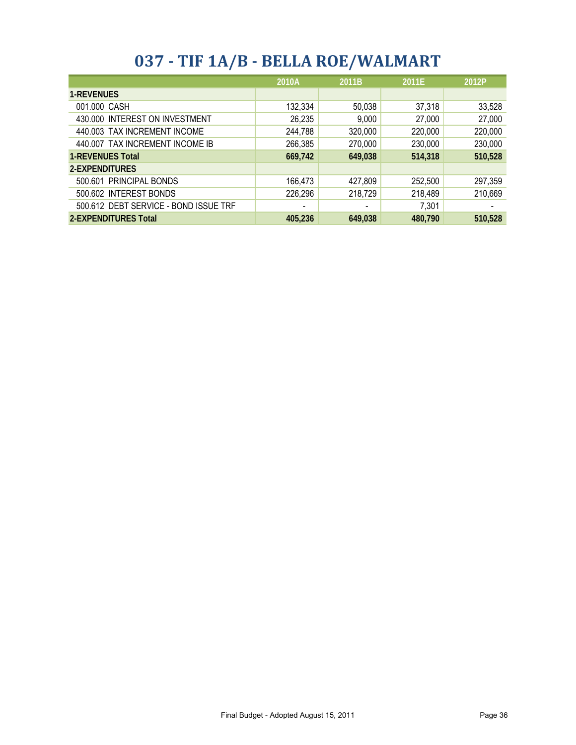# 037 - TIF 1A/B - BELLA ROE/WALMART

| | 2010A | 2011B | 2011E | 2012P |
|---|---|---|---|---|
| **1-REVENUES** | | | | |
| 001.000 CASH | 132,334 | 50,038 | 37,318 | 33,528 |
| 430.000 INTEREST ON INVESTMENT | 26,235 | 9,000 | 27,000 | 27,000 |
| 440.003 TAX INCREMENT INCOME | 244,788 | 320,000 | 220,000 | 220,000 |
| 440.007 TAX INCREMENT INCOME IB | 266,385 | 270,000 | 230,000 | 230,000 |
| **1-REVENUES Total** | **669,742** | **649,038** | **514,318** | **510,528** |
| **2-EXPENDITURES** | | | | |
| 500.601 PRINCIPAL BONDS | 166,473 | 427,809 | 252,500 | 297,359 |
| 500.602 INTEREST BONDS | 226,296 | 218,729 | 218,489 | 210,669 |
| 500.612 DEBT SERVICE - BOND ISSUE TRF | - | - | 7,301 | - |
| **2-EXPENDITURES Total** | **405,236** | **649,038** | **480,790** | **510,528** |

Final Budget - Adopted August 15, 2011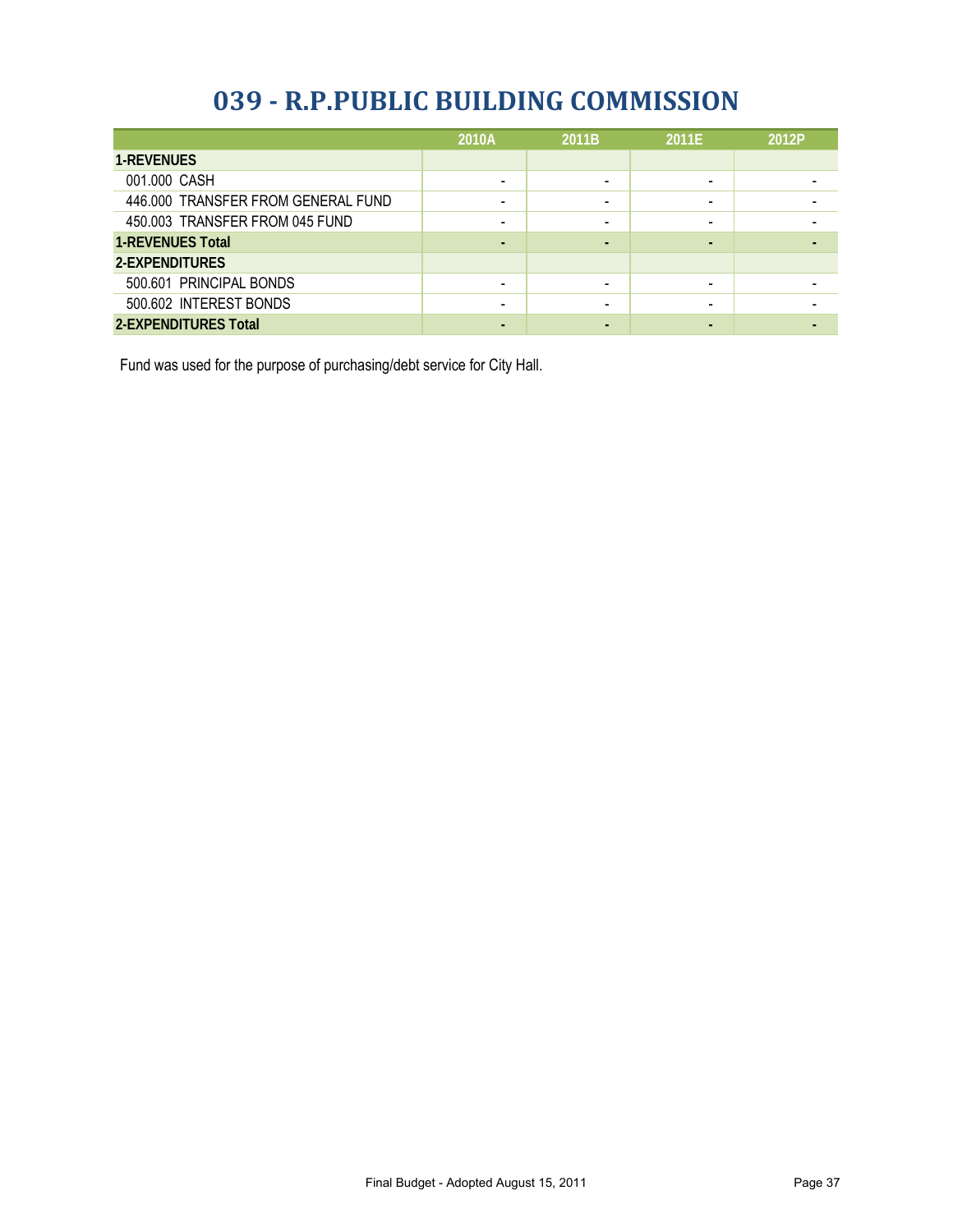# 039 - R.P.PUBLIC BUILDING COMMISSION

| | 2010A | 2011B | 2011E | 2012P |
|---|---|---|---|---|
| **1-REVENUES** | | | | |
| 001.000 CASH | - | - | - | - |
| 446.000 TRANSFER FROM GENERAL FUND | - | - | - | - |
| 450.003 TRANSFER FROM 045 FUND | - | - | - | - |
| **1-REVENUES Total** | **-** | **-** | **-** | **-** |
| **2-EXPENDITURES** | | | | |
| 500.601 PRINCIPAL BONDS | - | - | - | - |
| 500.602 INTEREST BONDS | - | - | - | - |
| **2-EXPENDITURES Total** | **-** | **-** | **-** | **-** |

Fund was used for the purpose of purchasing/debt service for City Hall.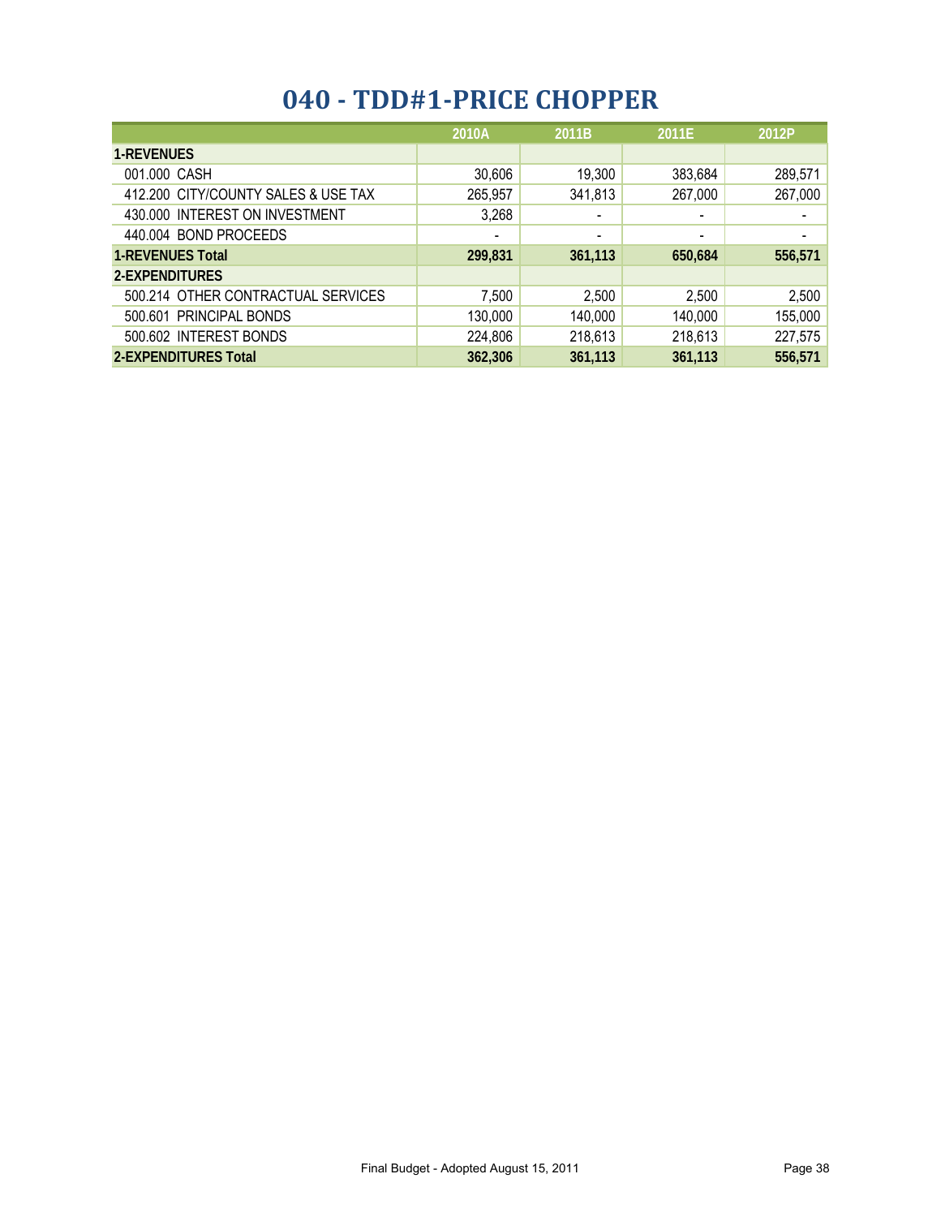# 040 - TDD#1-PRICE CHOPPER

| | 2010A | 2011B | 2011E | 2012P |
|---|---|---|---|---|
| **1-REVENUES** | | | | |
| 001.000 CASH | 30,606 | 19,300 | 383,684 | 289,571 |
| 412.200 CITY/COUNTY SALES & USE TAX | 265,957 | 341,813 | 267,000 | 267,000 |
| 430.000 INTEREST ON INVESTMENT | 3,268 | - | - | - |
| 440.004 BOND PROCEEDS | - | - | - | - |
| **1-REVENUES Total** | **299,831** | **361,113** | **650,684** | **556,571** |
| **2-EXPENDITURES** | | | | |
| 500.214 OTHER CONTRACTUAL SERVICES | 7,500 | 2,500 | 2,500 | 2,500 |
| 500.601 PRINCIPAL BONDS | 130,000 | 140,000 | 140,000 | 155,000 |
| 500.602 INTEREST BONDS | 224,806 | 218,613 | 218,613 | 227,575 |
| **2-EXPENDITURES Total** | **362,306** | **361,113** | **361,113** | **556,571** |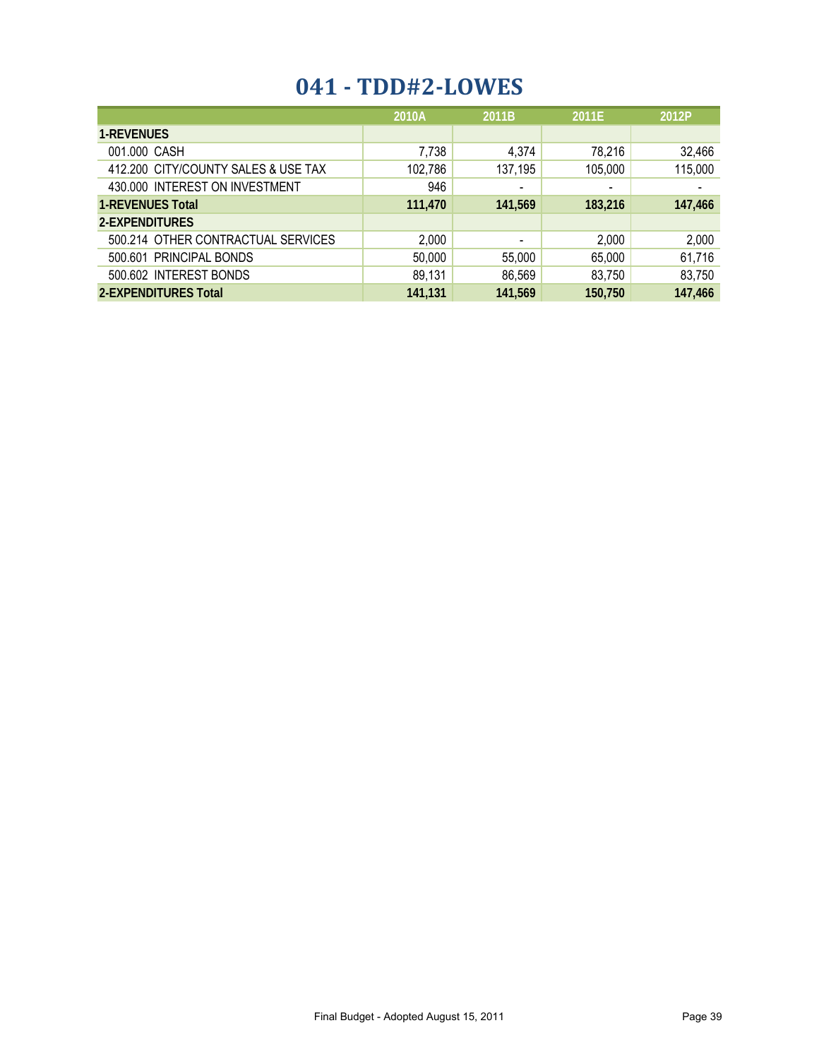# 041 - TDD#2-LOWES

| | 2010A | 2011B | 2011E | 2012P |
|---|---|---|---|---|
| **1-REVENUES** | | | | |
| 001.000 CASH | 7,738 | 4,374 | 78,216 | 32,466 |
| 412.200 CITY/COUNTY SALES & USE TAX | 102,786 | 137,195 | 105,000 | 115,000 |
| 430.000 INTEREST ON INVESTMENT | 946 | - | - | - |
| **1-REVENUES Total** | **111,470** | **141,569** | **183,216** | **147,466** |
| **2-EXPENDITURES** | | | | |
| 500.214 OTHER CONTRACTUAL SERVICES | 2,000 | - | 2,000 | 2,000 |
| 500.601 PRINCIPAL BONDS | 50,000 | 55,000 | 65,000 | 61,716 |
| 500.602 INTEREST BONDS | 89,131 | 86,569 | 83,750 | 83,750 |
| **2-EXPENDITURES Total** | **141,131** | **141,569** | **150,750** | **147,466** |

Final Budget - Adopted August 15, 2011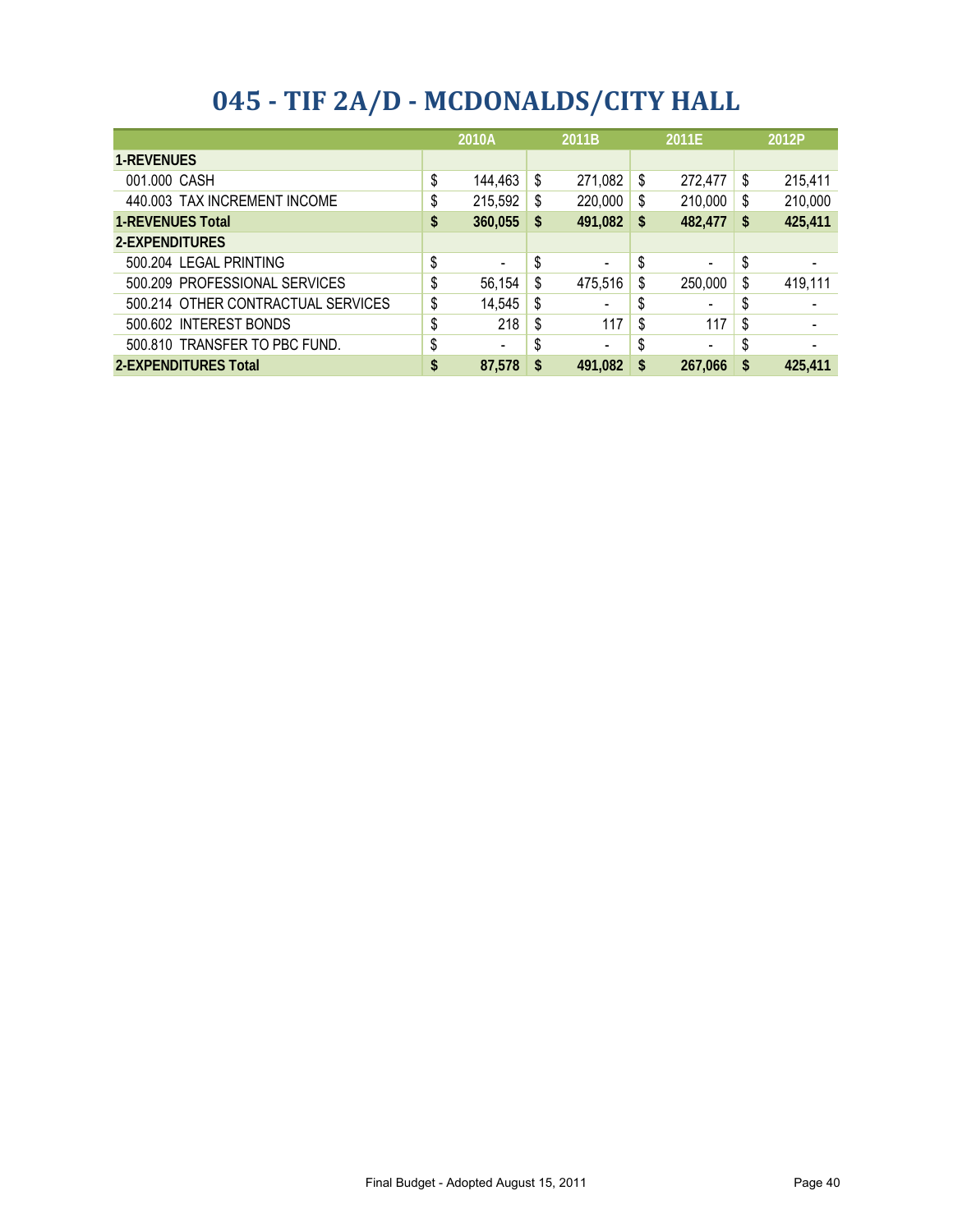# 045 - TIF 2A/D - MCDONALDS/CITY HALL

| | 2010A | 2011B | 2011E | 2012P |
|---|---|---|---|---|
| **1-REVENUES** | | | | |
| 001.000 CASH | $ 144,463 | $ 271,082 | $ 272,477 | $ 215,411 |
| 440.003 TAX INCREMENT INCOME | $ 215,592 | $ 220,000 | $ 210,000 | $ 210,000 |
| **1-REVENUES Total** | **$ 360,055** | **$ 491,082** | **$ 482,477** | **$ 425,411** |
| **2-EXPENDITURES** | | | | |
| 500.204 LEGAL PRINTING | $ - | $ - | $ - | $ - |
| 500.209 PROFESSIONAL SERVICES | $ 56,154 | $ 475,516 | $ 250,000 | $ 419,111 |
| 500.214 OTHER CONTRACTUAL SERVICES | $ 14,545 | $ - | $ - | $ - |
| 500.602 INTEREST BONDS | $ 218 | $ 117 | $ 117 | $ - |
| 500.810 TRANSFER TO PBC FUND. | $ - | $ - | $ - | $ - |
| **2-EXPENDITURES Total** | **$ 87,578** | **$ 491,082** | **$ 267,066** | **$ 425,411** |

Final Budget - Adopted August 15, 2011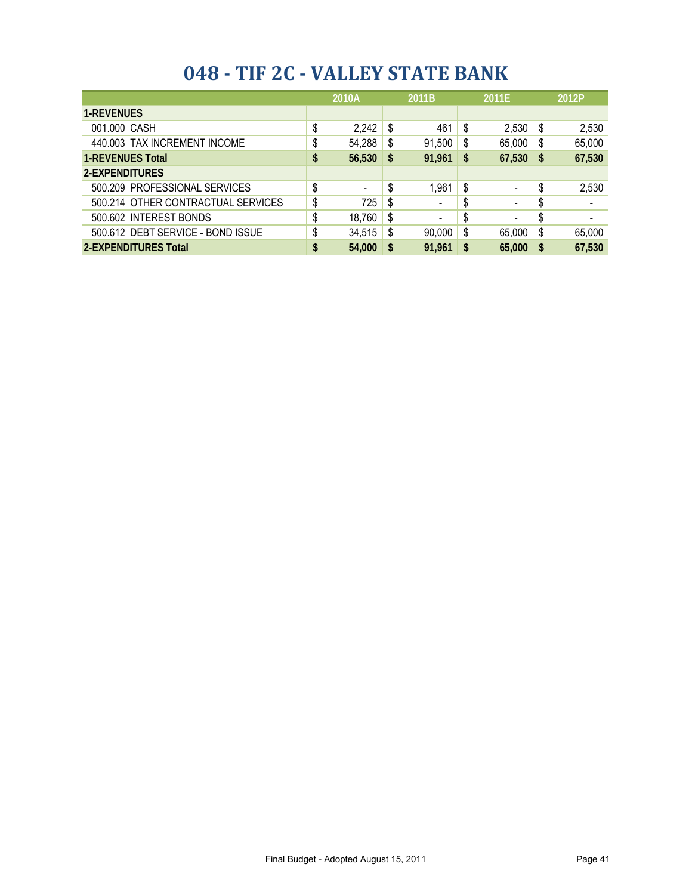# 048 - TIF 2C - VALLEY STATE BANK

| | 2010A | 2011B | 2011E | 2012P |
|---|---|---|---|---|
| **1-REVENUES** | | | | |
| 001.000 CASH | $ 2,242 | $ 461 | $ 2,530 | $ 2,530 |
| 440.003 TAX INCREMENT INCOME | $ 54,288 | $ 91,500 | $ 65,000 | $ 65,000 |
| **1-REVENUES Total** | **$ 56,530** | **$ 91,961** | **$ 67,530** | **$ 67,530** |
| **2-EXPENDITURES** | | | | |
| 500.209 PROFESSIONAL SERVICES | $ - | $ 1,961 | $ - | $ 2,530 |
| 500.214 OTHER CONTRACTUAL SERVICES | $ 725 | $ - | $ - | $ - |
| 500.602 INTEREST BONDS | $ 18,760 | $ - | $ - | $ - |
| 500.612 DEBT SERVICE - BOND ISSUE | $ 34,515 | $ 90,000 | $ 65,000 | $ 65,000 |
| **2-EXPENDITURES Total** | **$ 54,000** | **$ 91,961** | **$ 65,000** | **$ 67,530** |

Final Budget - Adopted August 15, 2011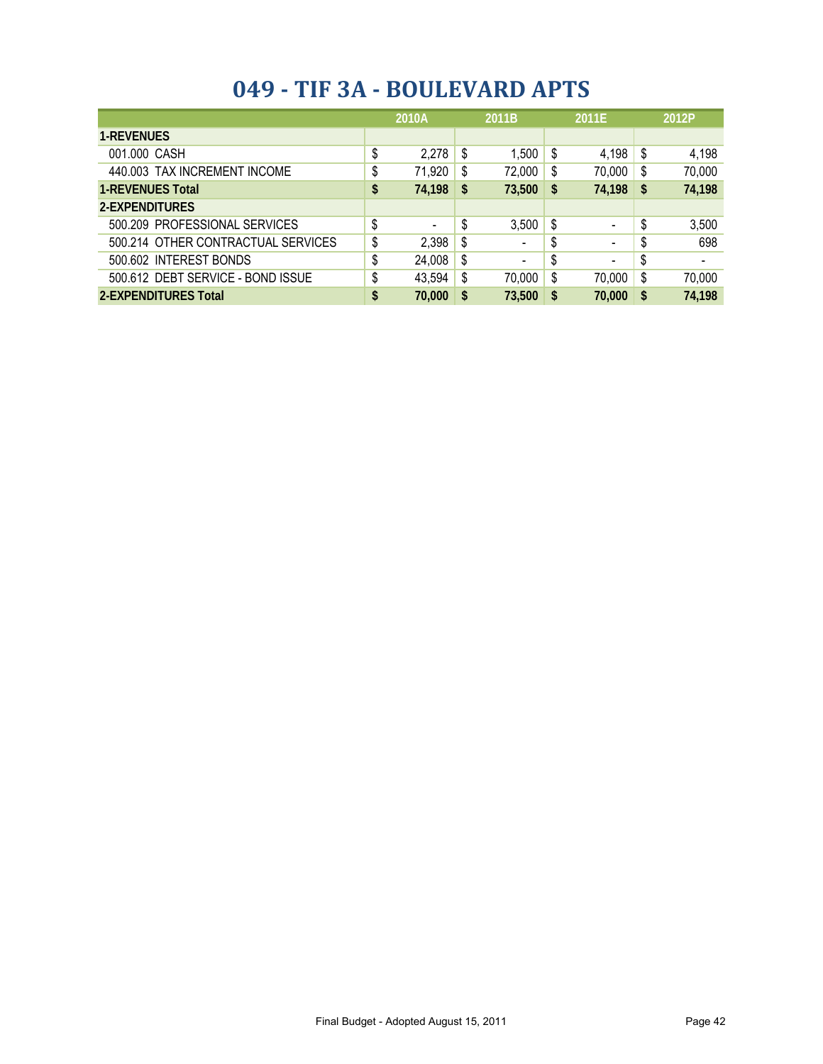# 049 - TIF 3A - BOULEVARD APTS

| | 2010A | 2011B | 2011E | 2012P |
|---|---|---|---|---|
| **1-REVENUES** | | | | |
| 001.000 CASH | $ 2,278 | $ 1,500 | $ 4,198 | $ 4,198 |
| 440.003 TAX INCREMENT INCOME | $ 71,920 | $ 72,000 | $ 70,000 | $ 70,000 |
| **1-REVENUES Total** | **$ 74,198** | **$ 73,500** | **$ 74,198** | **$ 74,198** |
| **2-EXPENDITURES** | | | | |
| 500.209 PROFESSIONAL SERVICES | $ - | $ 3,500 | $ - | $ 3,500 |
| 500.214 OTHER CONTRACTUAL SERVICES | $ 2,398 | $ - | $ - | $ 698 |
| 500.602 INTEREST BONDS | $ 24,008 | $ - | $ - | $ - |
| 500.612 DEBT SERVICE - BOND ISSUE | $ 43,594 | $ 70,000 | $ 70,000 | $ 70,000 |
| **2-EXPENDITURES Total** | **$ 70,000** | **$ 73,500** | **$ 70,000** | **$ 74,198** |

Final Budget - Adopted August 15, 2011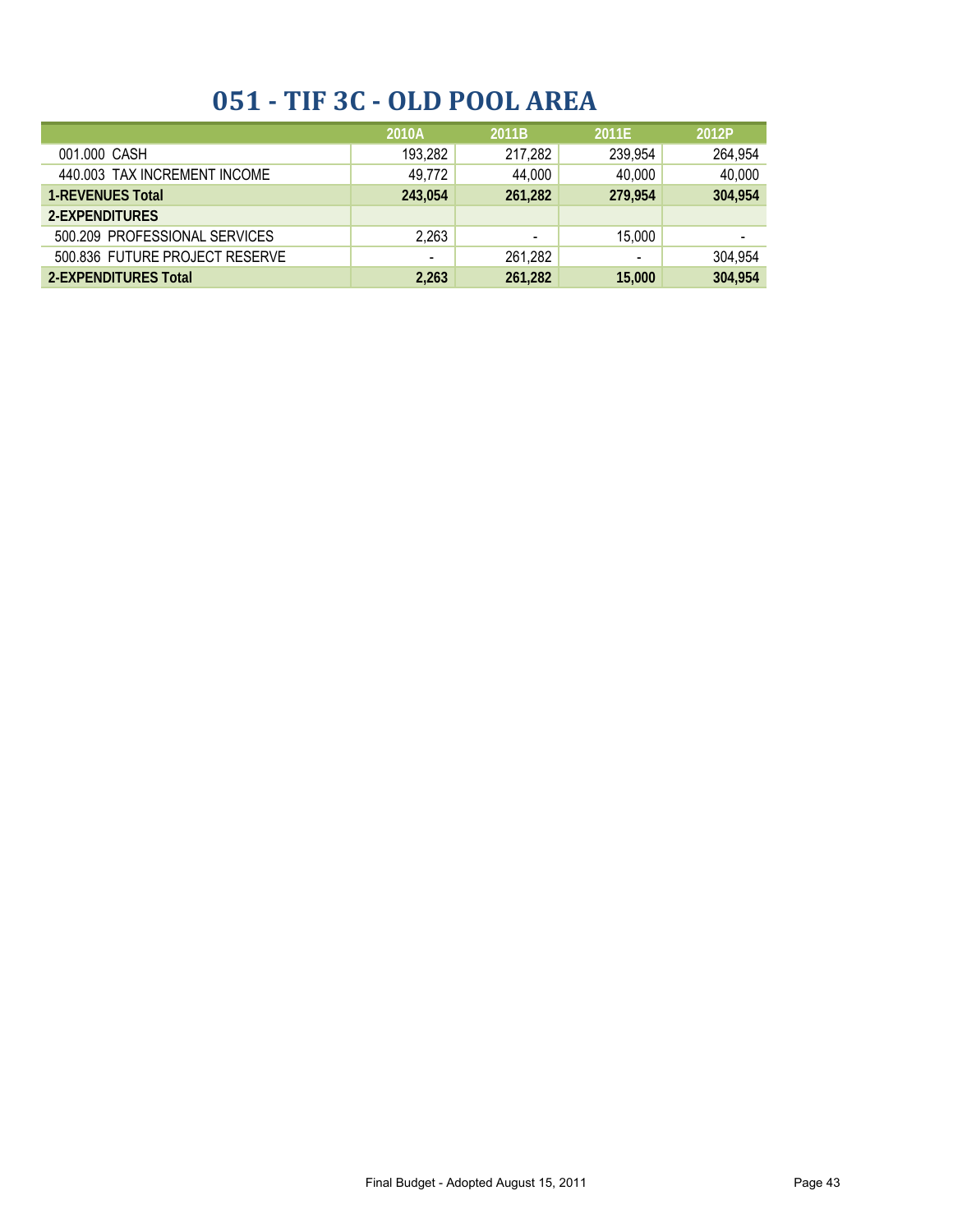# 051 - TIF 3C - OLD POOL AREA

| | 2010A | 2011B | 2011E | 2012P |
|---|---|---|---|---|
| 001.000 CASH | 193,282 | 217,282 | 239,954 | 264,954 |
| 440.003 TAX INCREMENT INCOME | 49,772 | 44,000 | 40,000 | 40,000 |
| **1-REVENUES Total** | **243,054** | **261,282** | **279,954** | **304,954** |
| **2-EXPENDITURES** | | | | |
| 500.209 PROFESSIONAL SERVICES | 2,263 | - | 15,000 | - |
| 500.836 FUTURE PROJECT RESERVE | - | 261,282 | - | 304,954 |
| **2-EXPENDITURES Total** | **2,263** | **261,282** | **15,000** | **304,954** |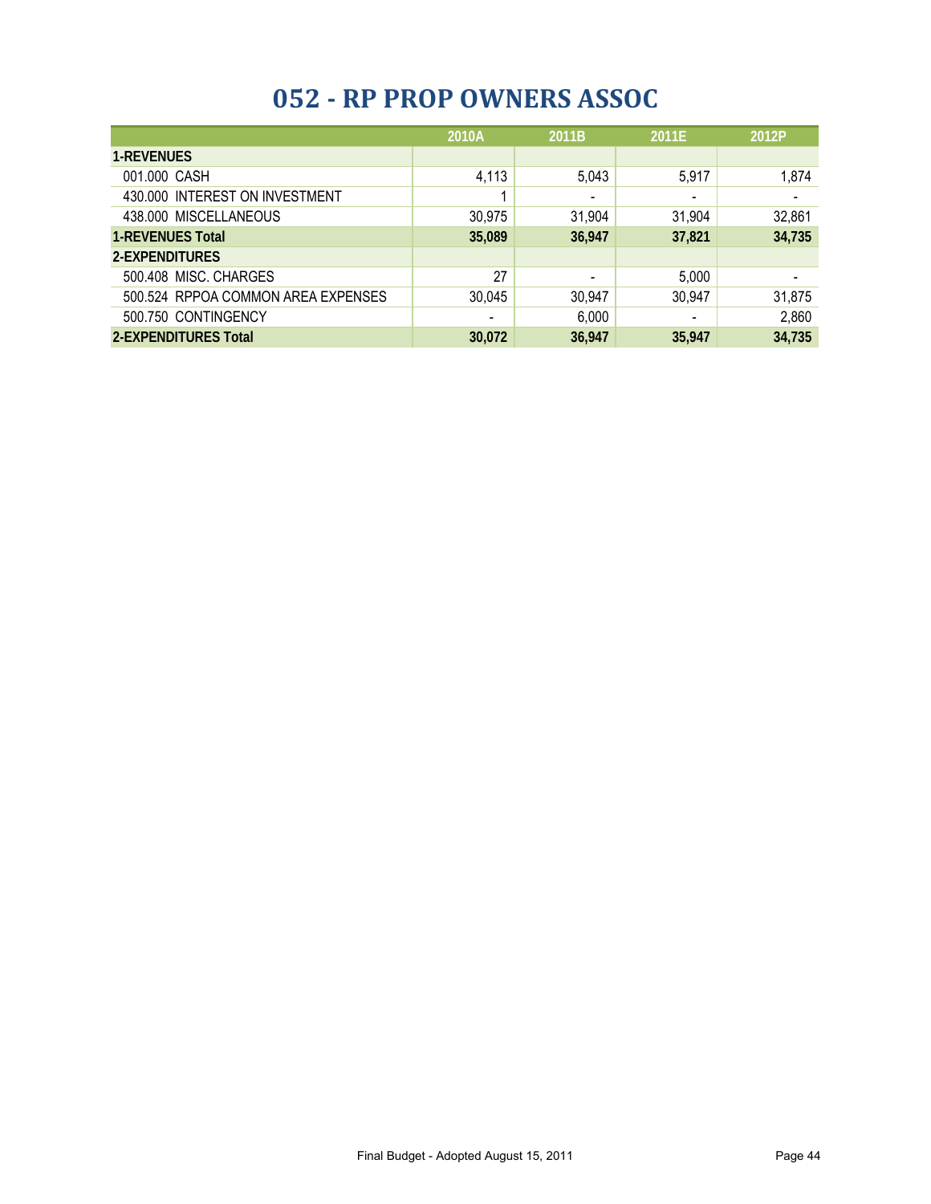# 052 - RP PROP OWNERS ASSOC

| | 2010A | 2011B | 2011E | 2012P |
|---|---|---|---|---|
| **1-REVENUES** | | | | |
| 001.000 CASH | 4,113 | 5,043 | 5,917 | 1,874 |
| 430.000 INTEREST ON INVESTMENT | 1 | - | - | - |
| 438.000 MISCELLANEOUS | 30,975 | 31,904 | 31,904 | 32,861 |
| **1-REVENUES Total** | **35,089** | **36,947** | **37,821** | **34,735** |
| **2-EXPENDITURES** | | | | |
| 500.408 MISC. CHARGES | 27 | - | 5,000 | - |
| 500.524 RPPOA COMMON AREA EXPENSES | 30,045 | 30,947 | 30,947 | 31,875 |
| 500.750 CONTINGENCY | - | 6,000 | - | 2,860 |
| **2-EXPENDITURES Total** | **30,072** | **36,947** | **35,947** | **34,735** |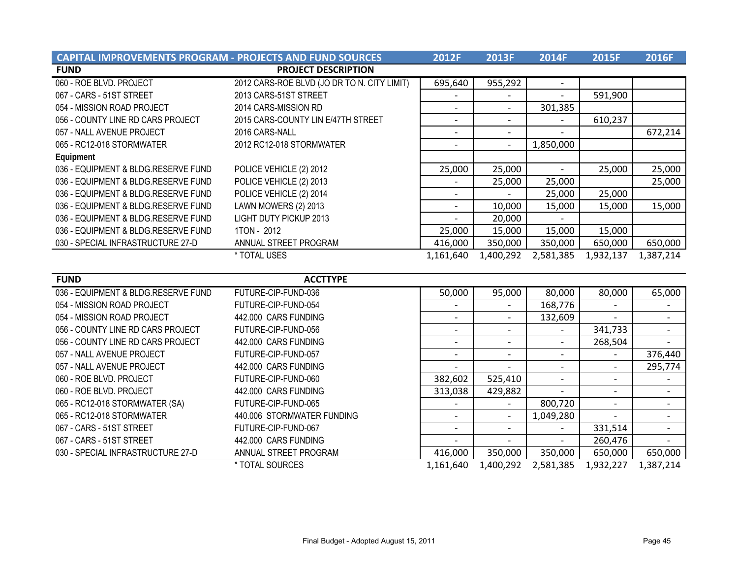| CAPITAL IMPROVEMENTS PROGRAM - PROJECTS AND FUND SOURCES | | 2012F | 2013F | 2014F | 2015F | 2016F |
|---|---|---|---|---|---|---|
| **FUND** | **PROJECT DESCRIPTION** | | | | | |
| 060 - ROE BLVD. PROJECT | 2012 CARS-ROE BLVD (JO DR TO N. CITY LIMIT) | 695,640 | 955,292 | - | | |
| 067 - CARS - 51ST STREET | 2013 CARS-51ST STREET | - | - | - | 591,900 | |
| 054 - MISSION ROAD PROJECT | 2014 CARS-MISSION RD | - | - | 301,385 | | |
| 056 - COUNTY LINE RD CARS PROJECT | 2015 CARS-COUNTY LIN E/47TH STREET | - | - | - | 610,237 | |
| 057 - NALL AVENUE PROJECT | 2016 CARS-NALL | - | - | - | | 672,214 |
| 065 - RC12-018 STORMWATER | 2012 RC12-018 STORMWATER | - | - | 1,850,000 | | |
| **Equipment** | | | | | | |
| 036 - EQUIPMENT & BLDG.RESERVE FUND | POLICE VEHICLE (2) 2012 | 25,000 | 25,000 | - | 25,000 | 25,000 |
| 036 - EQUIPMENT & BLDG.RESERVE FUND | POLICE VEHICLE (2) 2013 | - | 25,000 | 25,000 | | 25,000 |
| 036 - EQUIPMENT & BLDG.RESERVE FUND | POLICE VEHICLE (2) 2014 | - | - | 25,000 | 25,000 | |
| 036 - EQUIPMENT & BLDG.RESERVE FUND | LAWN MOWERS (2) 2013 | - | 10,000 | 15,000 | 15,000 | 15,000 |
| 036 - EQUIPMENT & BLDG.RESERVE FUND | LIGHT DUTY PICKUP 2013 | - | 20,000 | - | | |
| 036 - EQUIPMENT & BLDG.RESERVE FUND | 1TON - 2012 | 25,000 | 15,000 | 15,000 | 15,000 | |
| 030 - SPECIAL INFRASTRUCTURE 27-D | ANNUAL STREET PROGRAM | 416,000 | 350,000 | 350,000 | 650,000 | 650,000 |
| | * TOTAL USES | 1,161,640 | 1,400,292 | 2,581,385 | 1,932,137 | 1,387,214 |

| FUND | ACCTTYPE | 2012F | 2013F | 2014F | 2015F | 2016F |
|---|---|---|---|---|---|---|
| 036 - EQUIPMENT & BLDG.RESERVE FUND | FUTURE-CIP-FUND-036 | 50,000 | 95,000 | 80,000 | 80,000 | 65,000 |
| 054 - MISSION ROAD PROJECT | FUTURE-CIP-FUND-054 | - | - | 168,776 | - | - |
| 054 - MISSION ROAD PROJECT | 442.000 CARS FUNDING | - | - | 132,609 | - | - |
| 056 - COUNTY LINE RD CARS PROJECT | FUTURE-CIP-FUND-056 | - | - | - | 341,733 | - |
| 056 - COUNTY LINE RD CARS PROJECT | 442.000 CARS FUNDING | - | - | - | 268,504 | - |
| 057 - NALL AVENUE PROJECT | FUTURE-CIP-FUND-057 | - | - | - | - | 376,440 |
| 057 - NALL AVENUE PROJECT | 442.000 CARS FUNDING | - | - | - | - | 295,774 |
| 060 - ROE BLVD. PROJECT | FUTURE-CIP-FUND-060 | 382,602 | 525,410 | - | - | - |
| 060 - ROE BLVD. PROJECT | 442.000 CARS FUNDING | 313,038 | 429,882 | - | - | - |
| 065 - RC12-018 STORMWATER (SA) | FUTURE-CIP-FUND-065 | - | - | 800,720 | - | - |
| 065 - RC12-018 STORMWATER | 440.006 STORMWATER FUNDING | - | - | 1,049,280 | - | - |
| 067 - CARS - 51ST STREET | FUTURE-CIP-FUND-067 | - | - | - | 331,514 | - |
| 067 - CARS - 51ST STREET | 442.000 CARS FUNDING | - | - | - | 260,476 | - |
| 030 - SPECIAL INFRASTRUCTURE 27-D | ANNUAL STREET PROGRAM | 416,000 | 350,000 | 350,000 | 650,000 | 650,000 |
| | * TOTAL SOURCES | 1,161,640 | 1,400,292 | 2,581,385 | 1,932,227 | 1,387,214 |